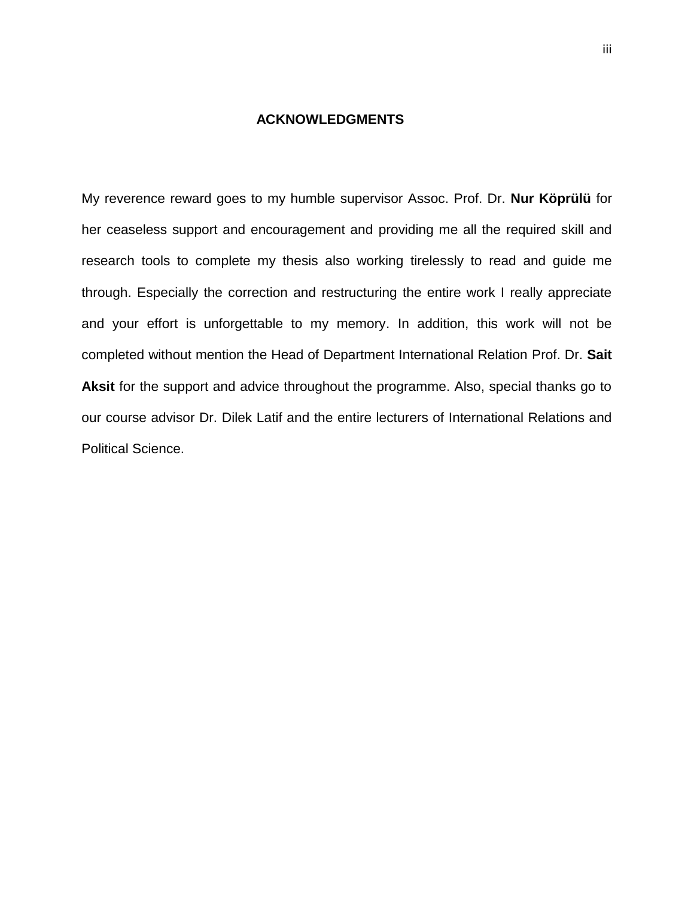# ACKNOWLEDGMENTS

My reverence reward goes to my humble supervisor Assoc. Prof. Dr. **Nur Köprülü** for her ceaseless support and encouragement and providing me all the required skill and research tools to complete my thesis also working tirelessly to read and guide me through. Especially the correction and restructuring the entire work I really appreciate and your effort is unforgettable to my memory. In addition, this work will not be completed without mention the Head of Department International Relation Prof. Dr. **Sait Aksit** for the support and advice throughout the programme. Also, special thanks go to our course advisor Dr. Dilek Latif and the entire lecturers of International Relations and Political Science.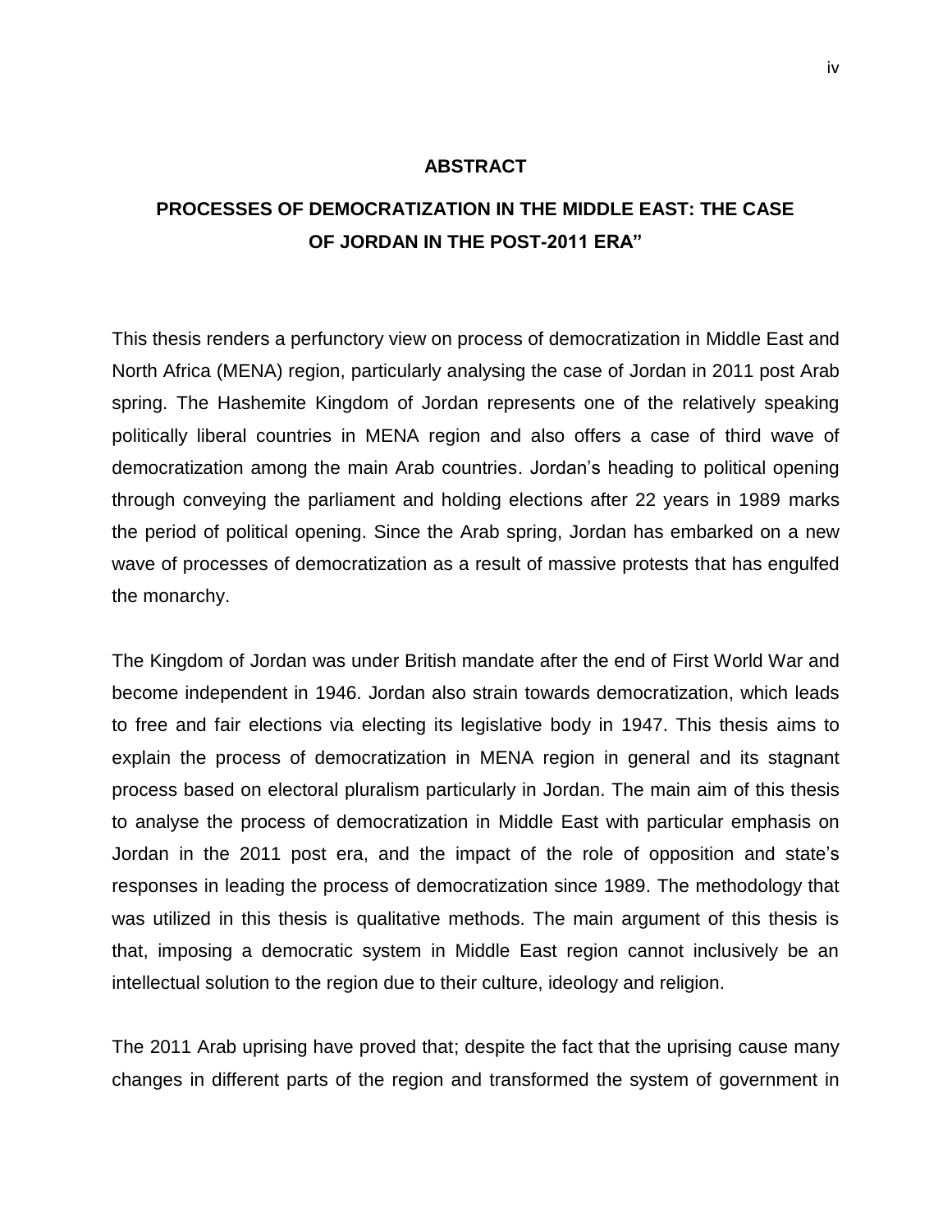## ABSTRACT

## PROCESSES OF DEMOCRATIZATION IN THE MIDDLE EAST: THE CASE OF JORDAN IN THE POST-2011 ERA"

This thesis renders a perfunctory view on process of democratization in Middle East and North Africa (MENA) region, particularly analysing the case of Jordan in 2011 post Arab spring. The Hashemite Kingdom of Jordan represents one of the relatively speaking politically liberal countries in MENA region and also offers a case of third wave of democratization among the main Arab countries. Jordan's heading to political opening through conveying the parliament and holding elections after 22 years in 1989 marks the period of political opening. Since the Arab spring, Jordan has embarked on a new wave of processes of democratization as a result of massive protests that has engulfed the monarchy.

The Kingdom of Jordan was under British mandate after the end of First World War and become independent in 1946. Jordan also strain towards democratization, which leads to free and fair elections via electing its legislative body in 1947. This thesis aims to explain the process of democratization in MENA region in general and its stagnant process based on electoral pluralism particularly in Jordan. The main aim of this thesis to analyse the process of democratization in Middle East with particular emphasis on Jordan in the 2011 post era, and the impact of the role of opposition and state's responses in leading the process of democratization since 1989. The methodology that was utilized in this thesis is qualitative methods. The main argument of this thesis is that, imposing a democratic system in Middle East region cannot inclusively be an intellectual solution to the region due to their culture, ideology and religion.

The 2011 Arab uprising have proved that; despite the fact that the uprising cause many changes in different parts of the region and transformed the system of government in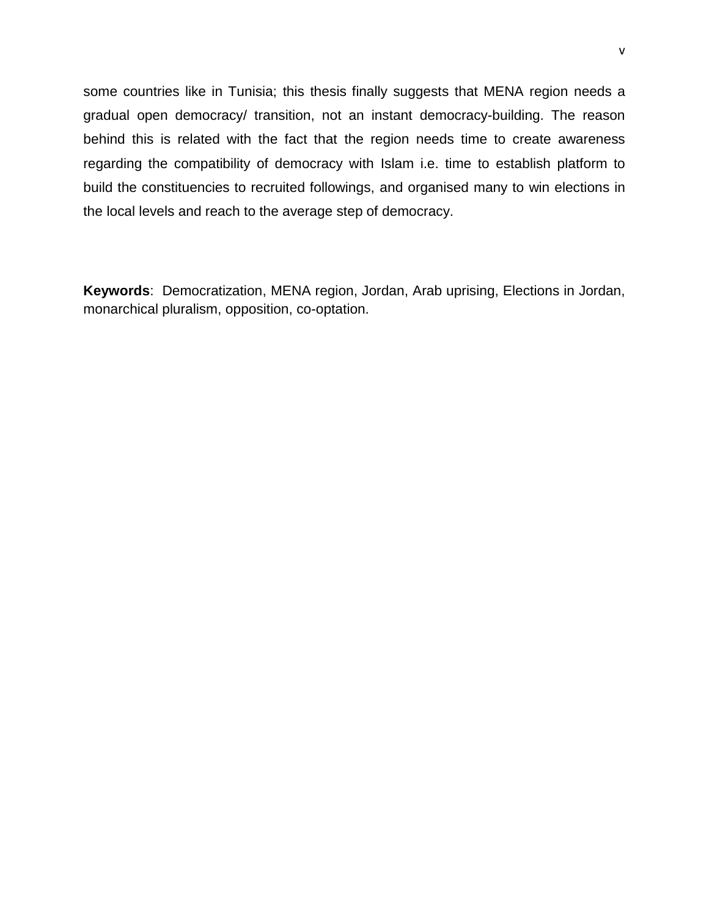some countries like in Tunisia; this thesis finally suggests that MENA region needs a gradual open democracy/ transition, not an instant democracy-building. The reason behind this is related with the fact that the region needs time to create awareness regarding the compatibility of democracy with Islam i.e. time to establish platform to build the constituencies to recruited followings, and organised many to win elections in the local levels and reach to the average step of democracy.

**Keywords**: Democratization, MENA region, Jordan, Arab uprising, Elections in Jordan, monarchical pluralism, opposition, co-optation.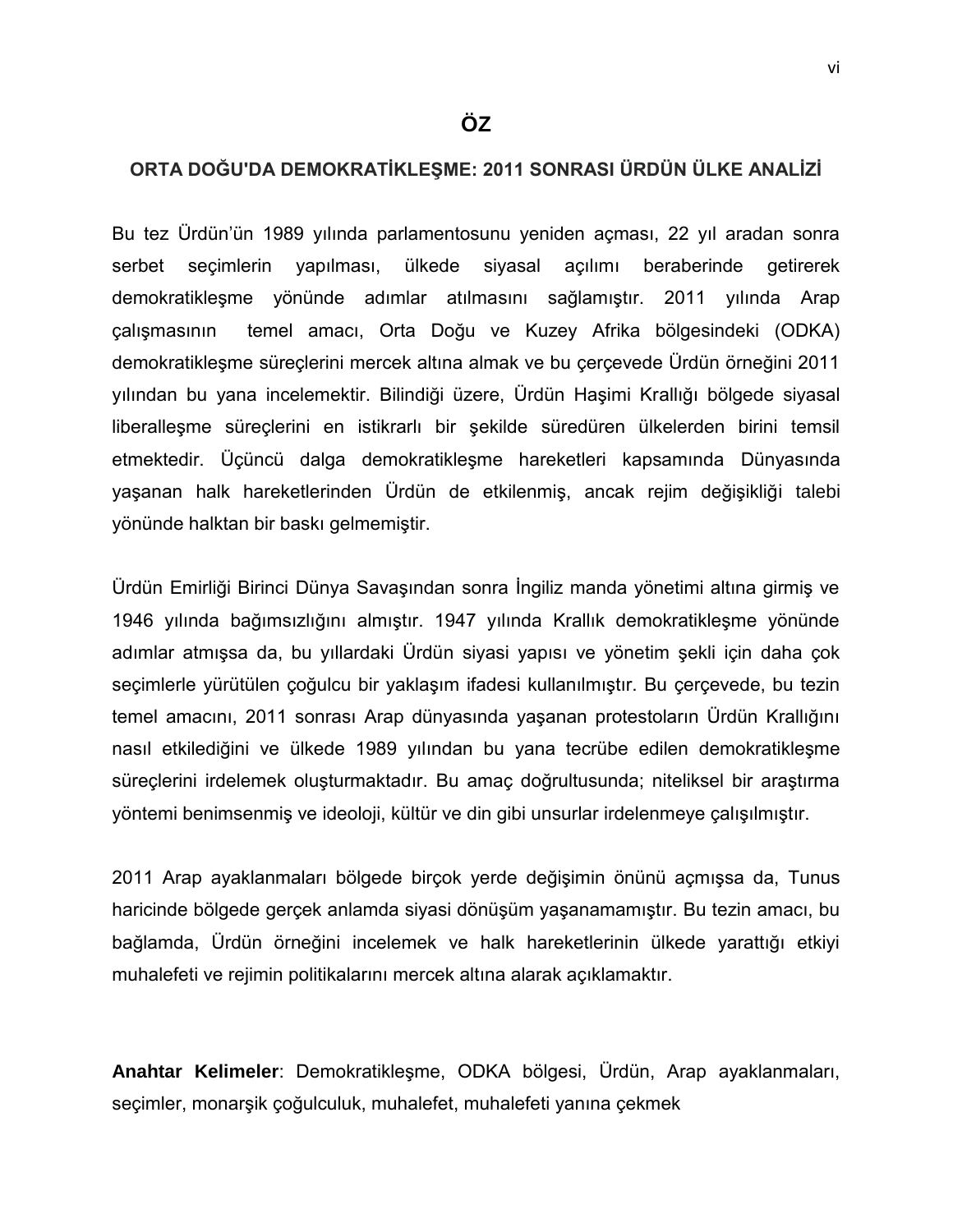# ÖZ

## ORTA DOĞU'DA DEMOKRATİKLEŞME: 2011 SONRASI ÜRDÜN ÜLKE ANALİZİ

Bu tez Ürdün'ün 1989 yılında parlamentosunu yeniden açması, 22 yıl aradan sonra serbet seçimlerin yapılması, ülkede siyasal açılımı beraberinde getirerek demokratikleşme yönünde adımlar atılmasını sağlamıştır. 2011 yılında Arap çalışmasının temel amacı, Orta Doğu ve Kuzey Afrika bölgesindeki (ODKA) demokratikleşme süreçlerini mercek altına almak ve bu çerçevede Ürdün örneğini 2011 yılından bu yana incelemektir. Bilindiği üzere, Ürdün Haşimi Krallığı bölgede siyasal liberalleşme süreçlerini en istikrarlı bir şekilde süredüren ülkelerden birini temsil etmektedir. Üçüncü dalga demokratikleşme hareketleri kapsamında Dünyasında yaşanan halk hareketlerinden Ürdün de etkilenmiş, ancak rejim değişikliği talebi yönünde halktan bir baskı gelmemiştir.

Ürdün Emirliği Birinci Dünya Savaşından sonra İngiliz manda yönetimi altına girmiş ve 1946 yılında bağımsızlığını almıştır. 1947 yılında Krallık demokratikleşme yönünde adımlar atmışsa da, bu yıllardaki Ürdün siyasi yapısı ve yönetim şekli için daha çok seçimlerle yürütülen çoğulcu bir yaklaşım ifadesi kullanılmıştır. Bu çerçevede, bu tezin temel amacını, 2011 sonrası Arap dünyasında yaşanan protestoların Ürdün Krallığını nasıl etkilediğini ve ülkede 1989 yılından bu yana tecrübe edilen demokratikleşme süreçlerini irdelemek oluşturmaktadır. Bu amaç doğrultusunda; niteliksel bir araştırma yöntemi benimsenmiş ve ideoloji, kültür ve din gibi unsurlar irdelenmeye çalışılmıştır.

2011 Arap ayaklanmaları bölgede birçok yerde değişimin önünü açmışsa da, Tunus haricinde bölgede gerçek anlamda siyasi dönüşüm yaşanamamıştır. Bu tezin amacı, bu bağlamda, Ürdün örneğini incelemek ve halk hareketlerinin ülkede yarattığı etkiyi muhalefeti ve rejimin politikalarını mercek altına alarak açıklamaktır.

**Anahtar Kelimeler**: Demokratikleşme, ODKA bölgesi, Ürdün, Arap ayaklanmaları, seçimler, monarşik çoğulculuk, muhalefet, muhalefeti yanına çekmek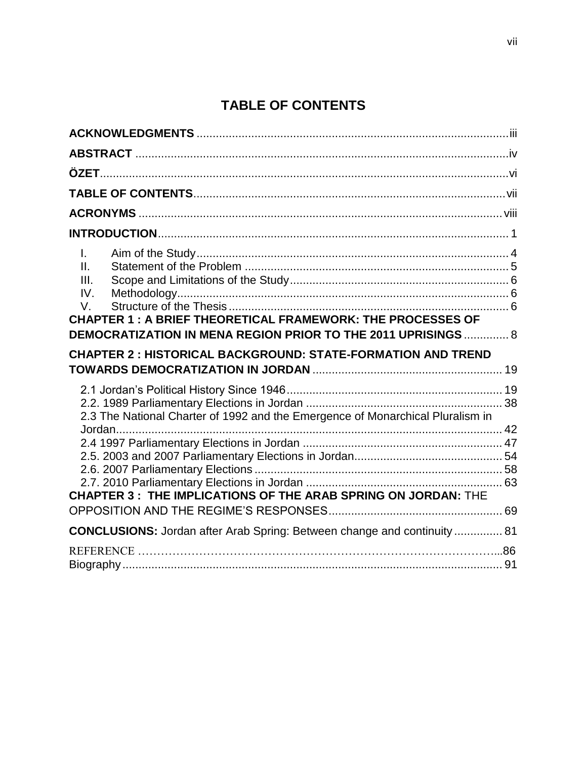# TABLE OF CONTENTS

**ACKNOWLEDGMENTS** ..................................................................................................iii

**ABSTRACT** ....................................................................................................................iv

**ÖZET**...............................................................................................................................vi

**TABLE OF CONTENTS**.................................................................................................vii

**ACRONYMS** .................................................................................................................viii

**INTRODUCTION**............................................................................................................. 1

I. Aim of the Study................................................................................................. 4
II. Statement of the Problem .................................................................................. 5
III. Scope and Limitations of the Study.................................................................... 6
IV. Methodology....................................................................................................... 6
V. Structure of the Thesis ....................................................................................... 6

**CHAPTER 1 : A BRIEF THEORETICAL FRAMEWORK: THE PROCESSES OF DEMOCRATIZATION IN MENA REGION PRIOR TO THE 2011 UPRISINGS** .............. 8

**CHAPTER 2 : HISTORICAL BACKGROUND: STATE-FORMATION AND TREND TOWARDS DEMOCRATIZATION IN JORDAN** ........................................................... 19

2.1 Jordan's Political History Since 1946.................................................................. 19
2.2. 1989 Parliamentary Elections in Jordan ............................................................ 38
2.3 The National Charter of 1992 and the Emergence of Monarchical Pluralism in Jordan......................................................................................................................... 42
2.4 1997 Parliamentary Elections in Jordan ............................................................. 47
2.5. 2003 and 2007 Parliamentary Elections in Jordan.............................................. 54
2.6. 2007 Parliamentary Elections ............................................................................. 58
2.7. 2010 Parliamentary Elections in Jordan ............................................................ 63

**CHAPTER 3 : THE IMPLICATIONS OF THE ARAB SPRING ON JORDAN:** THE OPPOSITION AND THE REGIME'S RESPONSES...................................................... 69

**CONCLUSIONS:** Jordan after Arab Spring: Between change and continuity ............... 81

REFERENCE ……………………………………………………………………………...86

Biography...................................................................................................................... 91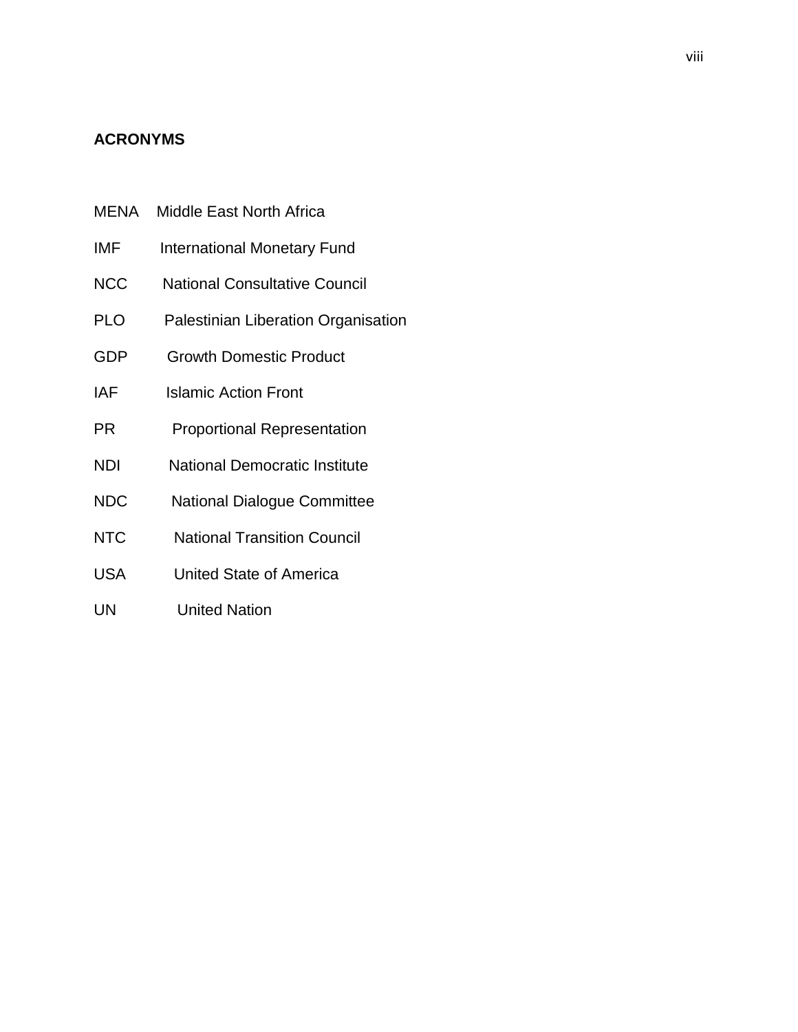## ACRONYMS

| | |
|---|---|
| MENA | Middle East North Africa |
| IMF | International Monetary Fund |
| NCC | National Consultative Council |
| PLO | Palestinian Liberation Organisation |
| GDP | Growth Domestic Product |
| IAF | Islamic Action Front |
| PR | Proportional Representation |
| NDI | National Democratic Institute |
| NDC | National Dialogue Committee |
| NTC | National Transition Council |
| USA | United State of America |
| UN | United Nation |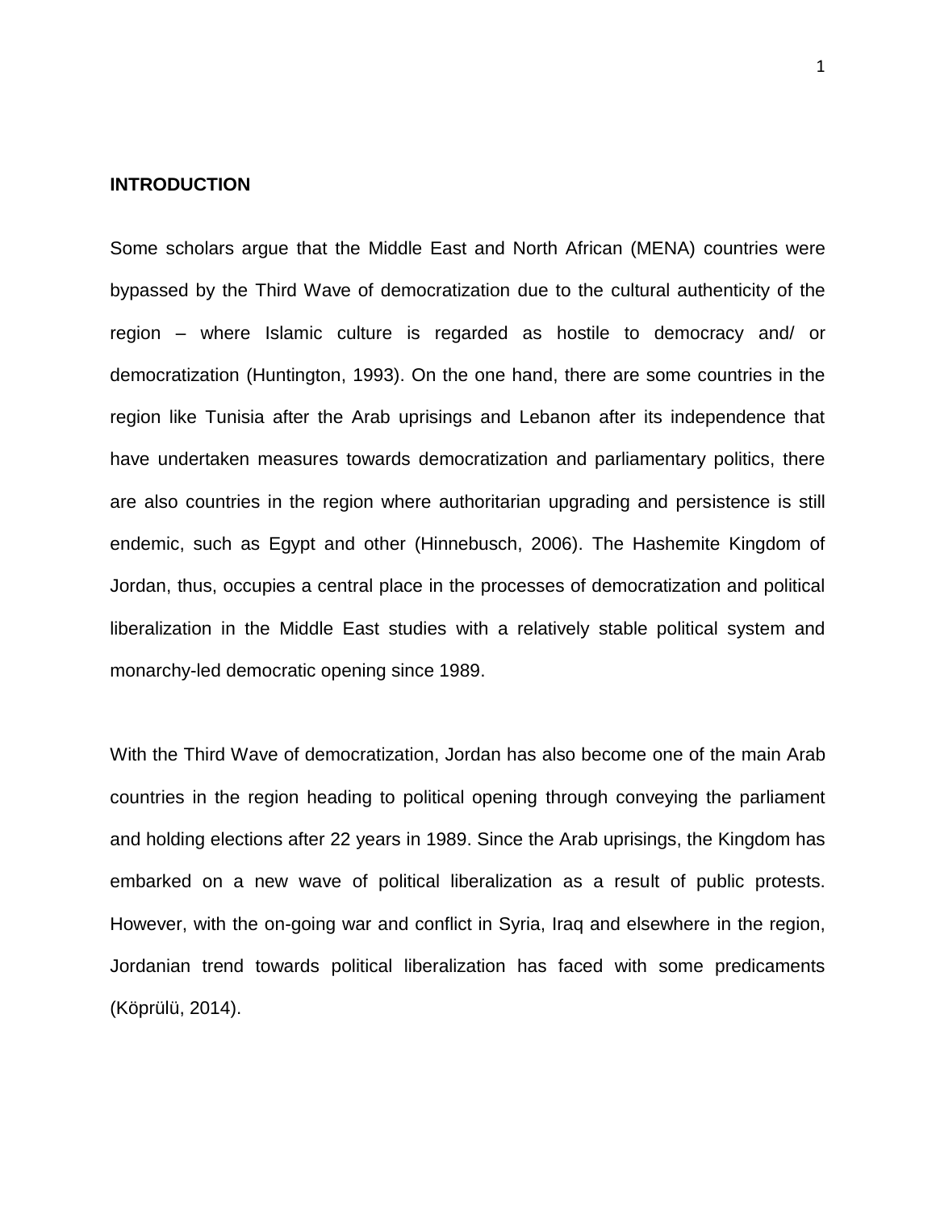## INTRODUCTION

Some scholars argue that the Middle East and North African (MENA) countries were bypassed by the Third Wave of democratization due to the cultural authenticity of the region – where Islamic culture is regarded as hostile to democracy and/ or democratization (Huntington, 1993). On the one hand, there are some countries in the region like Tunisia after the Arab uprisings and Lebanon after its independence that have undertaken measures towards democratization and parliamentary politics, there are also countries in the region where authoritarian upgrading and persistence is still endemic, such as Egypt and other (Hinnebusch, 2006). The Hashemite Kingdom of Jordan, thus, occupies a central place in the processes of democratization and political liberalization in the Middle East studies with a relatively stable political system and monarchy-led democratic opening since 1989.

With the Third Wave of democratization, Jordan has also become one of the main Arab countries in the region heading to political opening through conveying the parliament and holding elections after 22 years in 1989. Since the Arab uprisings, the Kingdom has embarked on a new wave of political liberalization as a result of public protests. However, with the on-going war and conflict in Syria, Iraq and elsewhere in the region, Jordanian trend towards political liberalization has faced with some predicaments (Köprülü, 2014).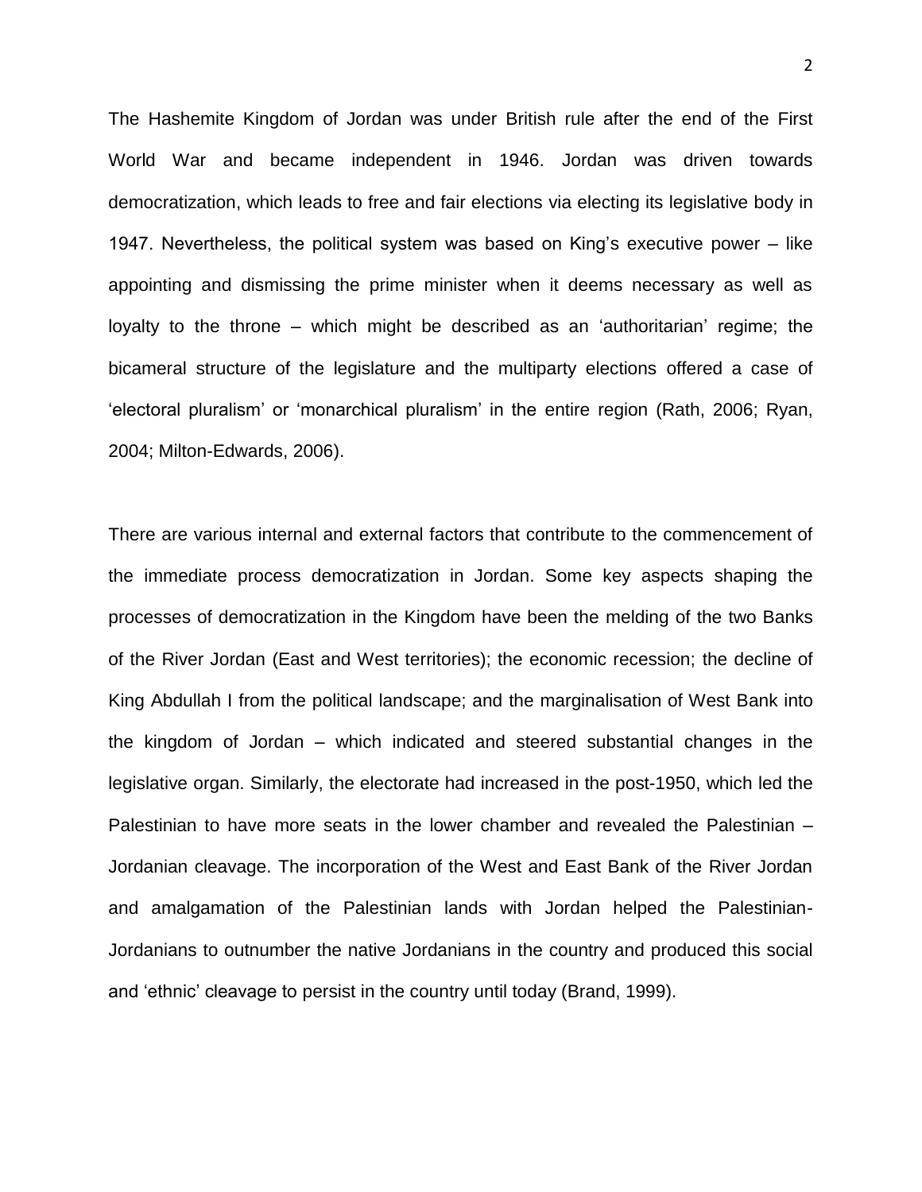The Hashemite Kingdom of Jordan was under British rule after the end of the First World War and became independent in 1946. Jordan was driven towards democratization, which leads to free and fair elections via electing its legislative body in 1947. Nevertheless, the political system was based on King's executive power – like appointing and dismissing the prime minister when it deems necessary as well as loyalty to the throne – which might be described as an 'authoritarian' regime; the bicameral structure of the legislature and the multiparty elections offered a case of 'electoral pluralism' or 'monarchical pluralism' in the entire region (Rath, 2006; Ryan, 2004; Milton-Edwards, 2006).

There are various internal and external factors that contribute to the commencement of the immediate process democratization in Jordan. Some key aspects shaping the processes of democratization in the Kingdom have been the melding of the two Banks of the River Jordan (East and West territories); the economic recession; the decline of King Abdullah I from the political landscape; and the marginalisation of West Bank into the kingdom of Jordan – which indicated and steered substantial changes in the legislative organ. Similarly, the electorate had increased in the post-1950, which led the Palestinian to have more seats in the lower chamber and revealed the Palestinian – Jordanian cleavage. The incorporation of the West and East Bank of the River Jordan and amalgamation of the Palestinian lands with Jordan helped the Palestinian-Jordanians to outnumber the native Jordanians in the country and produced this social and 'ethnic' cleavage to persist in the country until today (Brand, 1999).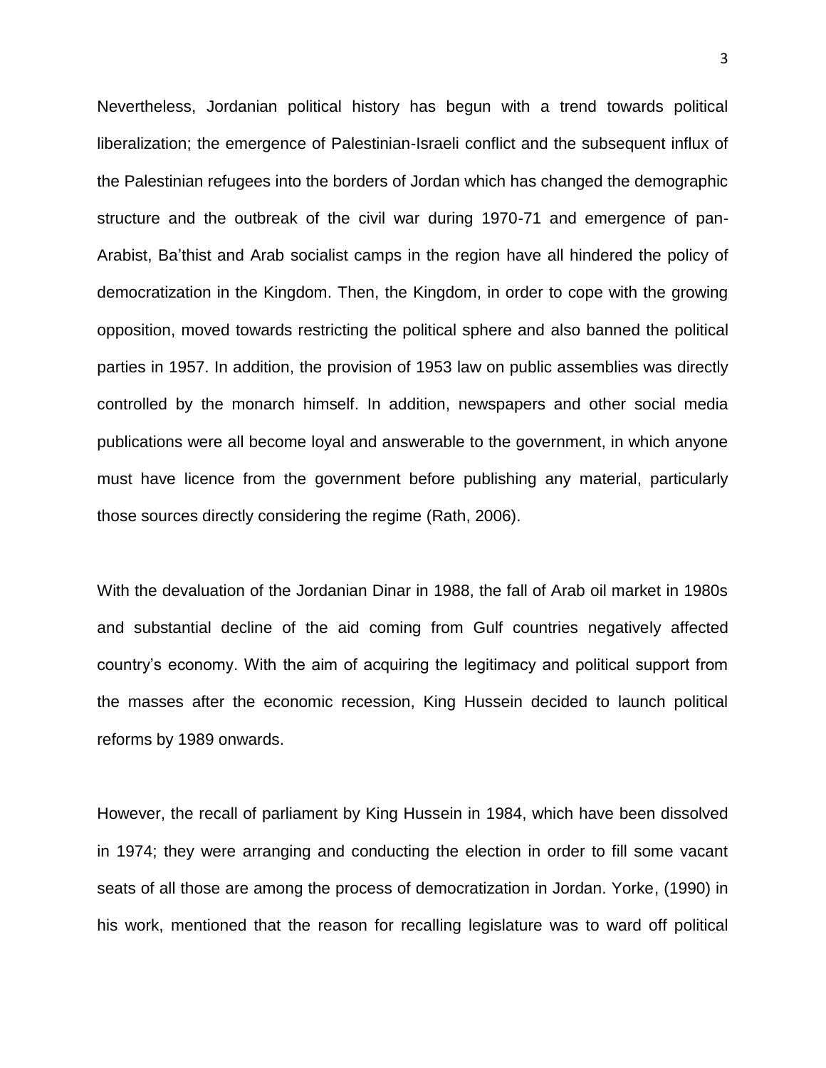Nevertheless, Jordanian political history has begun with a trend towards political liberalization; the emergence of Palestinian-Israeli conflict and the subsequent influx of the Palestinian refugees into the borders of Jordan which has changed the demographic structure and the outbreak of the civil war during 1970-71 and emergence of pan-Arabist, Ba'thist and Arab socialist camps in the region have all hindered the policy of democratization in the Kingdom. Then, the Kingdom, in order to cope with the growing opposition, moved towards restricting the political sphere and also banned the political parties in 1957. In addition, the provision of 1953 law on public assemblies was directly controlled by the monarch himself. In addition, newspapers and other social media publications were all become loyal and answerable to the government, in which anyone must have licence from the government before publishing any material, particularly those sources directly considering the regime (Rath, 2006).

With the devaluation of the Jordanian Dinar in 1988, the fall of Arab oil market in 1980s and substantial decline of the aid coming from Gulf countries negatively affected country's economy. With the aim of acquiring the legitimacy and political support from the masses after the economic recession, King Hussein decided to launch political reforms by 1989 onwards.

However, the recall of parliament by King Hussein in 1984, which have been dissolved in 1974; they were arranging and conducting the election in order to fill some vacant seats of all those are among the process of democratization in Jordan. Yorke, (1990) in his work, mentioned that the reason for recalling legislature was to ward off political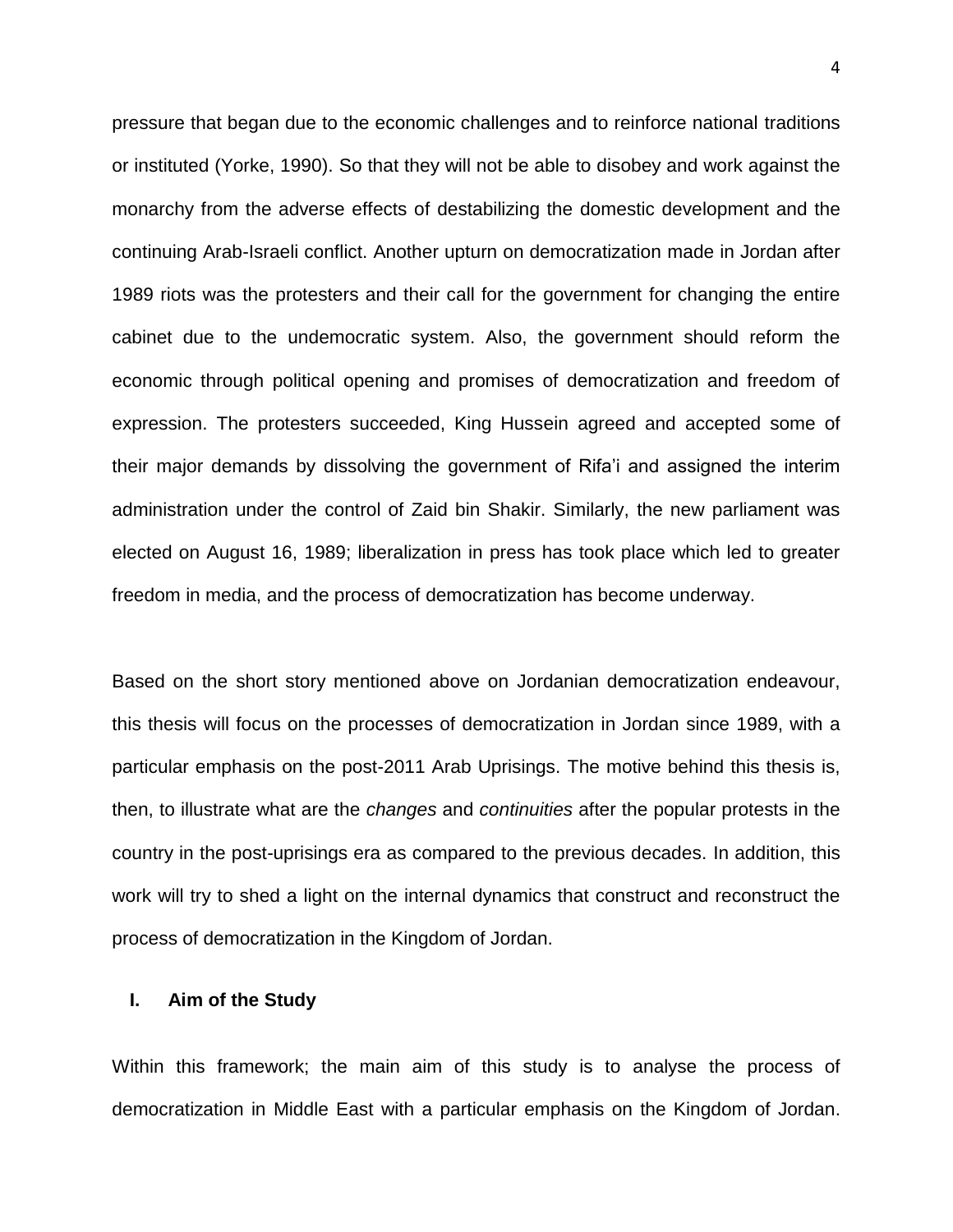pressure that began due to the economic challenges and to reinforce national traditions or instituted (Yorke, 1990). So that they will not be able to disobey and work against the monarchy from the adverse effects of destabilizing the domestic development and the continuing Arab-Israeli conflict. Another upturn on democratization made in Jordan after 1989 riots was the protesters and their call for the government for changing the entire cabinet due to the undemocratic system. Also, the government should reform the economic through political opening and promises of democratization and freedom of expression. The protesters succeeded, King Hussein agreed and accepted some of their major demands by dissolving the government of Rifa'i and assigned the interim administration under the control of Zaid bin Shakir. Similarly, the new parliament was elected on August 16, 1989; liberalization in press has took place which led to greater freedom in media, and the process of democratization has become underway.

Based on the short story mentioned above on Jordanian democratization endeavour, this thesis will focus on the processes of democratization in Jordan since 1989, with a particular emphasis on the post-2011 Arab Uprisings. The motive behind this thesis is, then, to illustrate what are the *changes* and *continuities* after the popular protests in the country in the post-uprisings era as compared to the previous decades. In addition, this work will try to shed a light on the internal dynamics that construct and reconstruct the process of democratization in the Kingdom of Jordan.

## I. Aim of the Study

Within this framework; the main aim of this study is to analyse the process of democratization in Middle East with a particular emphasis on the Kingdom of Jordan.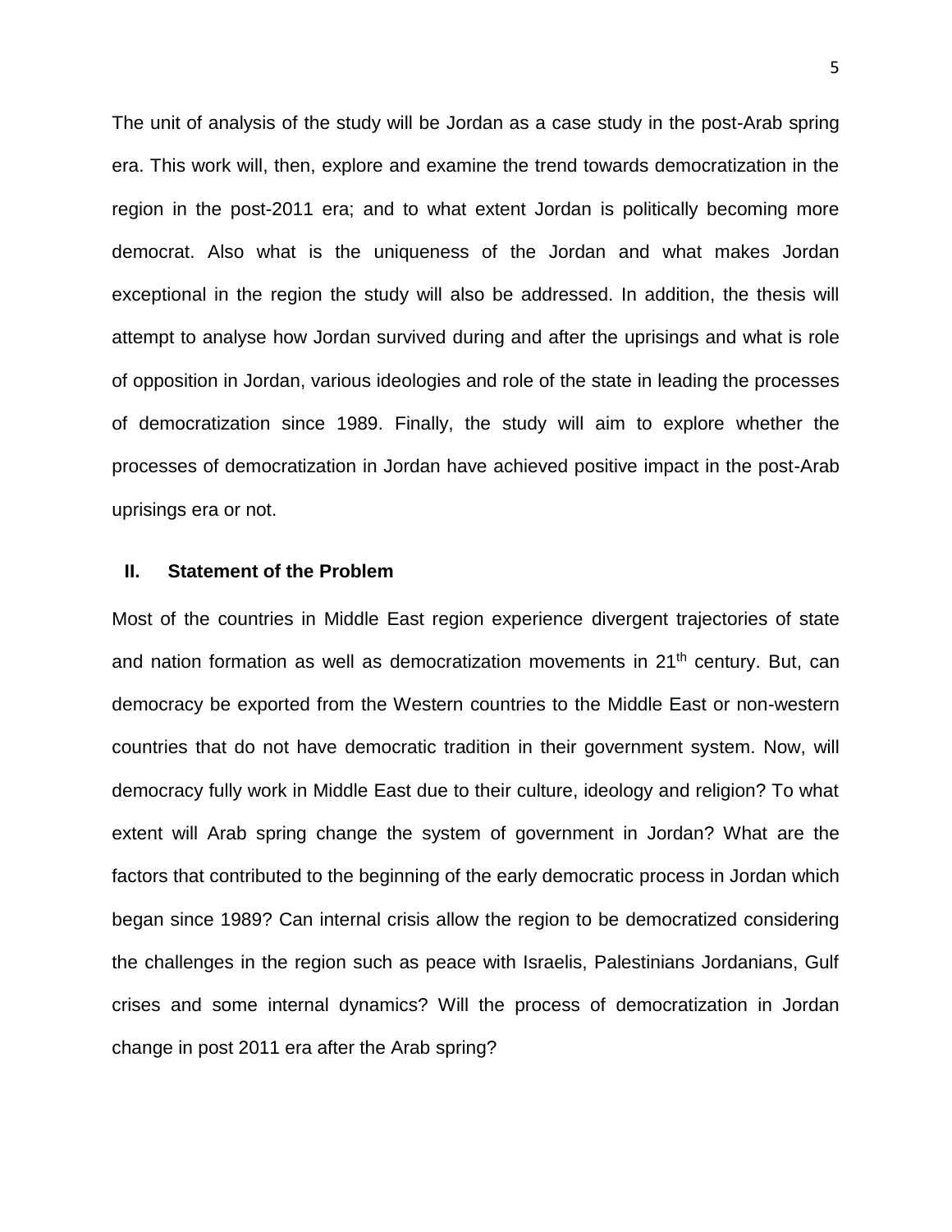The unit of analysis of the study will be Jordan as a case study in the post-Arab spring era. This work will, then, explore and examine the trend towards democratization in the region in the post-2011 era; and to what extent Jordan is politically becoming more democrat. Also what is the uniqueness of the Jordan and what makes Jordan exceptional in the region the study will also be addressed. In addition, the thesis will attempt to analyse how Jordan survived during and after the uprisings and what is role of opposition in Jordan, various ideologies and role of the state in leading the processes of democratization since 1989. Finally, the study will aim to explore whether the processes of democratization in Jordan have achieved positive impact in the post-Arab uprisings era or not.

## II. Statement of the Problem

Most of the countries in Middle East region experience divergent trajectories of state and nation formation as well as democratization movements in 21th century. But, can democracy be exported from the Western countries to the Middle East or non-western countries that do not have democratic tradition in their government system. Now, will democracy fully work in Middle East due to their culture, ideology and religion? To what extent will Arab spring change the system of government in Jordan? What are the factors that contributed to the beginning of the early democratic process in Jordan which began since 1989? Can internal crisis allow the region to be democratized considering the challenges in the region such as peace with Israelis, Palestinians Jordanians, Gulf crises and some internal dynamics? Will the process of democratization in Jordan change in post 2011 era after the Arab spring?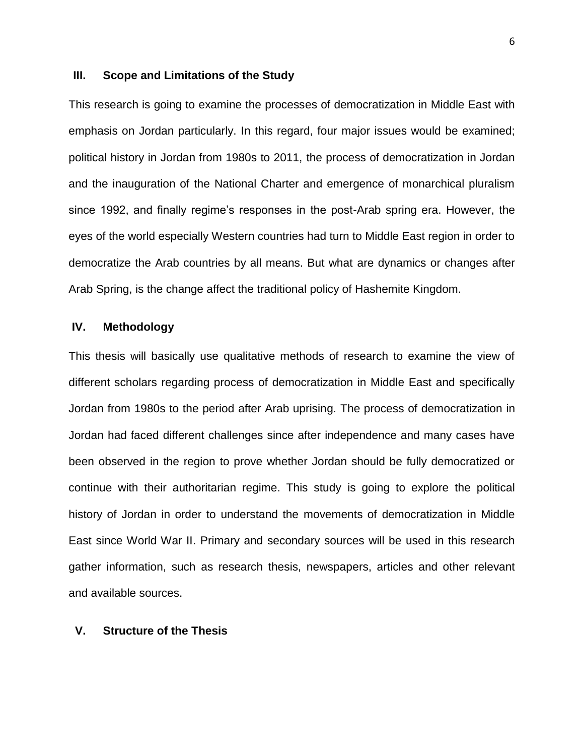## III. Scope and Limitations of the Study

This research is going to examine the processes of democratization in Middle East with emphasis on Jordan particularly. In this regard, four major issues would be examined; political history in Jordan from 1980s to 2011, the process of democratization in Jordan and the inauguration of the National Charter and emergence of monarchical pluralism since 1992, and finally regime's responses in the post-Arab spring era. However, the eyes of the world especially Western countries had turn to Middle East region in order to democratize the Arab countries by all means. But what are dynamics or changes after Arab Spring, is the change affect the traditional policy of Hashemite Kingdom.

## IV. Methodology

This thesis will basically use qualitative methods of research to examine the view of different scholars regarding process of democratization in Middle East and specifically Jordan from 1980s to the period after Arab uprising. The process of democratization in Jordan had faced different challenges since after independence and many cases have been observed in the region to prove whether Jordan should be fully democratized or continue with their authoritarian regime. This study is going to explore the political history of Jordan in order to understand the movements of democratization in Middle East since World War II. Primary and secondary sources will be used in this research gather information, such as research thesis, newspapers, articles and other relevant and available sources.

## V. Structure of the Thesis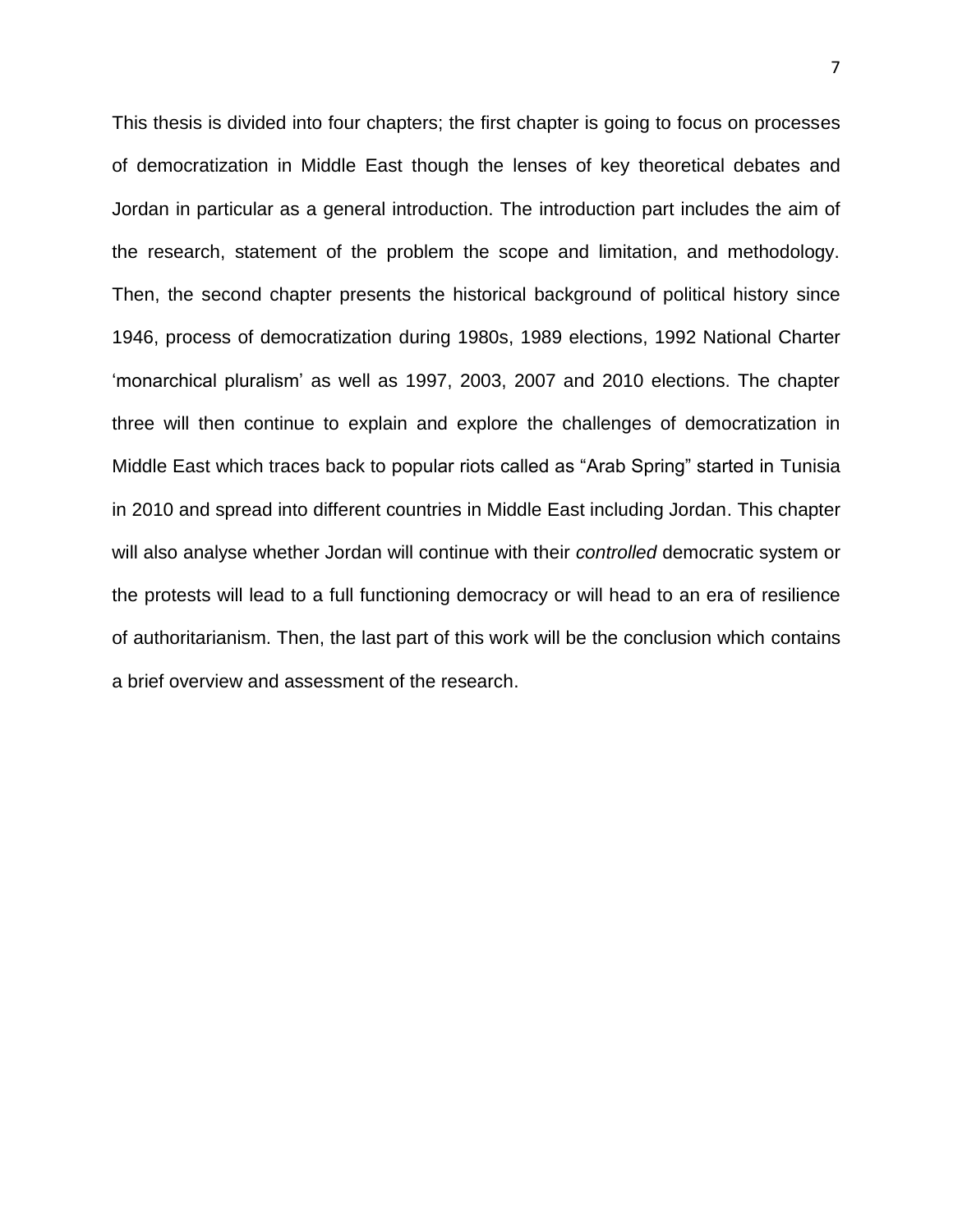This thesis is divided into four chapters; the first chapter is going to focus on processes of democratization in Middle East though the lenses of key theoretical debates and Jordan in particular as a general introduction. The introduction part includes the aim of the research, statement of the problem the scope and limitation, and methodology. Then, the second chapter presents the historical background of political history since 1946, process of democratization during 1980s, 1989 elections, 1992 National Charter 'monarchical pluralism' as well as 1997, 2003, 2007 and 2010 elections. The chapter three will then continue to explain and explore the challenges of democratization in Middle East which traces back to popular riots called as "Arab Spring" started in Tunisia in 2010 and spread into different countries in Middle East including Jordan. This chapter will also analyse whether Jordan will continue with their *controlled* democratic system or the protests will lead to a full functioning democracy or will head to an era of resilience of authoritarianism. Then, the last part of this work will be the conclusion which contains a brief overview and assessment of the research.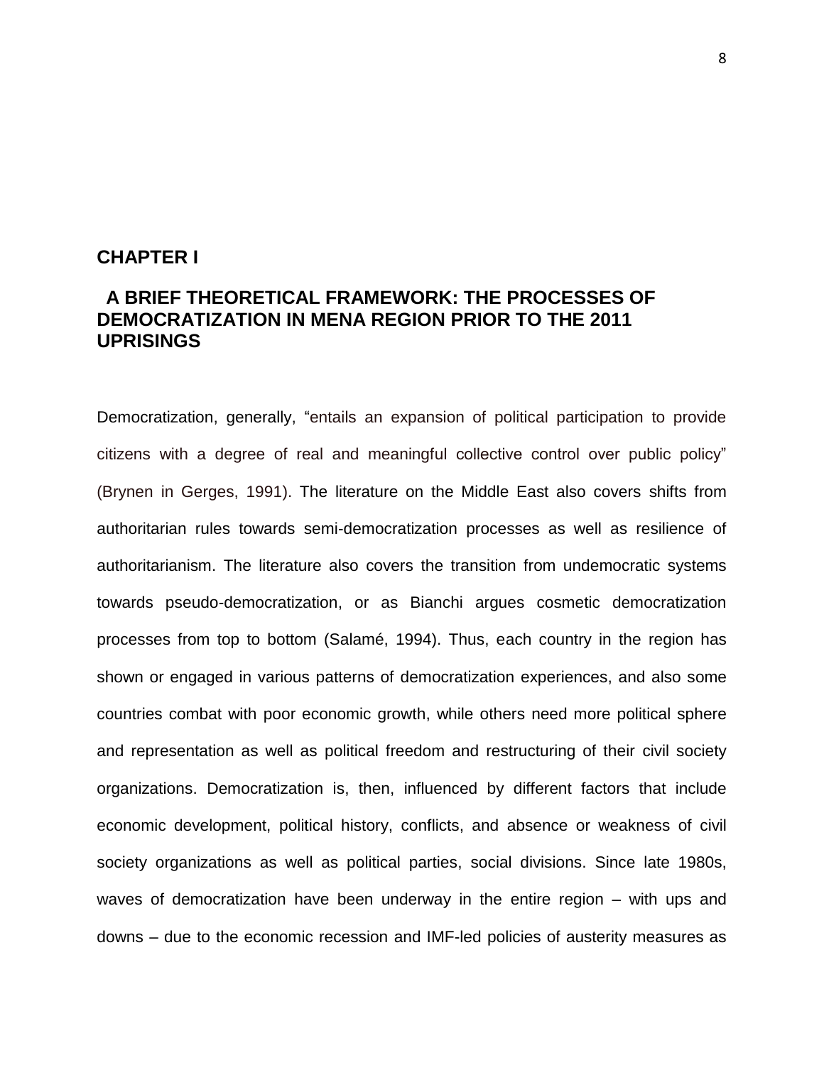# CHAPTER I

## A BRIEF THEORETICAL FRAMEWORK: THE PROCESSES OF DEMOCRATIZATION IN MENA REGION PRIOR TO THE 2011 UPRISINGS

Democratization, generally, "entails an expansion of political participation to provide citizens with a degree of real and meaningful collective control over public policy" (Brynen in Gerges, 1991). The literature on the Middle East also covers shifts from authoritarian rules towards semi-democratization processes as well as resilience of authoritarianism. The literature also covers the transition from undemocratic systems towards pseudo-democratization, or as Bianchi argues cosmetic democratization processes from top to bottom (Salamé, 1994). Thus, each country in the region has shown or engaged in various patterns of democratization experiences, and also some countries combat with poor economic growth, while others need more political sphere and representation as well as political freedom and restructuring of their civil society organizations. Democratization is, then, influenced by different factors that include economic development, political history, conflicts, and absence or weakness of civil society organizations as well as political parties, social divisions. Since late 1980s, waves of democratization have been underway in the entire region – with ups and downs – due to the economic recession and IMF-led policies of austerity measures as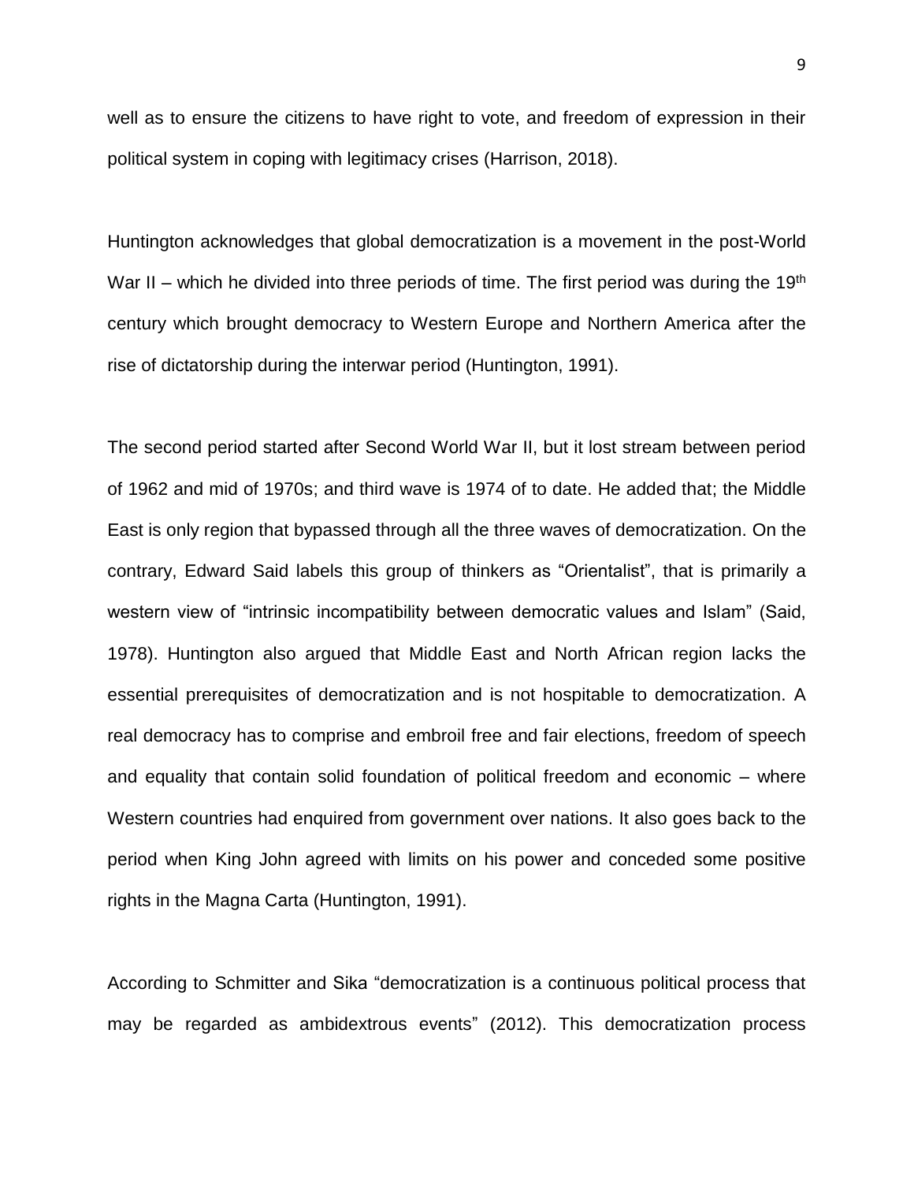well as to ensure the citizens to have right to vote, and freedom of expression in their political system in coping with legitimacy crises (Harrison, 2018).

Huntington acknowledges that global democratization is a movement in the post-World War II – which he divided into three periods of time. The first period was during the 19th century which brought democracy to Western Europe and Northern America after the rise of dictatorship during the interwar period (Huntington, 1991).

The second period started after Second World War II, but it lost stream between period of 1962 and mid of 1970s; and third wave is 1974 of to date. He added that; the Middle East is only region that bypassed through all the three waves of democratization. On the contrary, Edward Said labels this group of thinkers as "Orientalist", that is primarily a western view of "intrinsic incompatibility between democratic values and Islam" (Said, 1978). Huntington also argued that Middle East and North African region lacks the essential prerequisites of democratization and is not hospitable to democratization. A real democracy has to comprise and embroil free and fair elections, freedom of speech and equality that contain solid foundation of political freedom and economic – where Western countries had enquired from government over nations. It also goes back to the period when King John agreed with limits on his power and conceded some positive rights in the Magna Carta (Huntington, 1991).

According to Schmitter and Sika "democratization is a continuous political process that may be regarded as ambidextrous events" (2012). This democratization process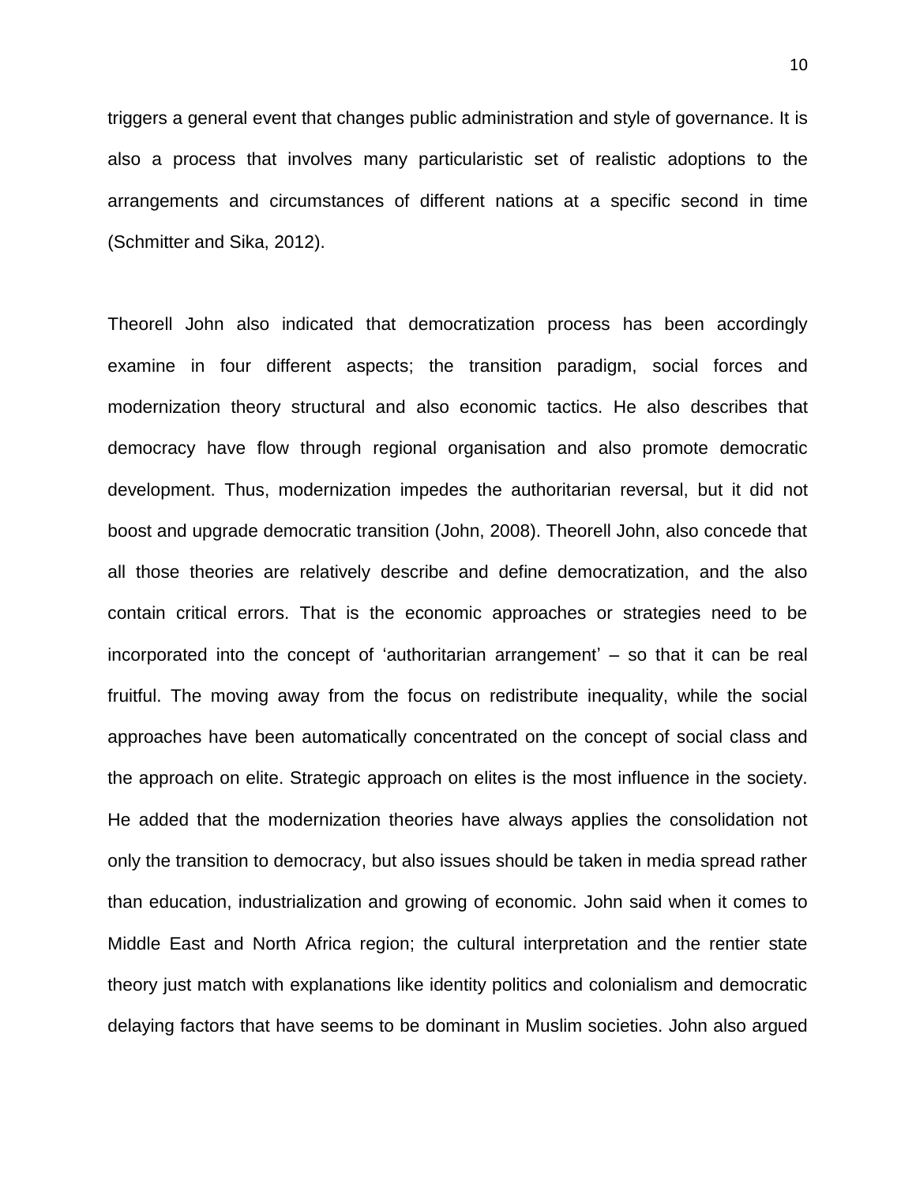triggers a general event that changes public administration and style of governance. It is also a process that involves many particularistic set of realistic adoptions to the arrangements and circumstances of different nations at a specific second in time (Schmitter and Sika, 2012).

Theorell John also indicated that democratization process has been accordingly examine in four different aspects; the transition paradigm, social forces and modernization theory structural and also economic tactics. He also describes that democracy have flow through regional organisation and also promote democratic development. Thus, modernization impedes the authoritarian reversal, but it did not boost and upgrade democratic transition (John, 2008). Theorell John, also concede that all those theories are relatively describe and define democratization, and the also contain critical errors. That is the economic approaches or strategies need to be incorporated into the concept of 'authoritarian arrangement' – so that it can be real fruitful. The moving away from the focus on redistribute inequality, while the social approaches have been automatically concentrated on the concept of social class and the approach on elite. Strategic approach on elites is the most influence in the society. He added that the modernization theories have always applies the consolidation not only the transition to democracy, but also issues should be taken in media spread rather than education, industrialization and growing of economic. John said when it comes to Middle East and North Africa region; the cultural interpretation and the rentier state theory just match with explanations like identity politics and colonialism and democratic delaying factors that have seems to be dominant in Muslim societies. John also argued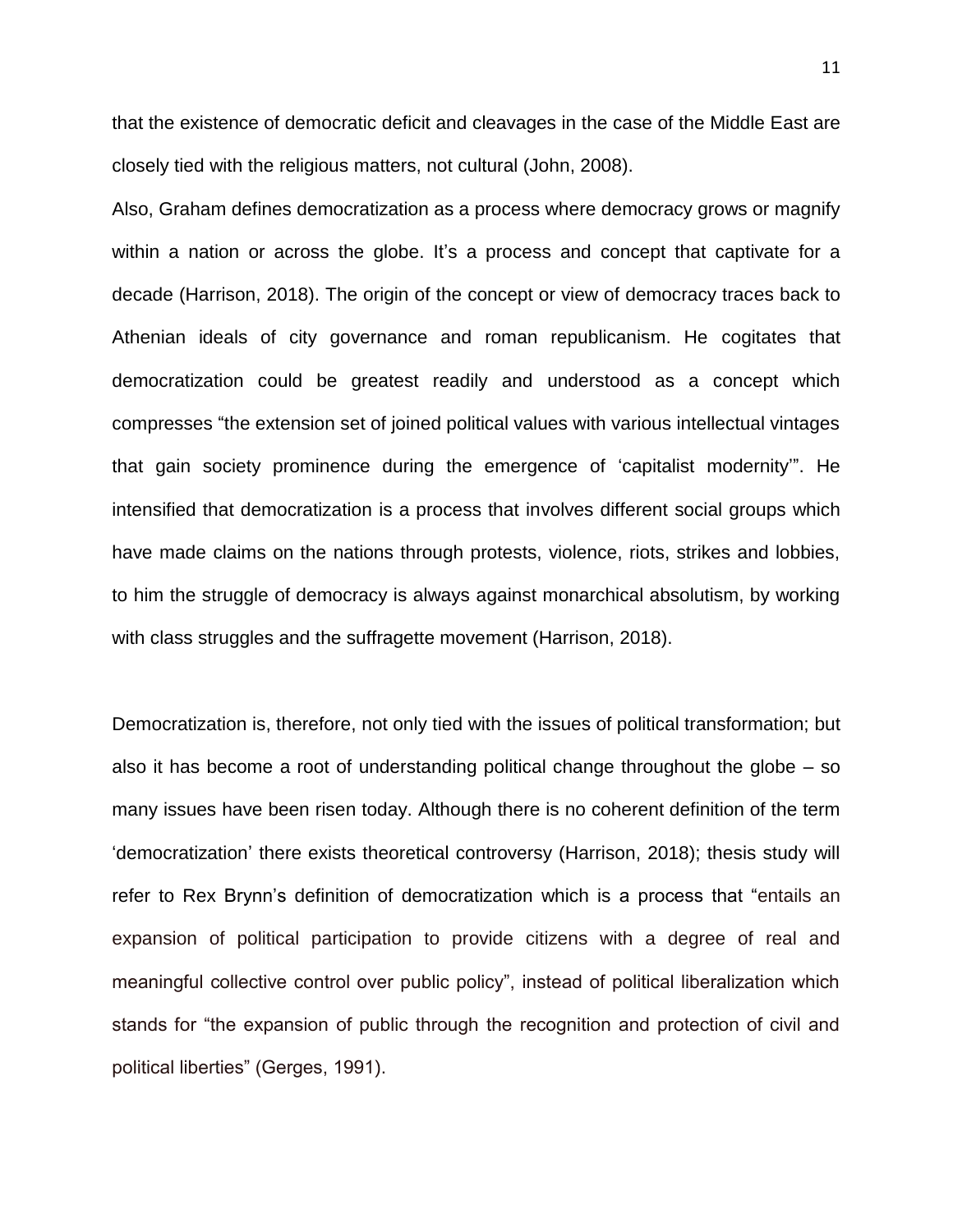that the existence of democratic deficit and cleavages in the case of the Middle East are closely tied with the religious matters, not cultural (John, 2008).

Also, Graham defines democratization as a process where democracy grows or magnify within a nation or across the globe. It's a process and concept that captivate for a decade (Harrison, 2018). The origin of the concept or view of democracy traces back to Athenian ideals of city governance and roman republicanism. He cogitates that democratization could be greatest readily and understood as a concept which compresses "the extension set of joined political values with various intellectual vintages that gain society prominence during the emergence of 'capitalist modernity'". He intensified that democratization is a process that involves different social groups which have made claims on the nations through protests, violence, riots, strikes and lobbies, to him the struggle of democracy is always against monarchical absolutism, by working with class struggles and the suffragette movement (Harrison, 2018).

Democratization is, therefore, not only tied with the issues of political transformation; but also it has become a root of understanding political change throughout the globe – so many issues have been risen today. Although there is no coherent definition of the term 'democratization' there exists theoretical controversy (Harrison, 2018); thesis study will refer to Rex Brynn's definition of democratization which is a process that "entails an expansion of political participation to provide citizens with a degree of real and meaningful collective control over public policy", instead of political liberalization which stands for "the expansion of public through the recognition and protection of civil and political liberties" (Gerges, 1991).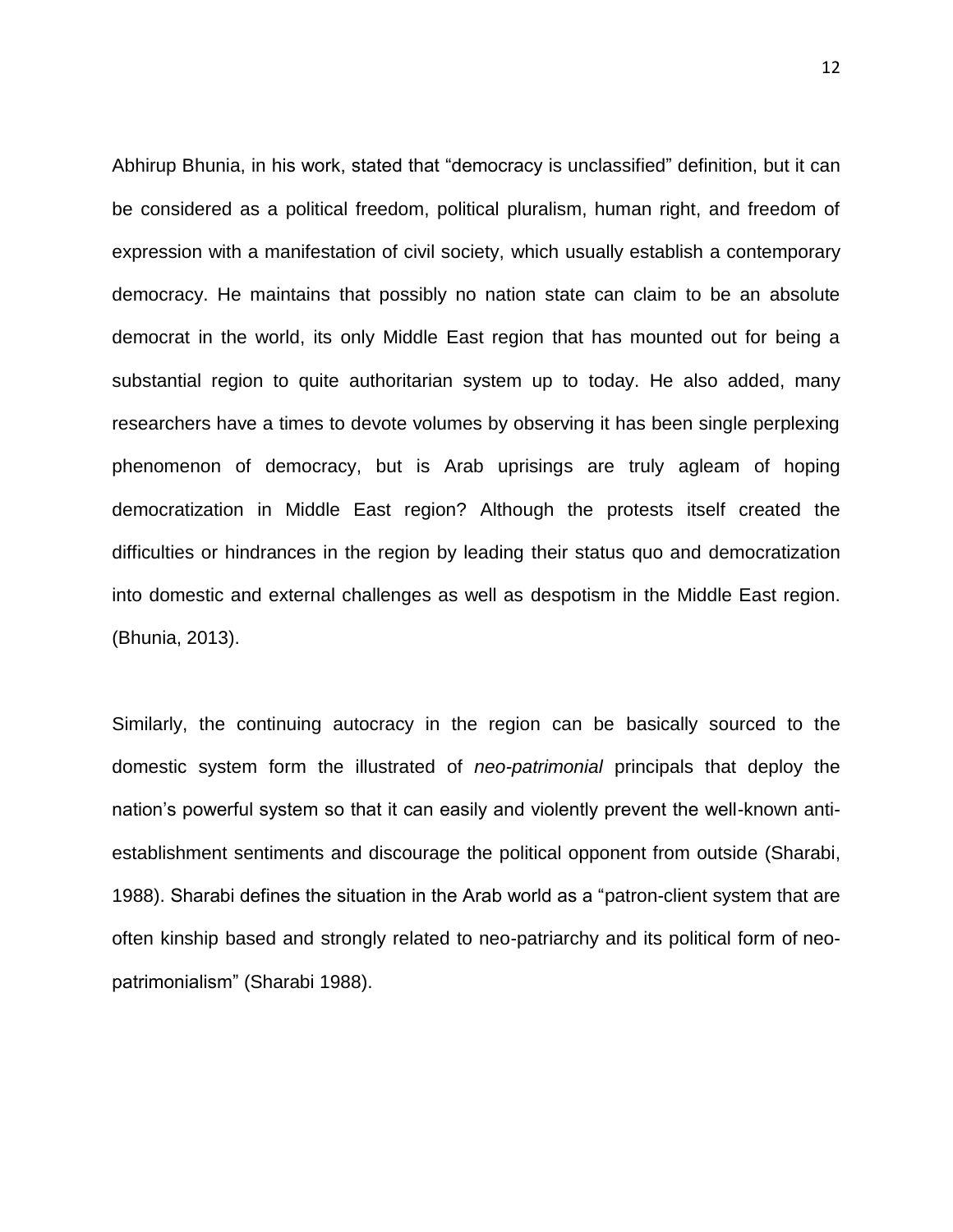Abhirup Bhunia, in his work, stated that "democracy is unclassified" definition, but it can be considered as a political freedom, political pluralism, human right, and freedom of expression with a manifestation of civil society, which usually establish a contemporary democracy. He maintains that possibly no nation state can claim to be an absolute democrat in the world, its only Middle East region that has mounted out for being a substantial region to quite authoritarian system up to today. He also added, many researchers have a times to devote volumes by observing it has been single perplexing phenomenon of democracy, but is Arab uprisings are truly agleam of hoping democratization in Middle East region? Although the protests itself created the difficulties or hindrances in the region by leading their status quo and democratization into domestic and external challenges as well as despotism in the Middle East region. (Bhunia, 2013).

Similarly, the continuing autocracy in the region can be basically sourced to the domestic system form the illustrated of *neo-patrimonial* principals that deploy the nation's powerful system so that it can easily and violently prevent the well-known anti-establishment sentiments and discourage the political opponent from outside (Sharabi, 1988). Sharabi defines the situation in the Arab world as a "patron-client system that are often kinship based and strongly related to neo-patriarchy and its political form of neo-patrimonialism" (Sharabi 1988).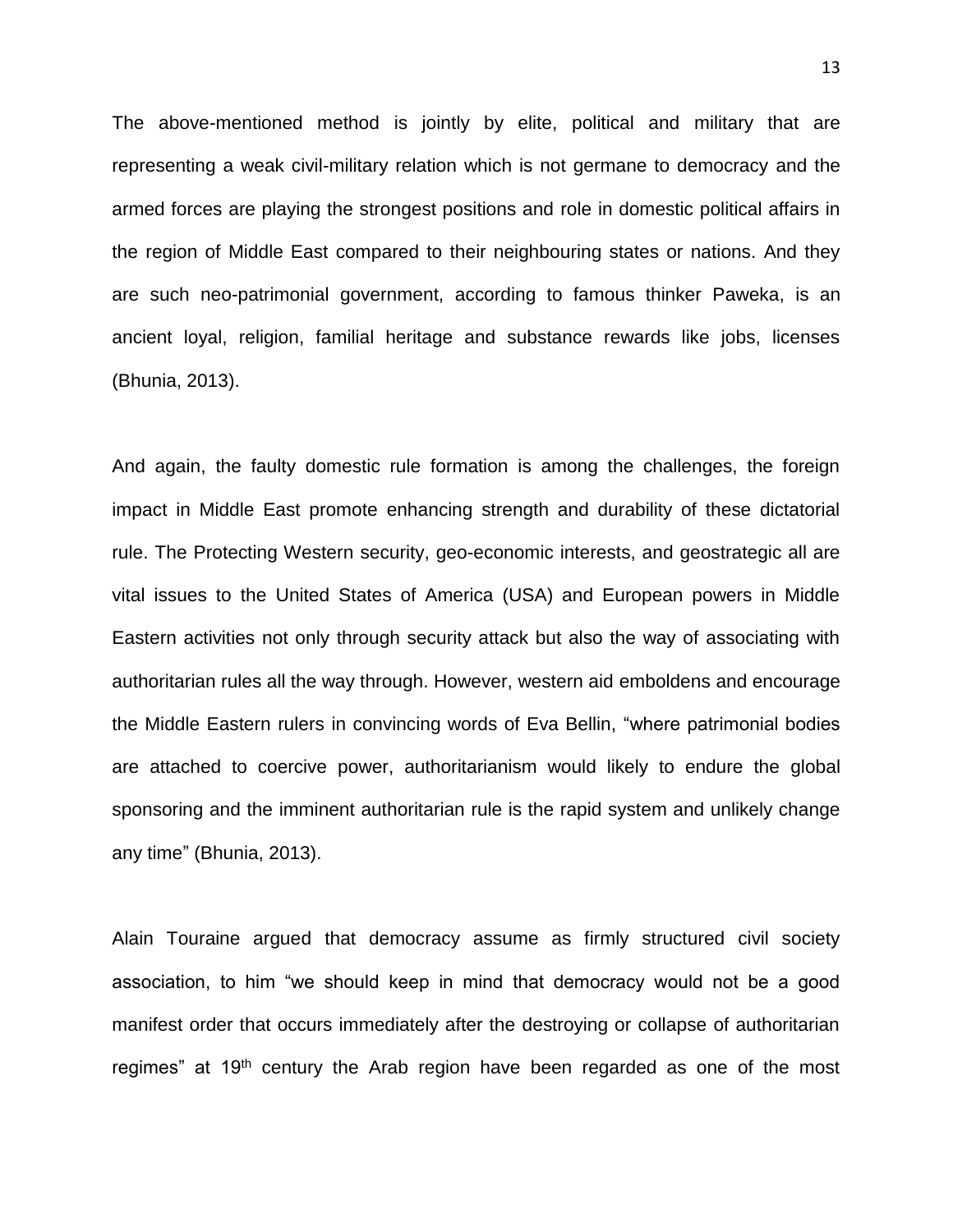The above-mentioned method is jointly by elite, political and military that are representing a weak civil-military relation which is not germane to democracy and the armed forces are playing the strongest positions and role in domestic political affairs in the region of Middle East compared to their neighbouring states or nations. And they are such neo-patrimonial government, according to famous thinker Paweka, is an ancient loyal, religion, familial heritage and substance rewards like jobs, licenses (Bhunia, 2013).

And again, the faulty domestic rule formation is among the challenges, the foreign impact in Middle East promote enhancing strength and durability of these dictatorial rule. The Protecting Western security, geo-economic interests, and geostrategic all are vital issues to the United States of America (USA) and European powers in Middle Eastern activities not only through security attack but also the way of associating with authoritarian rules all the way through. However, western aid emboldens and encourage the Middle Eastern rulers in convincing words of Eva Bellin, "where patrimonial bodies are attached to coercive power, authoritarianism would likely to endure the global sponsoring and the imminent authoritarian rule is the rapid system and unlikely change any time" (Bhunia, 2013).

Alain Touraine argued that democracy assume as firmly structured civil society association, to him "we should keep in mind that democracy would not be a good manifest order that occurs immediately after the destroying or collapse of authoritarian regimes" at 19th century the Arab region have been regarded as one of the most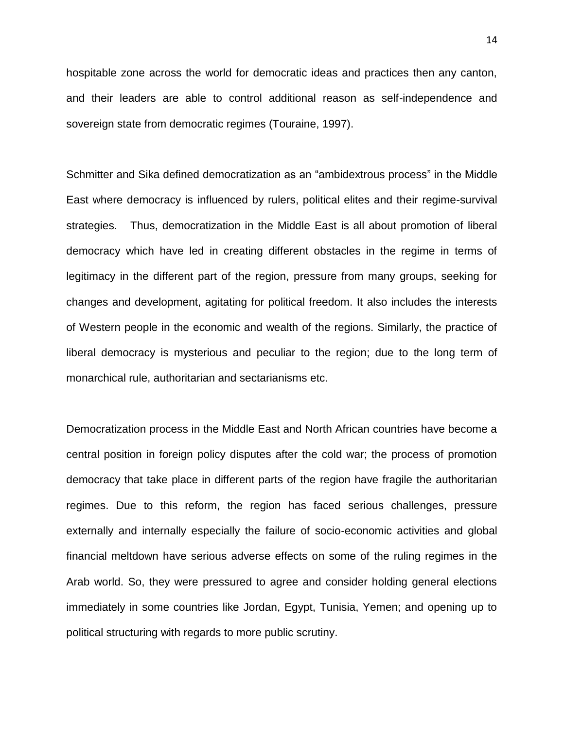hospitable zone across the world for democratic ideas and practices then any canton, and their leaders are able to control additional reason as self-independence and sovereign state from democratic regimes (Touraine, 1997).

Schmitter and Sika defined democratization as an “ambidextrous process” in the Middle East where democracy is influenced by rulers, political elites and their regime-survival strategies. Thus, democratization in the Middle East is all about promotion of liberal democracy which have led in creating different obstacles in the regime in terms of legitimacy in the different part of the region, pressure from many groups, seeking for changes and development, agitating for political freedom. It also includes the interests of Western people in the economic and wealth of the regions. Similarly, the practice of liberal democracy is mysterious and peculiar to the region; due to the long term of monarchical rule, authoritarian and sectarianisms etc.

Democratization process in the Middle East and North African countries have become a central position in foreign policy disputes after the cold war; the process of promotion democracy that take place in different parts of the region have fragile the authoritarian regimes. Due to this reform, the region has faced serious challenges, pressure externally and internally especially the failure of socio-economic activities and global financial meltdown have serious adverse effects on some of the ruling regimes in the Arab world. So, they were pressured to agree and consider holding general elections immediately in some countries like Jordan, Egypt, Tunisia, Yemen; and opening up to political structuring with regards to more public scrutiny.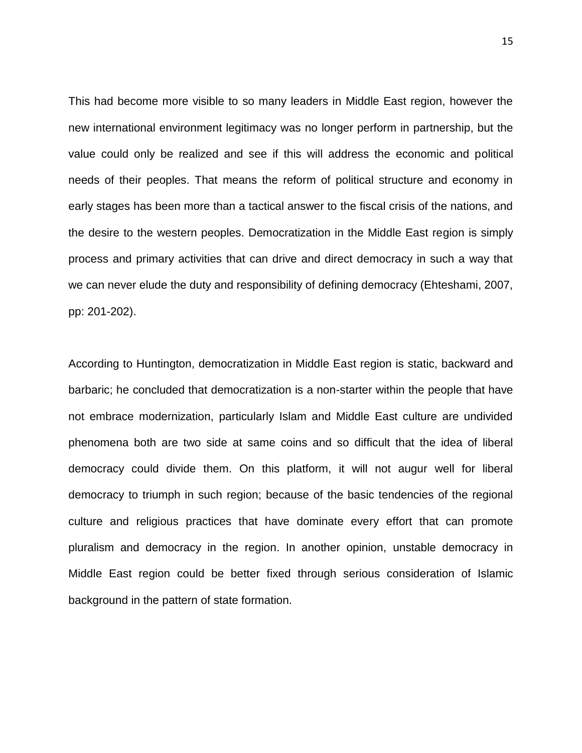This had become more visible to so many leaders in Middle East region, however the new international environment legitimacy was no longer perform in partnership, but the value could only be realized and see if this will address the economic and political needs of their peoples. That means the reform of political structure and economy in early stages has been more than a tactical answer to the fiscal crisis of the nations, and the desire to the western peoples. Democratization in the Middle East region is simply process and primary activities that can drive and direct democracy in such a way that we can never elude the duty and responsibility of defining democracy (Ehteshami, 2007, pp: 201-202).

According to Huntington, democratization in Middle East region is static, backward and barbaric; he concluded that democratization is a non-starter within the people that have not embrace modernization, particularly Islam and Middle East culture are undivided phenomena both are two side at same coins and so difficult that the idea of liberal democracy could divide them. On this platform, it will not augur well for liberal democracy to triumph in such region; because of the basic tendencies of the regional culture and religious practices that have dominate every effort that can promote pluralism and democracy in the region. In another opinion, unstable democracy in Middle East region could be better fixed through serious consideration of Islamic background in the pattern of state formation.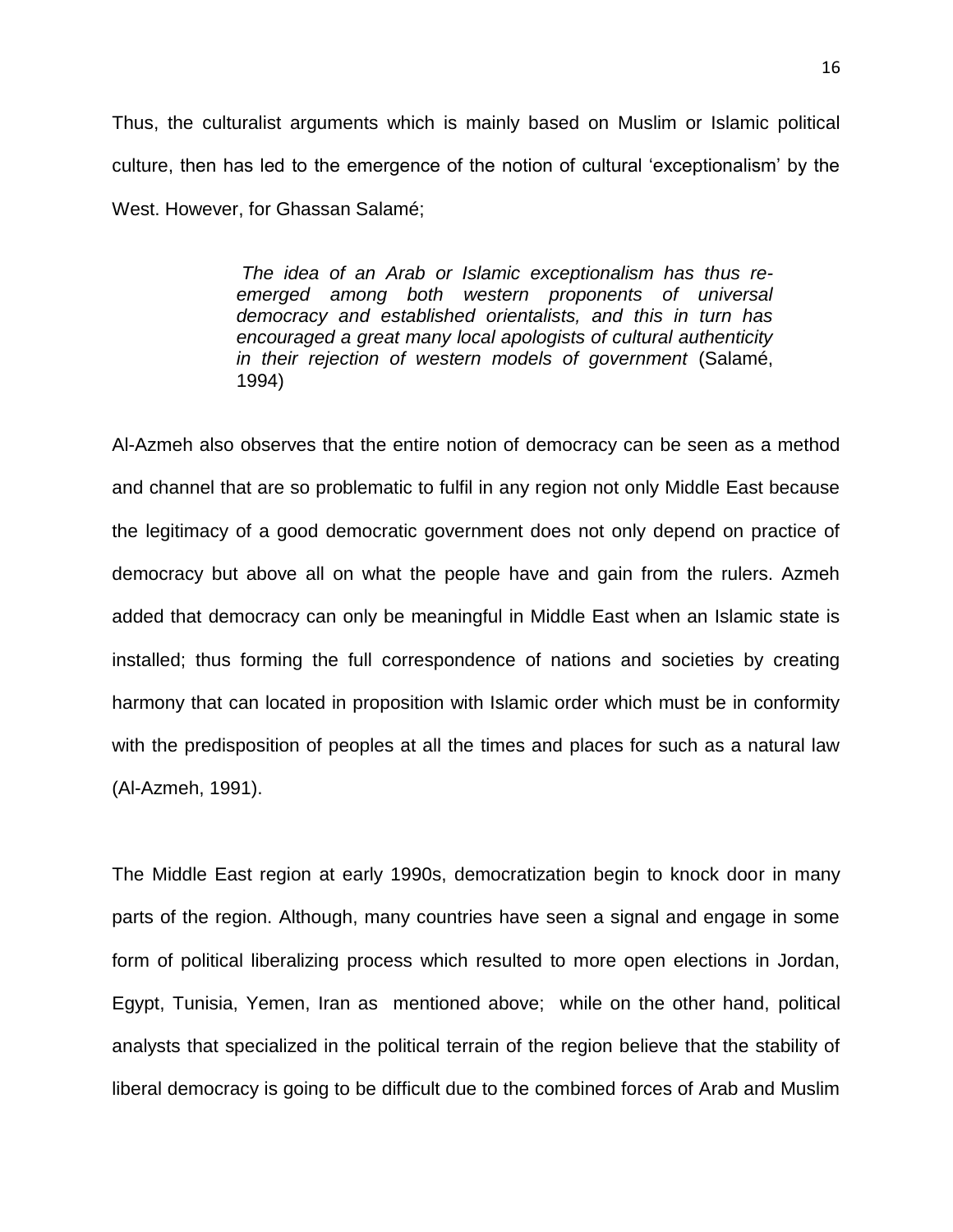Thus, the culturalist arguments which is mainly based on Muslim or Islamic political culture, then has led to the emergence of the notion of cultural 'exceptionalism' by the West. However, for Ghassan Salamé;

> *The idea of an Arab or Islamic exceptionalism has thus re-emerged among both western proponents of universal democracy and established orientalists, and this in turn has encouraged a great many local apologists of cultural authenticity in their rejection of western models of government* (Salamé, 1994)

Al-Azmeh also observes that the entire notion of democracy can be seen as a method and channel that are so problematic to fulfil in any region not only Middle East because the legitimacy of a good democratic government does not only depend on practice of democracy but above all on what the people have and gain from the rulers. Azmeh added that democracy can only be meaningful in Middle East when an Islamic state is installed; thus forming the full correspondence of nations and societies by creating harmony that can located in proposition with Islamic order which must be in conformity with the predisposition of peoples at all the times and places for such as a natural law (Al-Azmeh, 1991).

The Middle East region at early 1990s, democratization begin to knock door in many parts of the region. Although, many countries have seen a signal and engage in some form of political liberalizing process which resulted to more open elections in Jordan, Egypt, Tunisia, Yemen, Iran as mentioned above; while on the other hand, political analysts that specialized in the political terrain of the region believe that the stability of liberal democracy is going to be difficult due to the combined forces of Arab and Muslim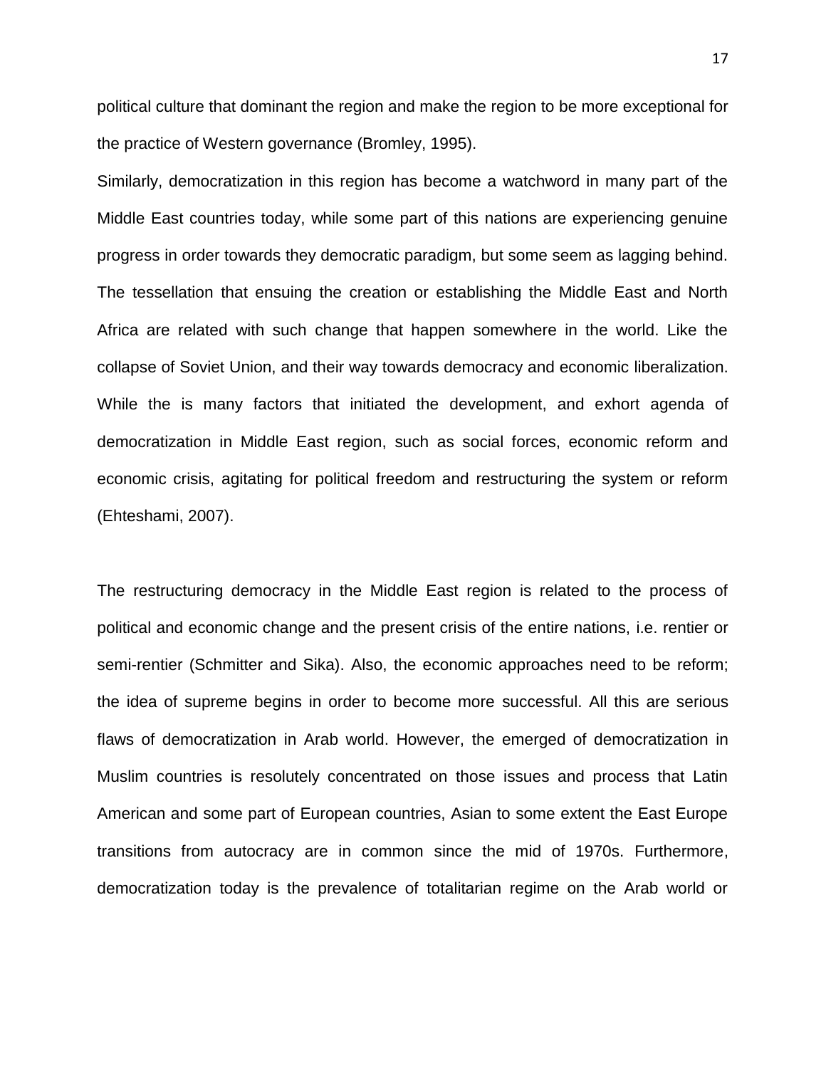political culture that dominant the region and make the region to be more exceptional for the practice of Western governance (Bromley, 1995).

Similarly, democratization in this region has become a watchword in many part of the Middle East countries today, while some part of this nations are experiencing genuine progress in order towards they democratic paradigm, but some seem as lagging behind. The tessellation that ensuing the creation or establishing the Middle East and North Africa are related with such change that happen somewhere in the world. Like the collapse of Soviet Union, and their way towards democracy and economic liberalization. While the is many factors that initiated the development, and exhort agenda of democratization in Middle East region, such as social forces, economic reform and economic crisis, agitating for political freedom and restructuring the system or reform (Ehteshami, 2007).

The restructuring democracy in the Middle East region is related to the process of political and economic change and the present crisis of the entire nations, i.e. rentier or semi-rentier (Schmitter and Sika). Also, the economic approaches need to be reform; the idea of supreme begins in order to become more successful. All this are serious flaws of democratization in Arab world. However, the emerged of democratization in Muslim countries is resolutely concentrated on those issues and process that Latin American and some part of European countries, Asian to some extent the East Europe transitions from autocracy are in common since the mid of 1970s. Furthermore, democratization today is the prevalence of totalitarian regime on the Arab world or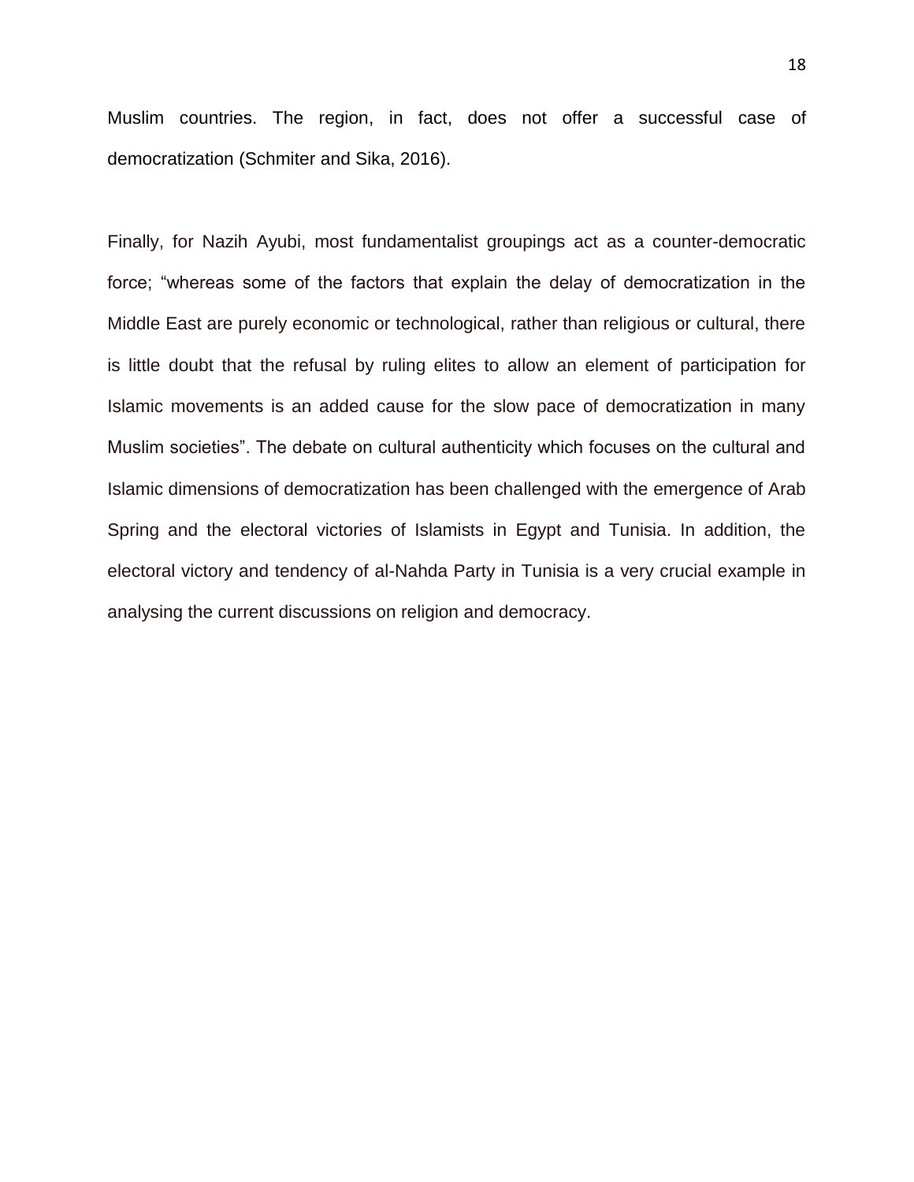Muslim countries. The region, in fact, does not offer a successful case of democratization (Schmiter and Sika, 2016).

Finally, for Nazih Ayubi, most fundamentalist groupings act as a counter-democratic force; "whereas some of the factors that explain the delay of democratization in the Middle East are purely economic or technological, rather than religious or cultural, there is little doubt that the refusal by ruling elites to allow an element of participation for Islamic movements is an added cause for the slow pace of democratization in many Muslim societies". The debate on cultural authenticity which focuses on the cultural and Islamic dimensions of democratization has been challenged with the emergence of Arab Spring and the electoral victories of Islamists in Egypt and Tunisia. In addition, the electoral victory and tendency of al-Nahda Party in Tunisia is a very crucial example in analysing the current discussions on religion and democracy.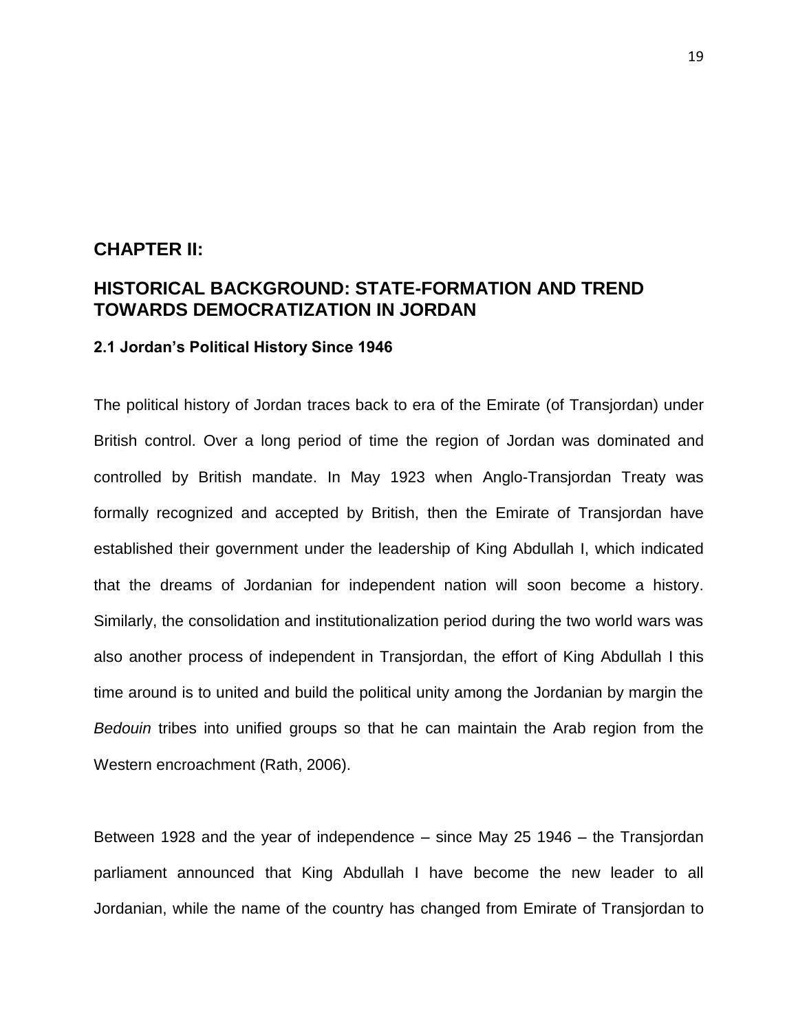# CHAPTER II:

# HISTORICAL BACKGROUND: STATE-FORMATION AND TREND TOWARDS DEMOCRATIZATION IN JORDAN

### 2.1 Jordan's Political History Since 1946

The political history of Jordan traces back to era of the Emirate (of Transjordan) under British control. Over a long period of time the region of Jordan was dominated and controlled by British mandate. In May 1923 when Anglo-Transjordan Treaty was formally recognized and accepted by British, then the Emirate of Transjordan have established their government under the leadership of King Abdullah I, which indicated that the dreams of Jordanian for independent nation will soon become a history. Similarly, the consolidation and institutionalization period during the two world wars was also another process of independent in Transjordan, the effort of King Abdullah I this time around is to united and build the political unity among the Jordanian by margin the *Bedouin* tribes into unified groups so that he can maintain the Arab region from the Western encroachment (Rath, 2006).

Between 1928 and the year of independence – since May 25 1946 – the Transjordan parliament announced that King Abdullah I have become the new leader to all Jordanian, while the name of the country has changed from Emirate of Transjordan to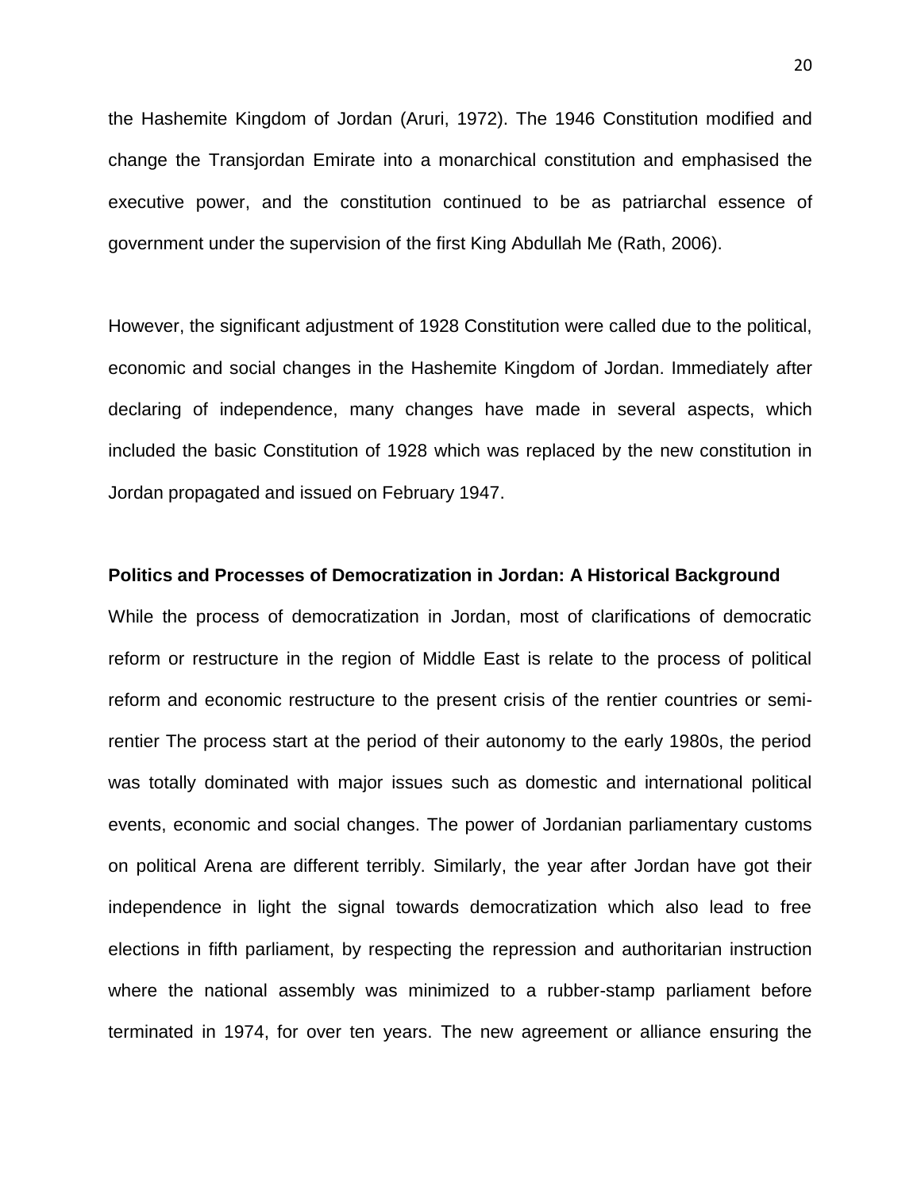the Hashemite Kingdom of Jordan (Aruri, 1972). The 1946 Constitution modified and change the Transjordan Emirate into a monarchical constitution and emphasised the executive power, and the constitution continued to be as patriarchal essence of government under the supervision of the first King Abdullah Me (Rath, 2006).

However, the significant adjustment of 1928 Constitution were called due to the political, economic and social changes in the Hashemite Kingdom of Jordan. Immediately after declaring of independence, many changes have made in several aspects, which included the basic Constitution of 1928 which was replaced by the new constitution in Jordan propagated and issued on February 1947.

**Politics and Processes of Democratization in Jordan: A Historical Background**

While the process of democratization in Jordan, most of clarifications of democratic reform or restructure in the region of Middle East is relate to the process of political reform and economic restructure to the present crisis of the rentier countries or semi-rentier The process start at the period of their autonomy to the early 1980s, the period was totally dominated with major issues such as domestic and international political events, economic and social changes. The power of Jordanian parliamentary customs on political Arena are different terribly. Similarly, the year after Jordan have got their independence in light the signal towards democratization which also lead to free elections in fifth parliament, by respecting the repression and authoritarian instruction where the national assembly was minimized to a rubber-stamp parliament before terminated in 1974, for over ten years. The new agreement or alliance ensuring the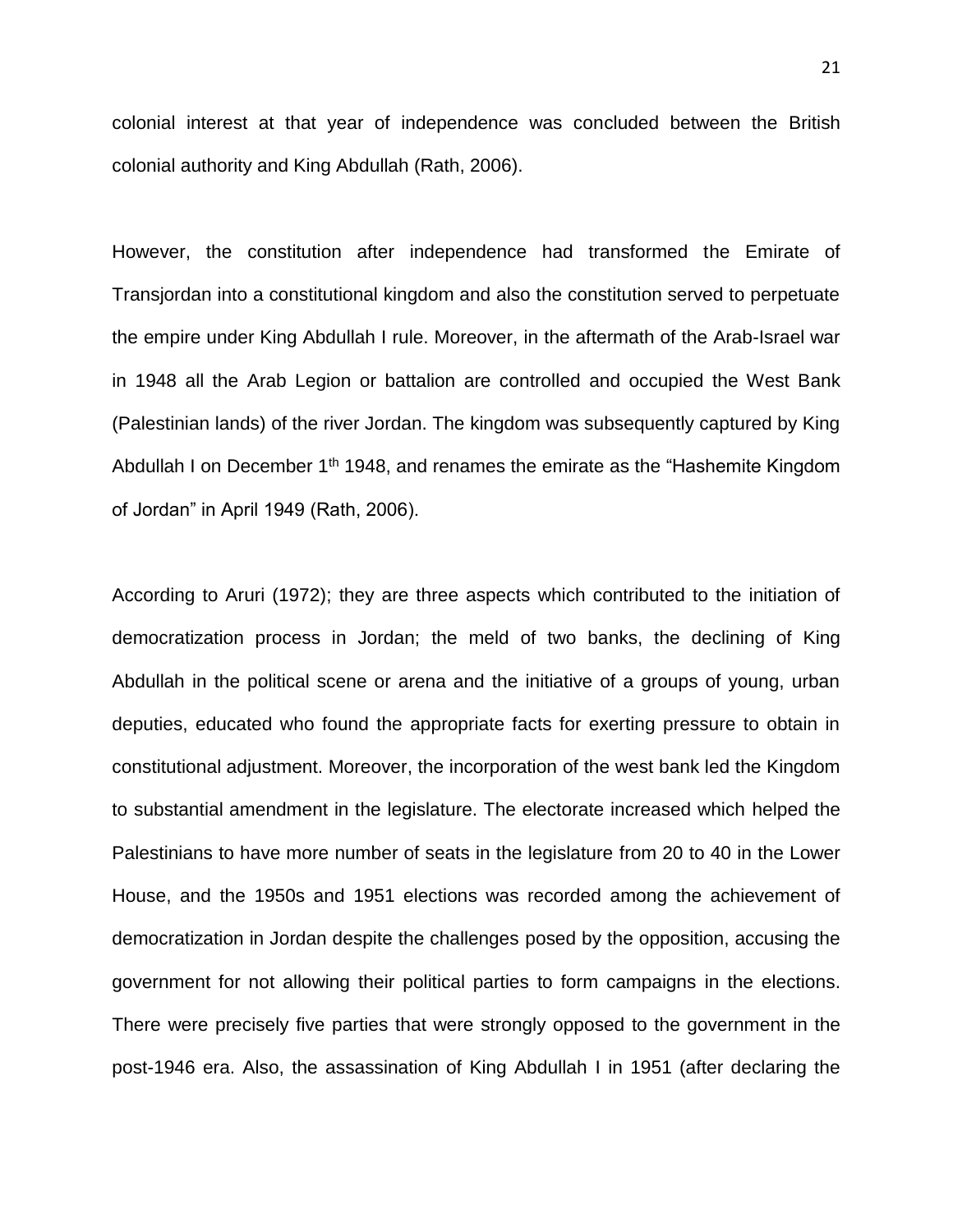colonial interest at that year of independence was concluded between the British colonial authority and King Abdullah (Rath, 2006).

However, the constitution after independence had transformed the Emirate of Transjordan into a constitutional kingdom and also the constitution served to perpetuate the empire under King Abdullah I rule. Moreover, in the aftermath of the Arab-Israel war in 1948 all the Arab Legion or battalion are controlled and occupied the West Bank (Palestinian lands) of the river Jordan. The kingdom was subsequently captured by King Abdullah I on December 1th 1948, and renames the emirate as the "Hashemite Kingdom of Jordan" in April 1949 (Rath, 2006).

According to Aruri (1972); they are three aspects which contributed to the initiation of democratization process in Jordan; the meld of two banks, the declining of King Abdullah in the political scene or arena and the initiative of a groups of young, urban deputies, educated who found the appropriate facts for exerting pressure to obtain in constitutional adjustment. Moreover, the incorporation of the west bank led the Kingdom to substantial amendment in the legislature. The electorate increased which helped the Palestinians to have more number of seats in the legislature from 20 to 40 in the Lower House, and the 1950s and 1951 elections was recorded among the achievement of democratization in Jordan despite the challenges posed by the opposition, accusing the government for not allowing their political parties to form campaigns in the elections. There were precisely five parties that were strongly opposed to the government in the post-1946 era. Also, the assassination of King Abdullah I in 1951 (after declaring the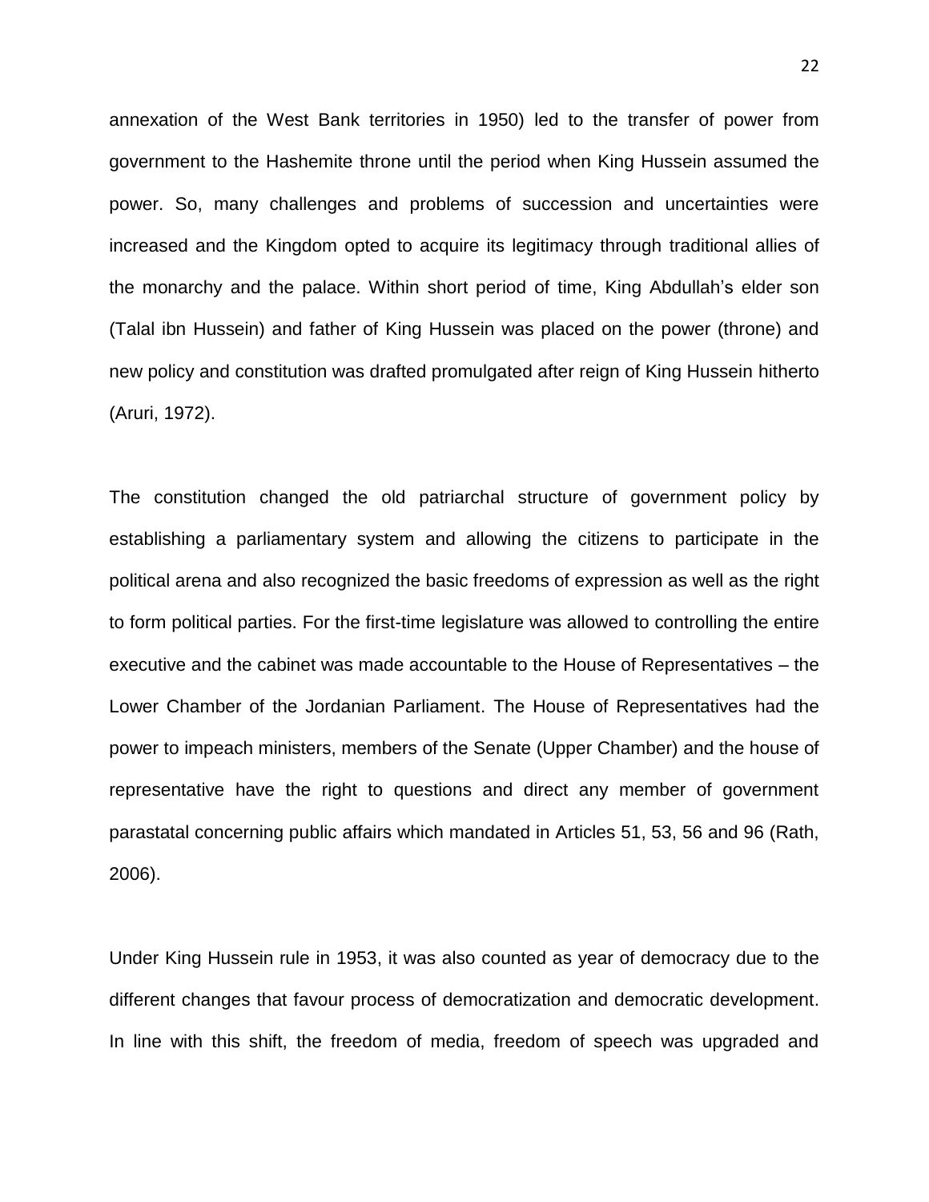annexation of the West Bank territories in 1950) led to the transfer of power from government to the Hashemite throne until the period when King Hussein assumed the power. So, many challenges and problems of succession and uncertainties were increased and the Kingdom opted to acquire its legitimacy through traditional allies of the monarchy and the palace. Within short period of time, King Abdullah's elder son (Talal ibn Hussein) and father of King Hussein was placed on the power (throne) and new policy and constitution was drafted promulgated after reign of King Hussein hitherto (Aruri, 1972).

The constitution changed the old patriarchal structure of government policy by establishing a parliamentary system and allowing the citizens to participate in the political arena and also recognized the basic freedoms of expression as well as the right to form political parties. For the first-time legislature was allowed to controlling the entire executive and the cabinet was made accountable to the House of Representatives – the Lower Chamber of the Jordanian Parliament. The House of Representatives had the power to impeach ministers, members of the Senate (Upper Chamber) and the house of representative have the right to questions and direct any member of government parastatal concerning public affairs which mandated in Articles 51, 53, 56 and 96 (Rath, 2006).

Under King Hussein rule in 1953, it was also counted as year of democracy due to the different changes that favour process of democratization and democratic development. In line with this shift, the freedom of media, freedom of speech was upgraded and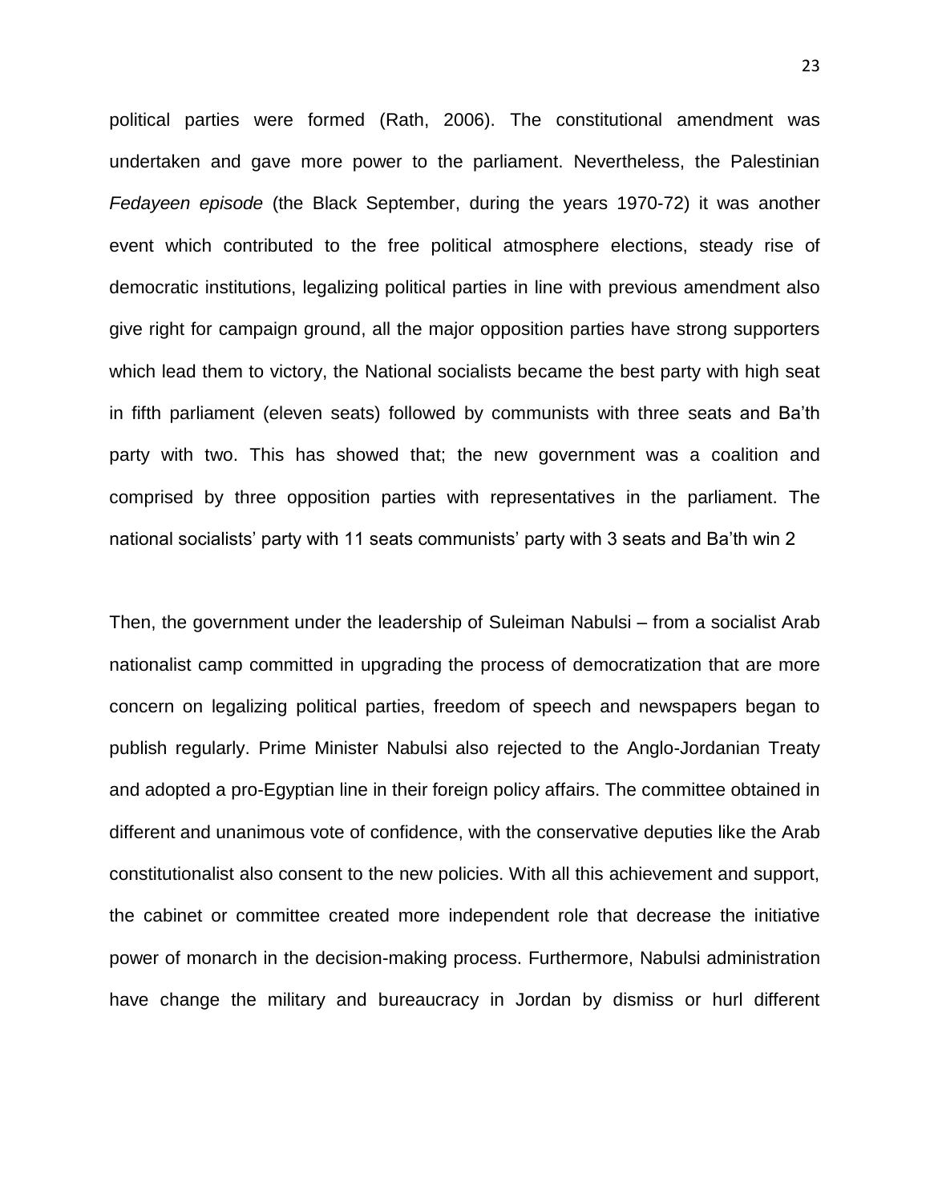political parties were formed (Rath, 2006). The constitutional amendment was undertaken and gave more power to the parliament. Nevertheless, the Palestinian *Fedayeen episode* (the Black September, during the years 1970-72) it was another event which contributed to the free political atmosphere elections, steady rise of democratic institutions, legalizing political parties in line with previous amendment also give right for campaign ground, all the major opposition parties have strong supporters which lead them to victory, the National socialists became the best party with high seat in fifth parliament (eleven seats) followed by communists with three seats and Ba'th party with two. This has showed that; the new government was a coalition and comprised by three opposition parties with representatives in the parliament. The national socialists' party with 11 seats communists' party with 3 seats and Ba'th win 2

Then, the government under the leadership of Suleiman Nabulsi – from a socialist Arab nationalist camp committed in upgrading the process of democratization that are more concern on legalizing political parties, freedom of speech and newspapers began to publish regularly. Prime Minister Nabulsi also rejected to the Anglo-Jordanian Treaty and adopted a pro-Egyptian line in their foreign policy affairs. The committee obtained in different and unanimous vote of confidence, with the conservative deputies like the Arab constitutionalist also consent to the new policies. With all this achievement and support, the cabinet or committee created more independent role that decrease the initiative power of monarch in the decision-making process. Furthermore, Nabulsi administration have change the military and bureaucracy in Jordan by dismiss or hurl different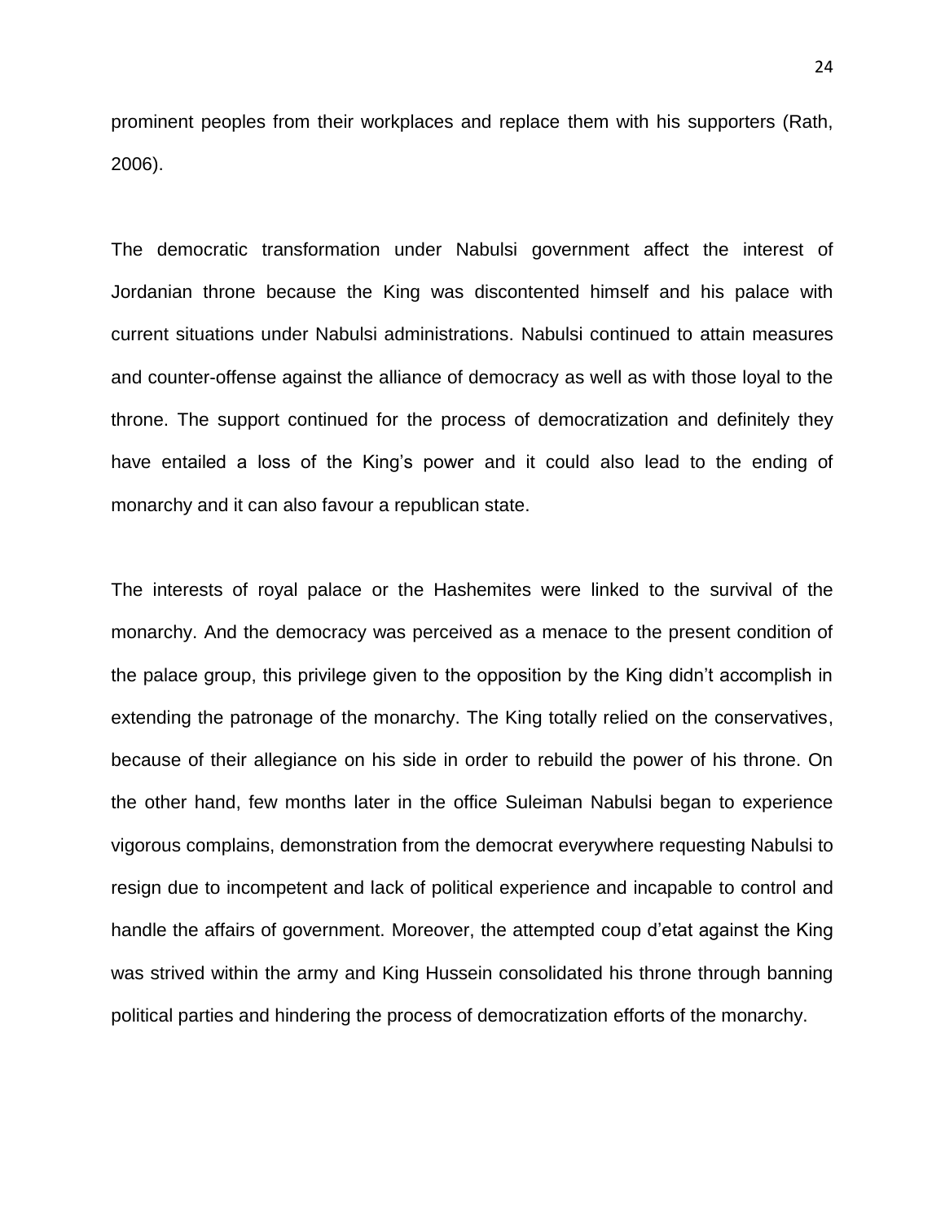prominent peoples from their workplaces and replace them with his supporters (Rath, 2006).

The democratic transformation under Nabulsi government affect the interest of Jordanian throne because the King was discontented himself and his palace with current situations under Nabulsi administrations. Nabulsi continued to attain measures and counter-offense against the alliance of democracy as well as with those loyal to the throne. The support continued for the process of democratization and definitely they have entailed a loss of the King's power and it could also lead to the ending of monarchy and it can also favour a republican state.

The interests of royal palace or the Hashemites were linked to the survival of the monarchy. And the democracy was perceived as a menace to the present condition of the palace group, this privilege given to the opposition by the King didn't accomplish in extending the patronage of the monarchy. The King totally relied on the conservatives, because of their allegiance on his side in order to rebuild the power of his throne. On the other hand, few months later in the office Suleiman Nabulsi began to experience vigorous complains, demonstration from the democrat everywhere requesting Nabulsi to resign due to incompetent and lack of political experience and incapable to control and handle the affairs of government. Moreover, the attempted coup d'etat against the King was strived within the army and King Hussein consolidated his throne through banning political parties and hindering the process of democratization efforts of the monarchy.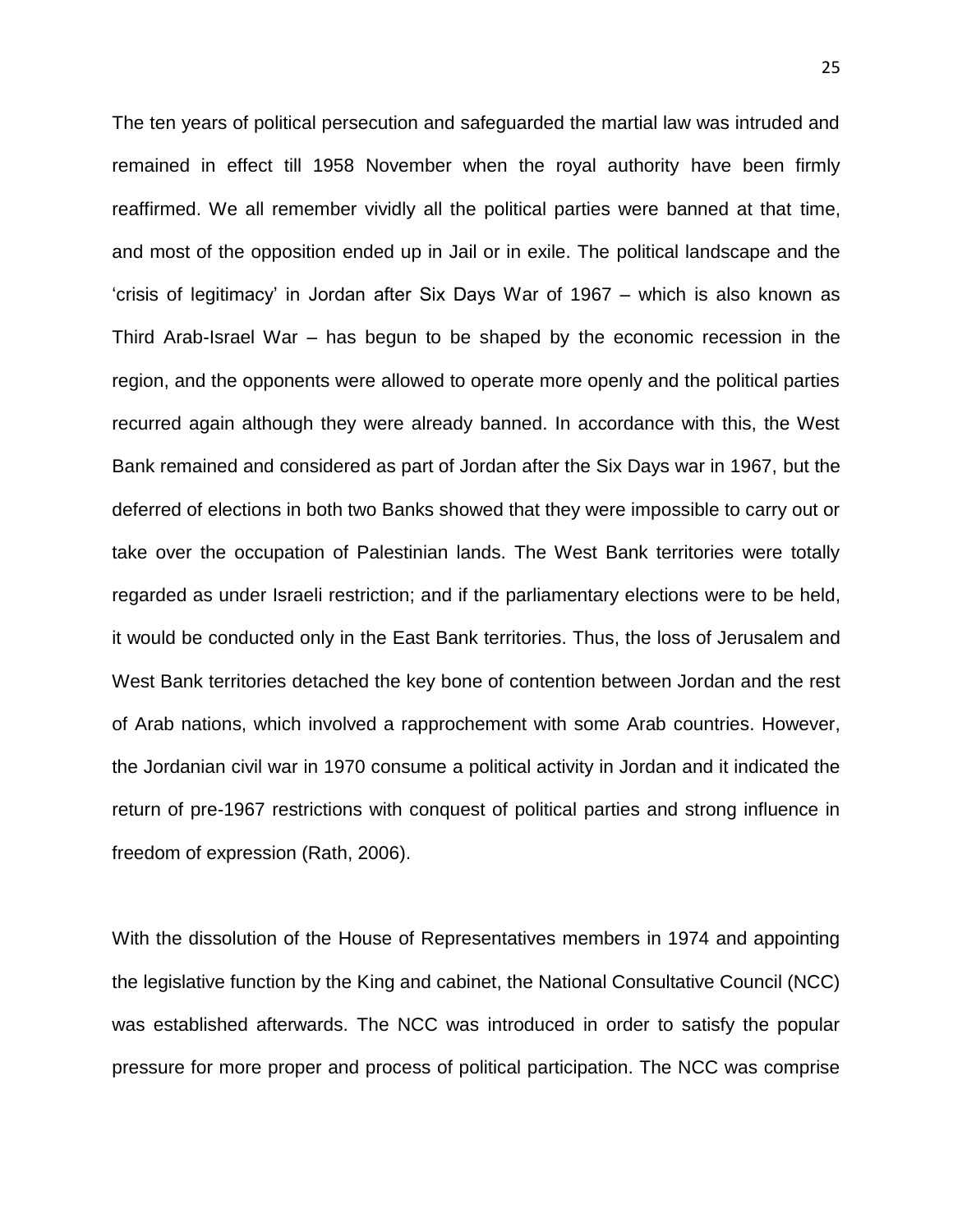The ten years of political persecution and safeguarded the martial law was intruded and remained in effect till 1958 November when the royal authority have been firmly reaffirmed. We all remember vividly all the political parties were banned at that time, and most of the opposition ended up in Jail or in exile. The political landscape and the 'crisis of legitimacy' in Jordan after Six Days War of 1967 – which is also known as Third Arab-Israel War – has begun to be shaped by the economic recession in the region, and the opponents were allowed to operate more openly and the political parties recurred again although they were already banned. In accordance with this, the West Bank remained and considered as part of Jordan after the Six Days war in 1967, but the deferred of elections in both two Banks showed that they were impossible to carry out or take over the occupation of Palestinian lands. The West Bank territories were totally regarded as under Israeli restriction; and if the parliamentary elections were to be held, it would be conducted only in the East Bank territories. Thus, the loss of Jerusalem and West Bank territories detached the key bone of contention between Jordan and the rest of Arab nations, which involved a rapprochement with some Arab countries. However, the Jordanian civil war in 1970 consume a political activity in Jordan and it indicated the return of pre-1967 restrictions with conquest of political parties and strong influence in freedom of expression (Rath, 2006).

With the dissolution of the House of Representatives members in 1974 and appointing the legislative function by the King and cabinet, the National Consultative Council (NCC) was established afterwards. The NCC was introduced in order to satisfy the popular pressure for more proper and process of political participation. The NCC was comprise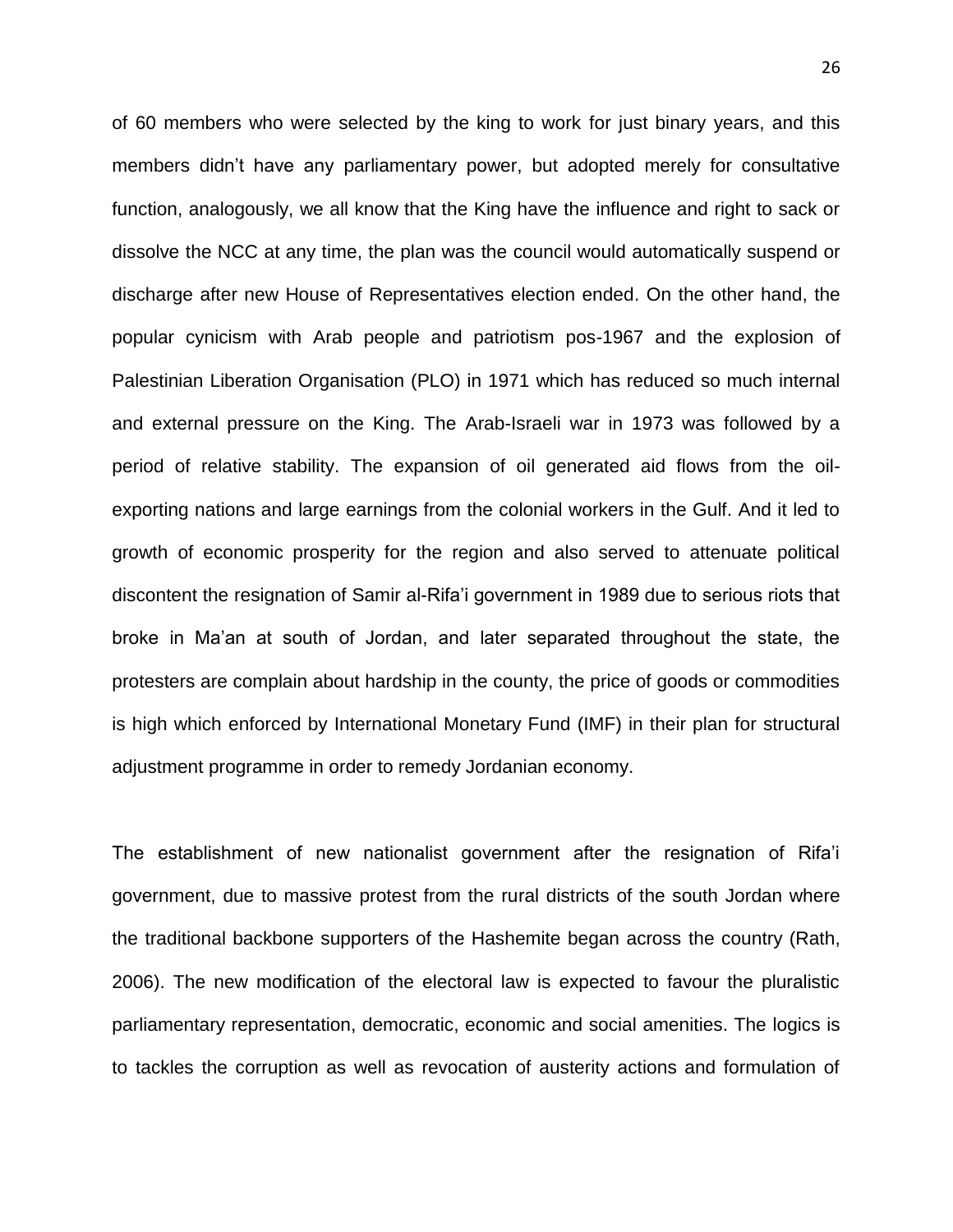of 60 members who were selected by the king to work for just binary years, and this members didn't have any parliamentary power, but adopted merely for consultative function, analogously, we all know that the King have the influence and right to sack or dissolve the NCC at any time, the plan was the council would automatically suspend or discharge after new House of Representatives election ended. On the other hand, the popular cynicism with Arab people and patriotism pos-1967 and the explosion of Palestinian Liberation Organisation (PLO) in 1971 which has reduced so much internal and external pressure on the King. The Arab-Israeli war in 1973 was followed by a period of relative stability. The expansion of oil generated aid flows from the oil-exporting nations and large earnings from the colonial workers in the Gulf. And it led to growth of economic prosperity for the region and also served to attenuate political discontent the resignation of Samir al-Rifa'i government in 1989 due to serious riots that broke in Ma'an at south of Jordan, and later separated throughout the state, the protesters are complain about hardship in the county, the price of goods or commodities is high which enforced by International Monetary Fund (IMF) in their plan for structural adjustment programme in order to remedy Jordanian economy.

The establishment of new nationalist government after the resignation of Rifa'i government, due to massive protest from the rural districts of the south Jordan where the traditional backbone supporters of the Hashemite began across the country (Rath, 2006). The new modification of the electoral law is expected to favour the pluralistic parliamentary representation, democratic, economic and social amenities. The logics is to tackles the corruption as well as revocation of austerity actions and formulation of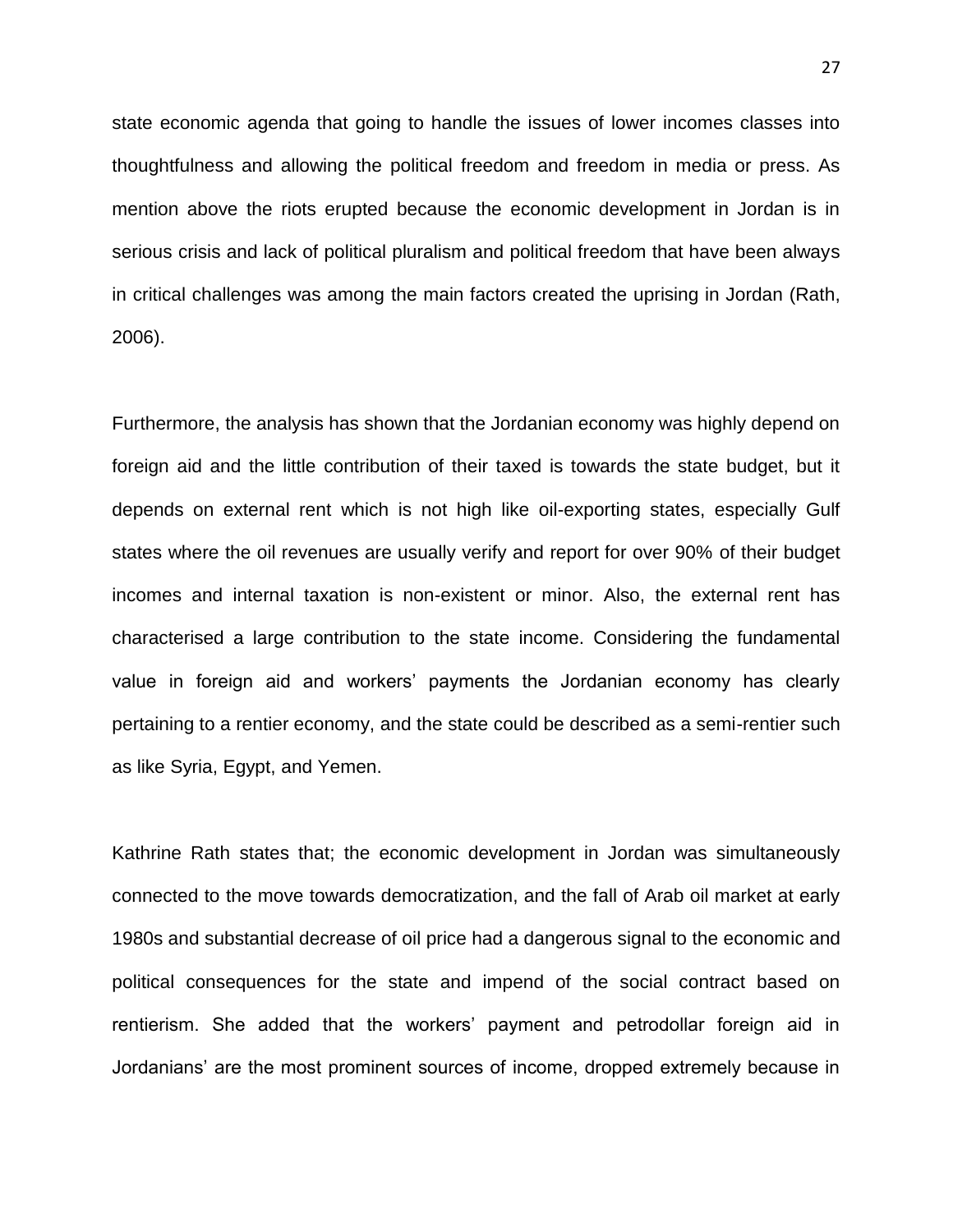state economic agenda that going to handle the issues of lower incomes classes into thoughtfulness and allowing the political freedom and freedom in media or press. As mention above the riots erupted because the economic development in Jordan is in serious crisis and lack of political pluralism and political freedom that have been always in critical challenges was among the main factors created the uprising in Jordan (Rath, 2006).

Furthermore, the analysis has shown that the Jordanian economy was highly depend on foreign aid and the little contribution of their taxed is towards the state budget, but it depends on external rent which is not high like oil-exporting states, especially Gulf states where the oil revenues are usually verify and report for over 90% of their budget incomes and internal taxation is non-existent or minor. Also, the external rent has characterised a large contribution to the state income. Considering the fundamental value in foreign aid and workers' payments the Jordanian economy has clearly pertaining to a rentier economy, and the state could be described as a semi-rentier such as like Syria, Egypt, and Yemen.

Kathrine Rath states that; the economic development in Jordan was simultaneously connected to the move towards democratization, and the fall of Arab oil market at early 1980s and substantial decrease of oil price had a dangerous signal to the economic and political consequences for the state and impend of the social contract based on rentierism. She added that the workers' payment and petrodollar foreign aid in Jordanians' are the most prominent sources of income, dropped extremely because in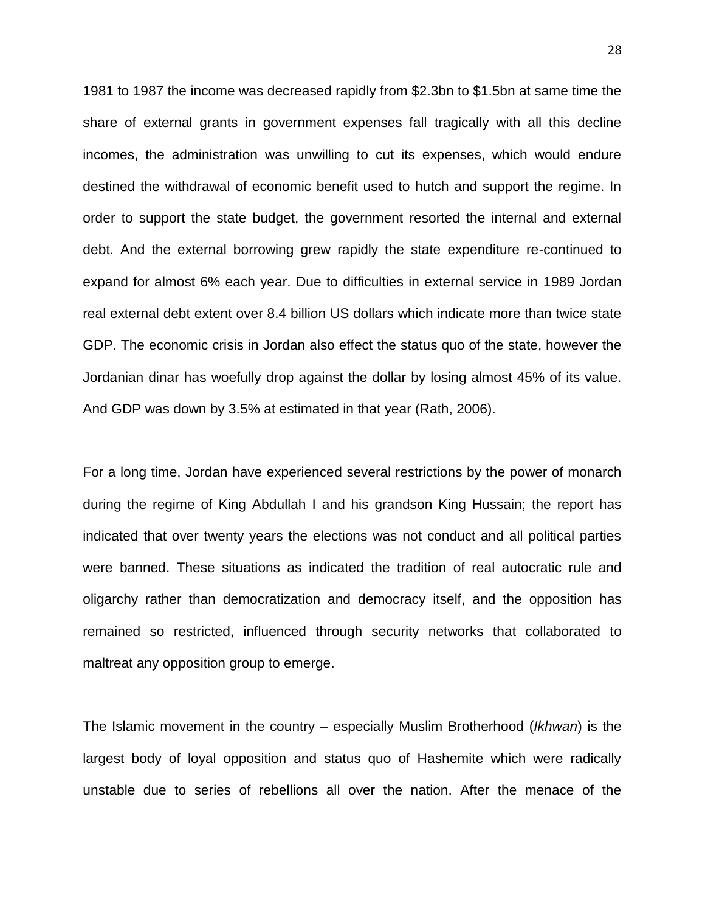1981 to 1987 the income was decreased rapidly from $2.3bn to $1.5bn at same time the share of external grants in government expenses fall tragically with all this decline incomes, the administration was unwilling to cut its expenses, which would endure destined the withdrawal of economic benefit used to hutch and support the regime. In order to support the state budget, the government resorted the internal and external debt. And the external borrowing grew rapidly the state expenditure re-continued to expand for almost 6% each year. Due to difficulties in external service in 1989 Jordan real external debt extent over 8.4 billion US dollars which indicate more than twice state GDP. The economic crisis in Jordan also effect the status quo of the state, however the Jordanian dinar has woefully drop against the dollar by losing almost 45% of its value. And GDP was down by 3.5% at estimated in that year (Rath, 2006).

For a long time, Jordan have experienced several restrictions by the power of monarch during the regime of King Abdullah I and his grandson King Hussain; the report has indicated that over twenty years the elections was not conduct and all political parties were banned. These situations as indicated the tradition of real autocratic rule and oligarchy rather than democratization and democracy itself, and the opposition has remained so restricted, influenced through security networks that collaborated to maltreat any opposition group to emerge.

The Islamic movement in the country – especially Muslim Brotherhood (*Ikhwan*) is the largest body of loyal opposition and status quo of Hashemite which were radically unstable due to series of rebellions all over the nation. After the menace of the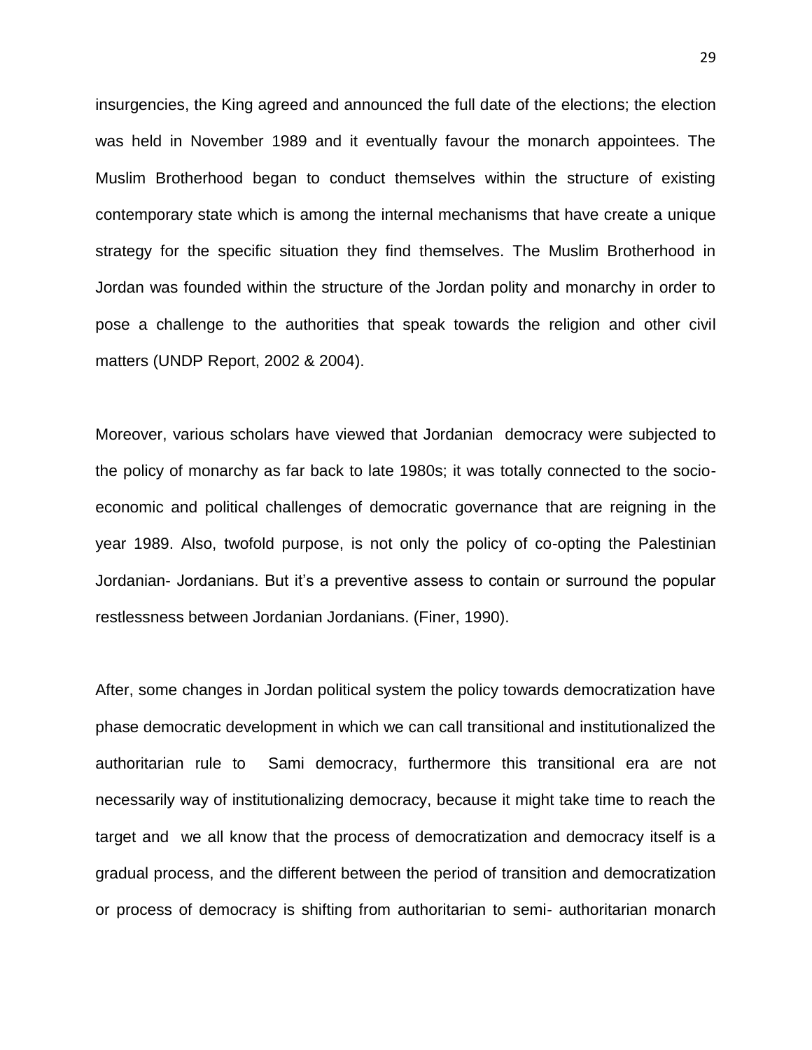insurgencies, the King agreed and announced the full date of the elections; the election was held in November 1989 and it eventually favour the monarch appointees. The Muslim Brotherhood began to conduct themselves within the structure of existing contemporary state which is among the internal mechanisms that have create a unique strategy for the specific situation they find themselves. The Muslim Brotherhood in Jordan was founded within the structure of the Jordan polity and monarchy in order to pose a challenge to the authorities that speak towards the religion and other civil matters (UNDP Report, 2002 & 2004).

Moreover, various scholars have viewed that Jordanian democracy were subjected to the policy of monarchy as far back to late 1980s; it was totally connected to the socio-economic and political challenges of democratic governance that are reigning in the year 1989. Also, twofold purpose, is not only the policy of co-opting the Palestinian Jordanian- Jordanians. But it's a preventive assess to contain or surround the popular restlessness between Jordanian Jordanians. (Finer, 1990).

After, some changes in Jordan political system the policy towards democratization have phase democratic development in which we can call transitional and institutionalized the authoritarian rule to Sami democracy, furthermore this transitional era are not necessarily way of institutionalizing democracy, because it might take time to reach the target and we all know that the process of democratization and democracy itself is a gradual process, and the different between the period of transition and democratization or process of democracy is shifting from authoritarian to semi- authoritarian monarch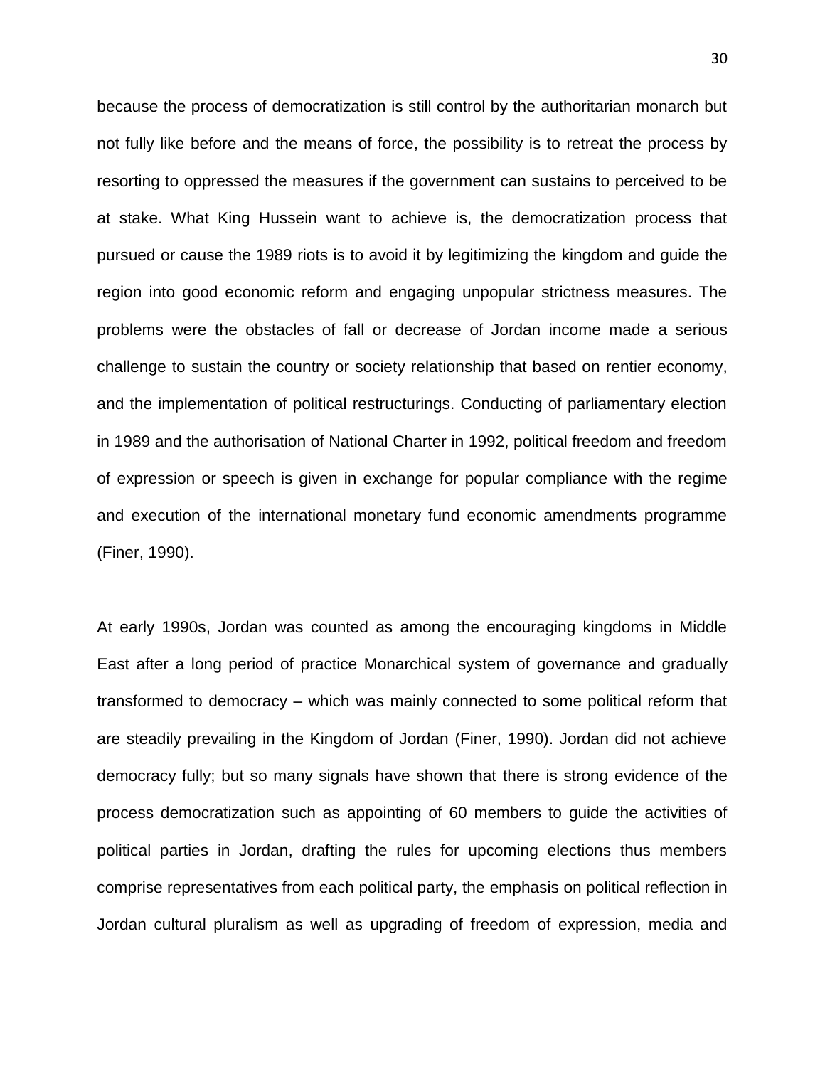because the process of democratization is still control by the authoritarian monarch but not fully like before and the means of force, the possibility is to retreat the process by resorting to oppressed the measures if the government can sustains to perceived to be at stake. What King Hussein want to achieve is, the democratization process that pursued or cause the 1989 riots is to avoid it by legitimizing the kingdom and guide the region into good economic reform and engaging unpopular strictness measures. The problems were the obstacles of fall or decrease of Jordan income made a serious challenge to sustain the country or society relationship that based on rentier economy, and the implementation of political restructurings. Conducting of parliamentary election in 1989 and the authorisation of National Charter in 1992, political freedom and freedom of expression or speech is given in exchange for popular compliance with the regime and execution of the international monetary fund economic amendments programme (Finer, 1990).

At early 1990s, Jordan was counted as among the encouraging kingdoms in Middle East after a long period of practice Monarchical system of governance and gradually transformed to democracy – which was mainly connected to some political reform that are steadily prevailing in the Kingdom of Jordan (Finer, 1990). Jordan did not achieve democracy fully; but so many signals have shown that there is strong evidence of the process democratization such as appointing of 60 members to guide the activities of political parties in Jordan, drafting the rules for upcoming elections thus members comprise representatives from each political party, the emphasis on political reflection in Jordan cultural pluralism as well as upgrading of freedom of expression, media and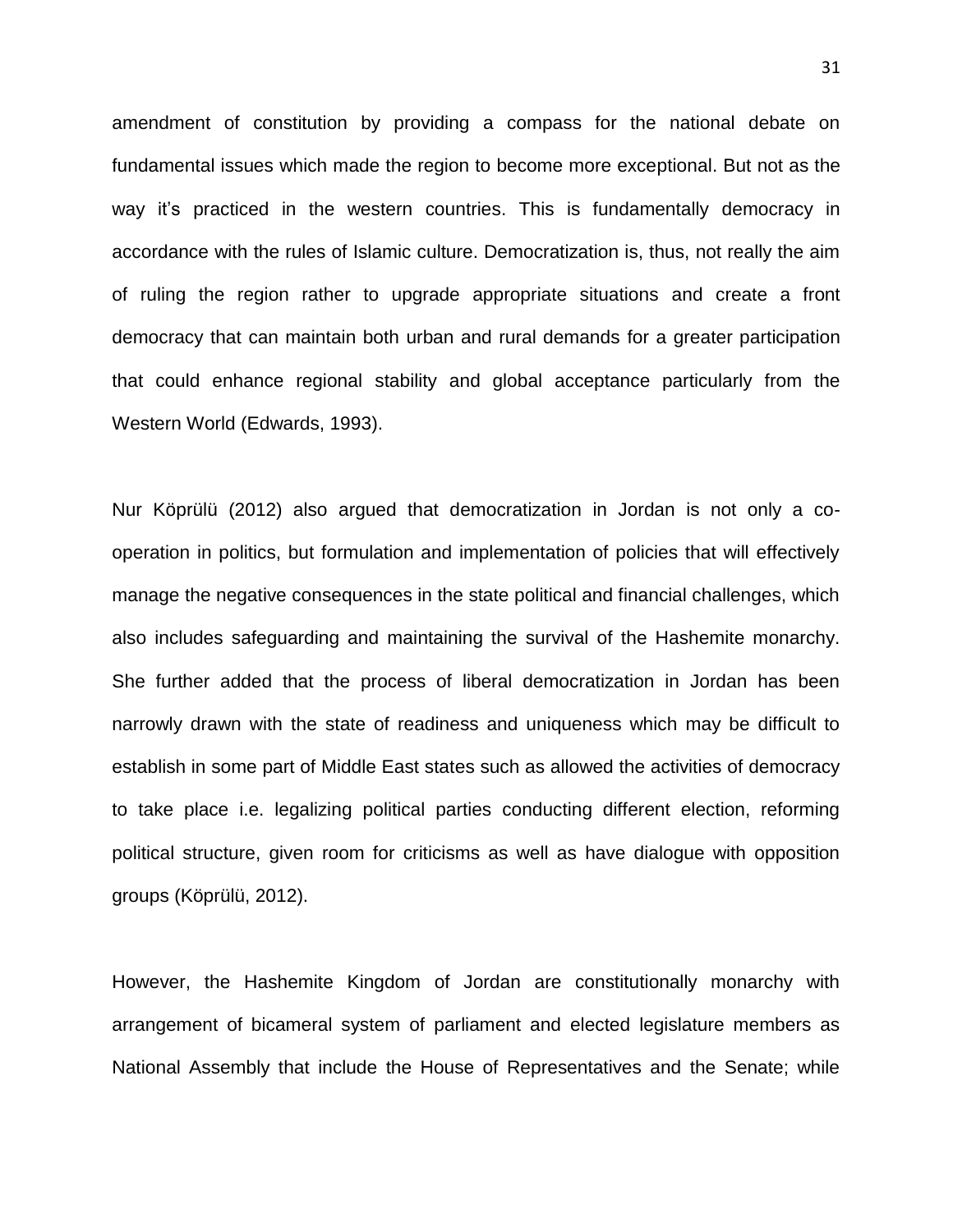amendment of constitution by providing a compass for the national debate on fundamental issues which made the region to become more exceptional. But not as the way it's practiced in the western countries. This is fundamentally democracy in accordance with the rules of Islamic culture. Democratization is, thus, not really the aim of ruling the region rather to upgrade appropriate situations and create a front democracy that can maintain both urban and rural demands for a greater participation that could enhance regional stability and global acceptance particularly from the Western World (Edwards, 1993).

Nur Köprülü (2012) also argued that democratization in Jordan is not only a co-operation in politics, but formulation and implementation of policies that will effectively manage the negative consequences in the state political and financial challenges, which also includes safeguarding and maintaining the survival of the Hashemite monarchy. She further added that the process of liberal democratization in Jordan has been narrowly drawn with the state of readiness and uniqueness which may be difficult to establish in some part of Middle East states such as allowed the activities of democracy to take place i.e. legalizing political parties conducting different election, reforming political structure, given room for criticisms as well as have dialogue with opposition groups (Köprülü, 2012).

However, the Hashemite Kingdom of Jordan are constitutionally monarchy with arrangement of bicameral system of parliament and elected legislature members as National Assembly that include the House of Representatives and the Senate; while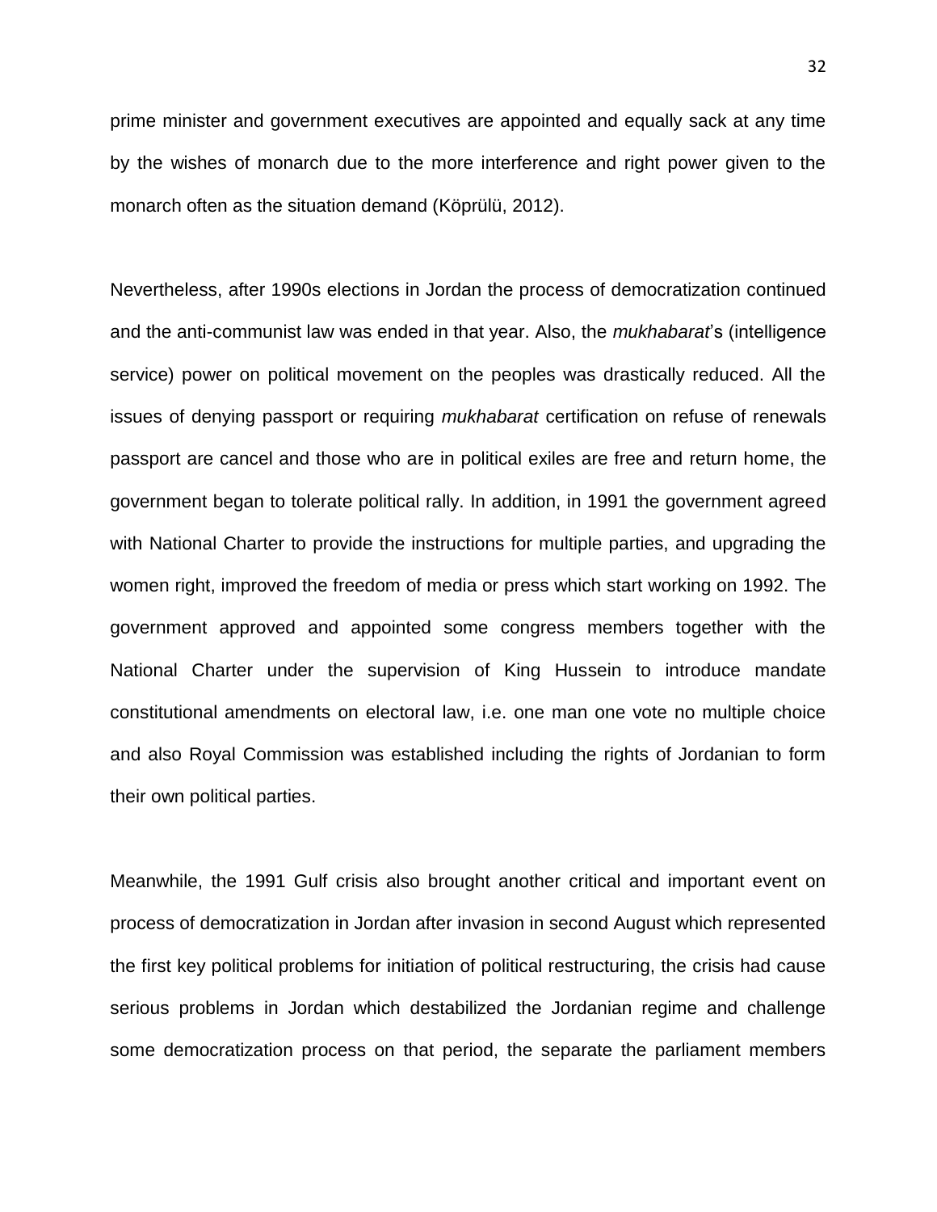prime minister and government executives are appointed and equally sack at any time by the wishes of monarch due to the more interference and right power given to the monarch often as the situation demand (Köprülü, 2012).

Nevertheless, after 1990s elections in Jordan the process of democratization continued and the anti-communist law was ended in that year. Also, the *mukhabarat*'s (intelligence service) power on political movement on the peoples was drastically reduced. All the issues of denying passport or requiring *mukhabarat* certification on refuse of renewals passport are cancel and those who are in political exiles are free and return home, the government began to tolerate political rally. In addition, in 1991 the government agreed with National Charter to provide the instructions for multiple parties, and upgrading the women right, improved the freedom of media or press which start working on 1992. The government approved and appointed some congress members together with the National Charter under the supervision of King Hussein to introduce mandate constitutional amendments on electoral law, i.e. one man one vote no multiple choice and also Royal Commission was established including the rights of Jordanian to form their own political parties.

Meanwhile, the 1991 Gulf crisis also brought another critical and important event on process of democratization in Jordan after invasion in second August which represented the first key political problems for initiation of political restructuring, the crisis had cause serious problems in Jordan which destabilized the Jordanian regime and challenge some democratization process on that period, the separate the parliament members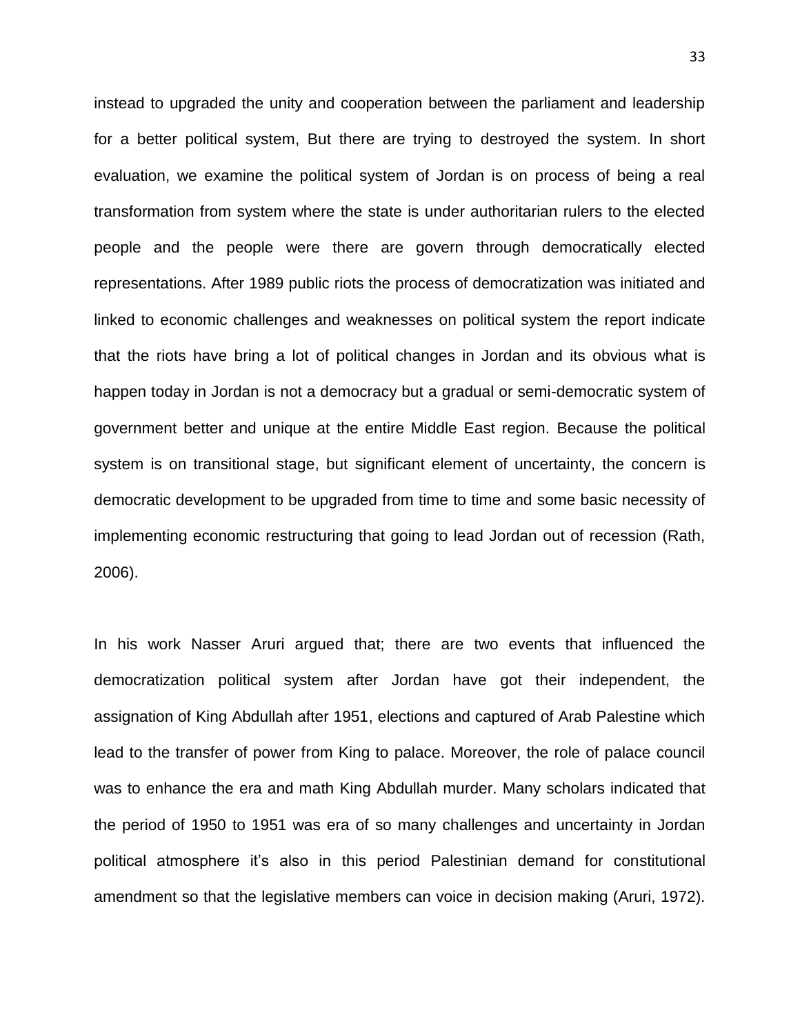instead to upgraded the unity and cooperation between the parliament and leadership for a better political system, But there are trying to destroyed the system. In short evaluation, we examine the political system of Jordan is on process of being a real transformation from system where the state is under authoritarian rulers to the elected people and the people were there are govern through democratically elected representations. After 1989 public riots the process of democratization was initiated and linked to economic challenges and weaknesses on political system the report indicate that the riots have bring a lot of political changes in Jordan and its obvious what is happen today in Jordan is not a democracy but a gradual or semi-democratic system of government better and unique at the entire Middle East region. Because the political system is on transitional stage, but significant element of uncertainty, the concern is democratic development to be upgraded from time to time and some basic necessity of implementing economic restructuring that going to lead Jordan out of recession (Rath, 2006).

In his work Nasser Aruri argued that; there are two events that influenced the democratization political system after Jordan have got their independent, the assignation of King Abdullah after 1951, elections and captured of Arab Palestine which lead to the transfer of power from King to palace. Moreover, the role of palace council was to enhance the era and math King Abdullah murder. Many scholars indicated that the period of 1950 to 1951 was era of so many challenges and uncertainty in Jordan political atmosphere it's also in this period Palestinian demand for constitutional amendment so that the legislative members can voice in decision making (Aruri, 1972).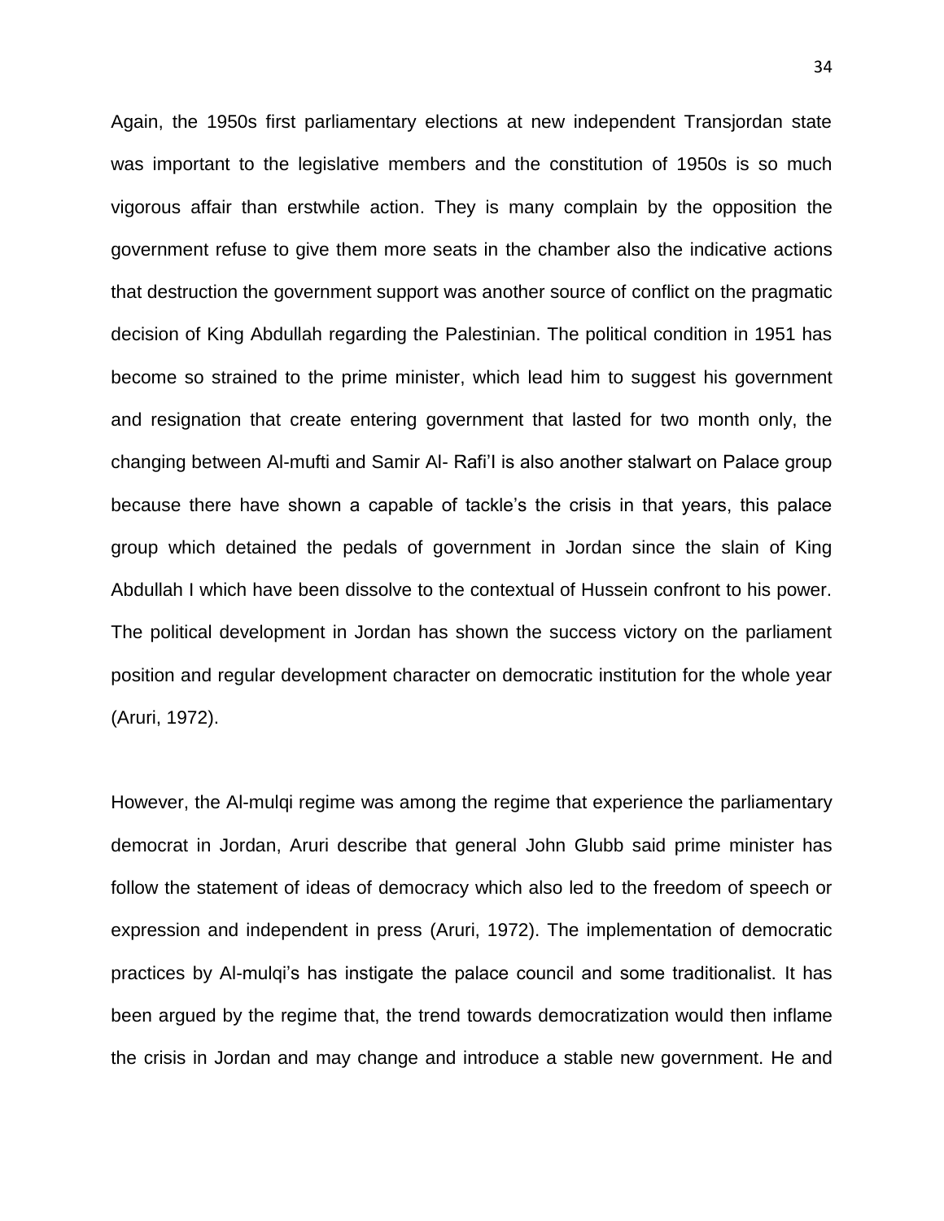Again, the 1950s first parliamentary elections at new independent Transjordan state was important to the legislative members and the constitution of 1950s is so much vigorous affair than erstwhile action. They is many complain by the opposition the government refuse to give them more seats in the chamber also the indicative actions that destruction the government support was another source of conflict on the pragmatic decision of King Abdullah regarding the Palestinian. The political condition in 1951 has become so strained to the prime minister, which lead him to suggest his government and resignation that create entering government that lasted for two month only, the changing between Al-mufti and Samir Al- Rafi'I is also another stalwart on Palace group because there have shown a capable of tackle's the crisis in that years, this palace group which detained the pedals of government in Jordan since the slain of King Abdullah I which have been dissolve to the contextual of Hussein confront to his power. The political development in Jordan has shown the success victory on the parliament position and regular development character on democratic institution for the whole year (Aruri, 1972).

However, the Al-mulqi regime was among the regime that experience the parliamentary democrat in Jordan, Aruri describe that general John Glubb said prime minister has follow the statement of ideas of democracy which also led to the freedom of speech or expression and independent in press (Aruri, 1972). The implementation of democratic practices by Al-mulqi's has instigate the palace council and some traditionalist. It has been argued by the regime that, the trend towards democratization would then inflame the crisis in Jordan and may change and introduce a stable new government. He and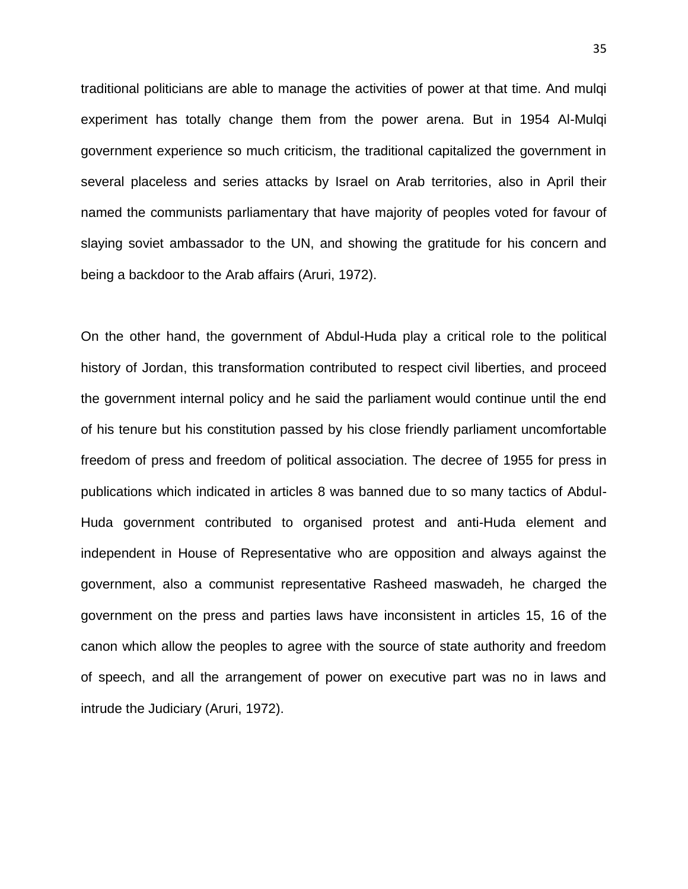traditional politicians are able to manage the activities of power at that time. And mulqi experiment has totally change them from the power arena. But in 1954 Al-Mulqi government experience so much criticism, the traditional capitalized the government in several placeless and series attacks by Israel on Arab territories, also in April their named the communists parliamentary that have majority of peoples voted for favour of slaying soviet ambassador to the UN, and showing the gratitude for his concern and being a backdoor to the Arab affairs (Aruri, 1972).

On the other hand, the government of Abdul-Huda play a critical role to the political history of Jordan, this transformation contributed to respect civil liberties, and proceed the government internal policy and he said the parliament would continue until the end of his tenure but his constitution passed by his close friendly parliament uncomfortable freedom of press and freedom of political association. The decree of 1955 for press in publications which indicated in articles 8 was banned due to so many tactics of Abdul-Huda government contributed to organised protest and anti-Huda element and independent in House of Representative who are opposition and always against the government, also a communist representative Rasheed maswadeh, he charged the government on the press and parties laws have inconsistent in articles 15, 16 of the canon which allow the peoples to agree with the source of state authority and freedom of speech, and all the arrangement of power on executive part was no in laws and intrude the Judiciary (Aruri, 1972).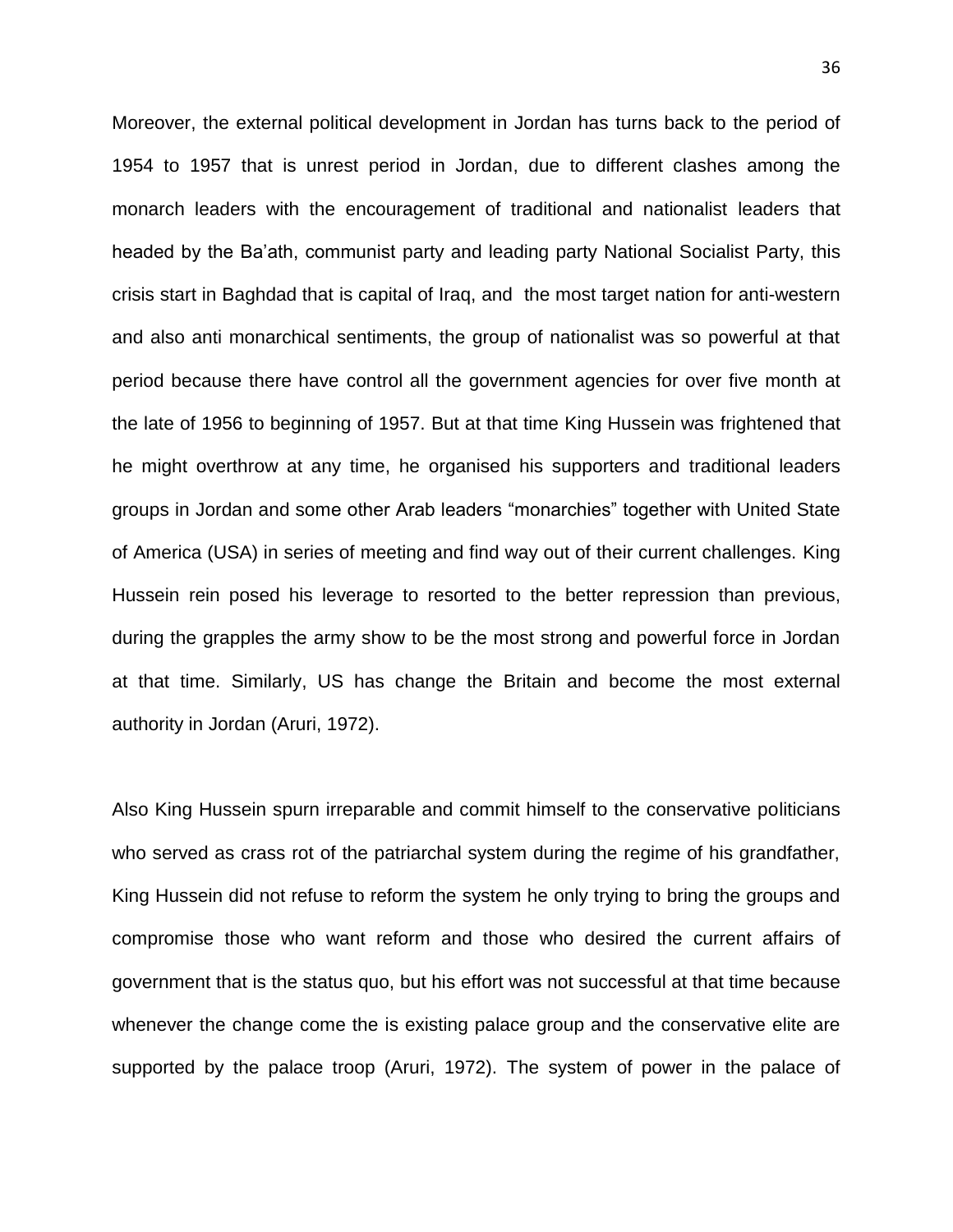Moreover, the external political development in Jordan has turns back to the period of 1954 to 1957 that is unrest period in Jordan, due to different clashes among the monarch leaders with the encouragement of traditional and nationalist leaders that headed by the Ba'ath, communist party and leading party National Socialist Party, this crisis start in Baghdad that is capital of Iraq, and the most target nation for anti-western and also anti monarchical sentiments, the group of nationalist was so powerful at that period because there have control all the government agencies for over five month at the late of 1956 to beginning of 1957. But at that time King Hussein was frightened that he might overthrow at any time, he organised his supporters and traditional leaders groups in Jordan and some other Arab leaders "monarchies" together with United State of America (USA) in series of meeting and find way out of their current challenges. King Hussein rein posed his leverage to resorted to the better repression than previous, during the grapples the army show to be the most strong and powerful force in Jordan at that time. Similarly, US has change the Britain and become the most external authority in Jordan (Aruri, 1972).

Also King Hussein spurn irreparable and commit himself to the conservative politicians who served as crass rot of the patriarchal system during the regime of his grandfather, King Hussein did not refuse to reform the system he only trying to bring the groups and compromise those who want reform and those who desired the current affairs of government that is the status quo, but his effort was not successful at that time because whenever the change come the is existing palace group and the conservative elite are supported by the palace troop (Aruri, 1972). The system of power in the palace of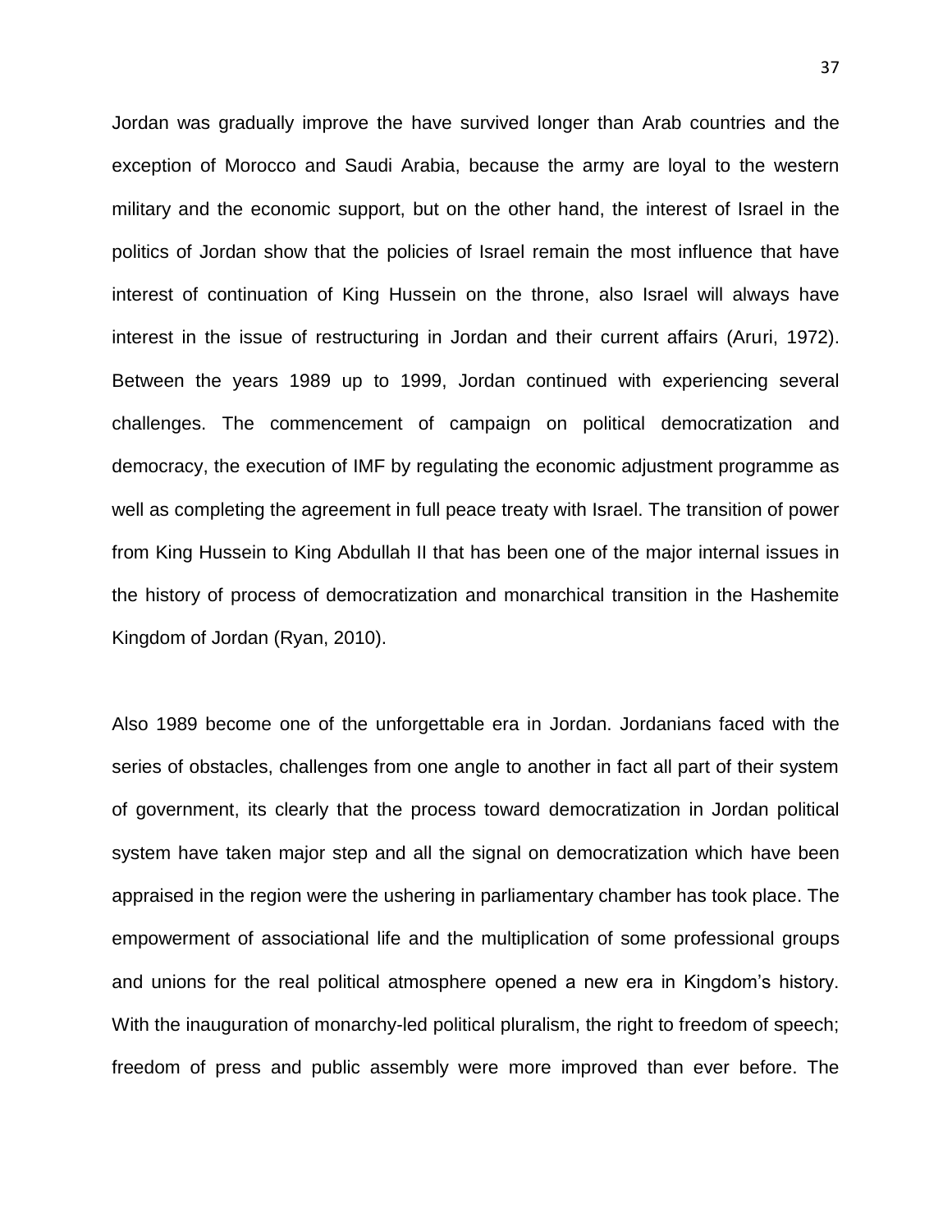Jordan was gradually improve the have survived longer than Arab countries and the exception of Morocco and Saudi Arabia, because the army are loyal to the western military and the economic support, but on the other hand, the interest of Israel in the politics of Jordan show that the policies of Israel remain the most influence that have interest of continuation of King Hussein on the throne, also Israel will always have interest in the issue of restructuring in Jordan and their current affairs (Aruri, 1972). Between the years 1989 up to 1999, Jordan continued with experiencing several challenges. The commencement of campaign on political democratization and democracy, the execution of IMF by regulating the economic adjustment programme as well as completing the agreement in full peace treaty with Israel. The transition of power from King Hussein to King Abdullah II that has been one of the major internal issues in the history of process of democratization and monarchical transition in the Hashemite Kingdom of Jordan (Ryan, 2010).

Also 1989 become one of the unforgettable era in Jordan. Jordanians faced with the series of obstacles, challenges from one angle to another in fact all part of their system of government, its clearly that the process toward democratization in Jordan political system have taken major step and all the signal on democratization which have been appraised in the region were the ushering in parliamentary chamber has took place. The empowerment of associational life and the multiplication of some professional groups and unions for the real political atmosphere opened a new era in Kingdom's history. With the inauguration of monarchy-led political pluralism, the right to freedom of speech; freedom of press and public assembly were more improved than ever before. The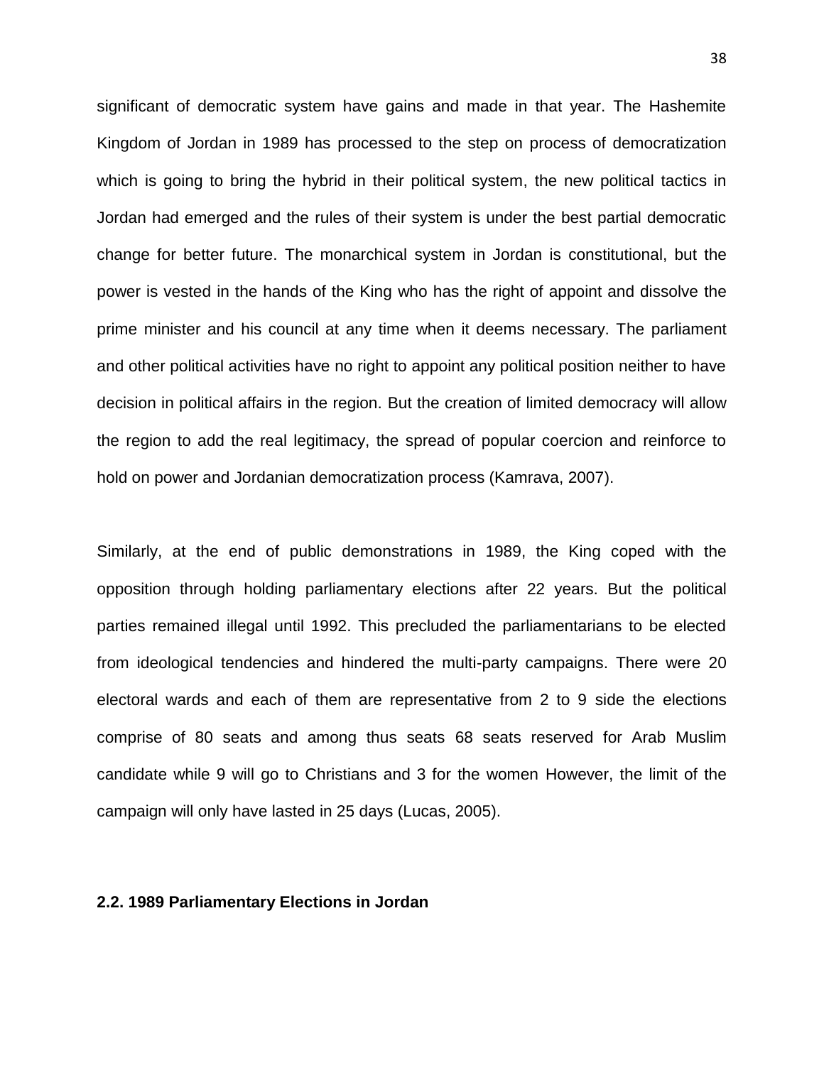significant of democratic system have gains and made in that year. The Hashemite Kingdom of Jordan in 1989 has processed to the step on process of democratization which is going to bring the hybrid in their political system, the new political tactics in Jordan had emerged and the rules of their system is under the best partial democratic change for better future. The monarchical system in Jordan is constitutional, but the power is vested in the hands of the King who has the right of appoint and dissolve the prime minister and his council at any time when it deems necessary. The parliament and other political activities have no right to appoint any political position neither to have decision in political affairs in the region. But the creation of limited democracy will allow the region to add the real legitimacy, the spread of popular coercion and reinforce to hold on power and Jordanian democratization process (Kamrava, 2007).

Similarly, at the end of public demonstrations in 1989, the King coped with the opposition through holding parliamentary elections after 22 years. But the political parties remained illegal until 1992. This precluded the parliamentarians to be elected from ideological tendencies and hindered the multi-party campaigns. There were 20 electoral wards and each of them are representative from 2 to 9 side the elections comprise of 80 seats and among thus seats 68 seats reserved for Arab Muslim candidate while 9 will go to Christians and 3 for the women However, the limit of the campaign will only have lasted in 25 days (Lucas, 2005).

### 2.2. 1989 Parliamentary Elections in Jordan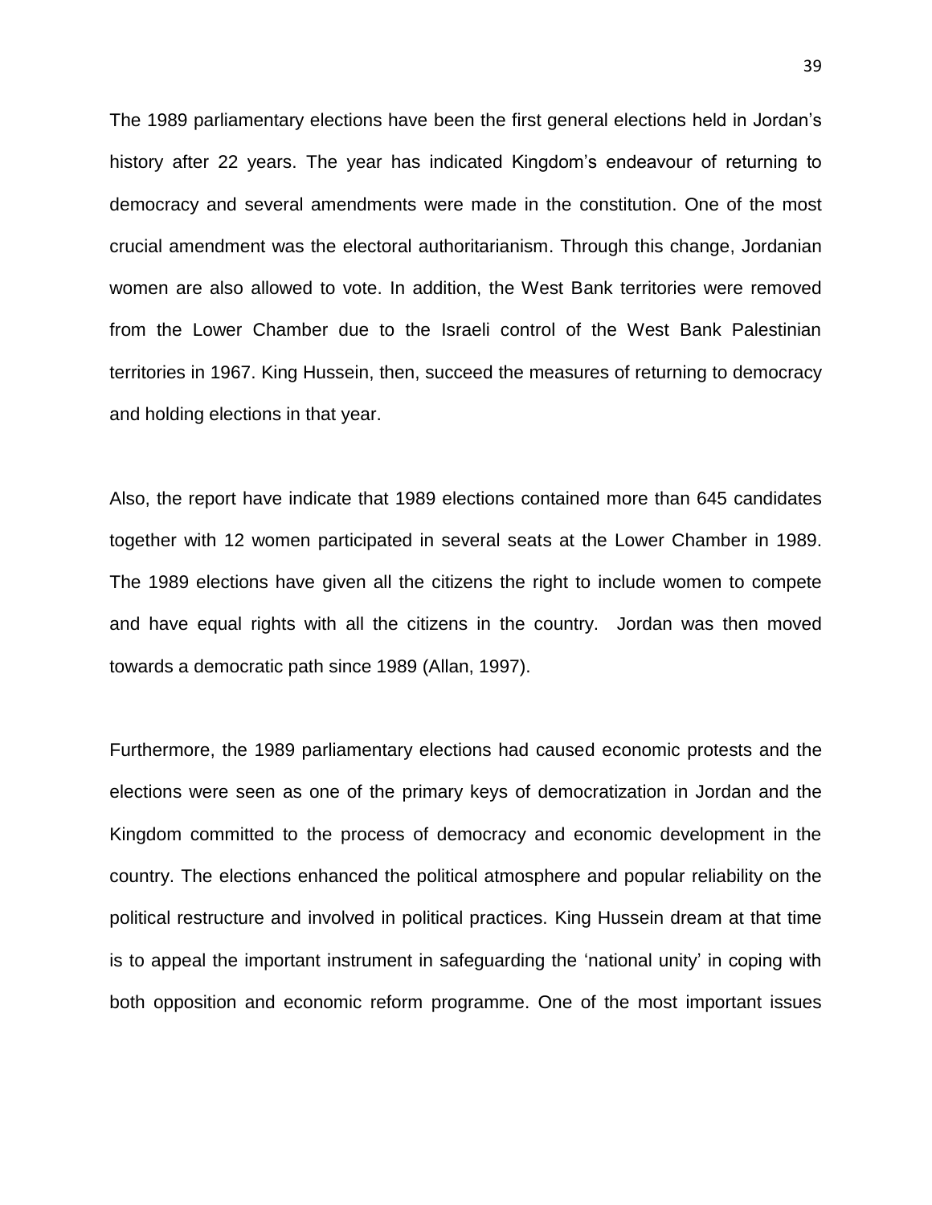The 1989 parliamentary elections have been the first general elections held in Jordan's history after 22 years. The year has indicated Kingdom's endeavour of returning to democracy and several amendments were made in the constitution. One of the most crucial amendment was the electoral authoritarianism. Through this change, Jordanian women are also allowed to vote. In addition, the West Bank territories were removed from the Lower Chamber due to the Israeli control of the West Bank Palestinian territories in 1967. King Hussein, then, succeed the measures of returning to democracy and holding elections in that year.

Also, the report have indicate that 1989 elections contained more than 645 candidates together with 12 women participated in several seats at the Lower Chamber in 1989. The 1989 elections have given all the citizens the right to include women to compete and have equal rights with all the citizens in the country. Jordan was then moved towards a democratic path since 1989 (Allan, 1997).

Furthermore, the 1989 parliamentary elections had caused economic protests and the elections were seen as one of the primary keys of democratization in Jordan and the Kingdom committed to the process of democracy and economic development in the country. The elections enhanced the political atmosphere and popular reliability on the political restructure and involved in political practices. King Hussein dream at that time is to appeal the important instrument in safeguarding the 'national unity' in coping with both opposition and economic reform programme. One of the most important issues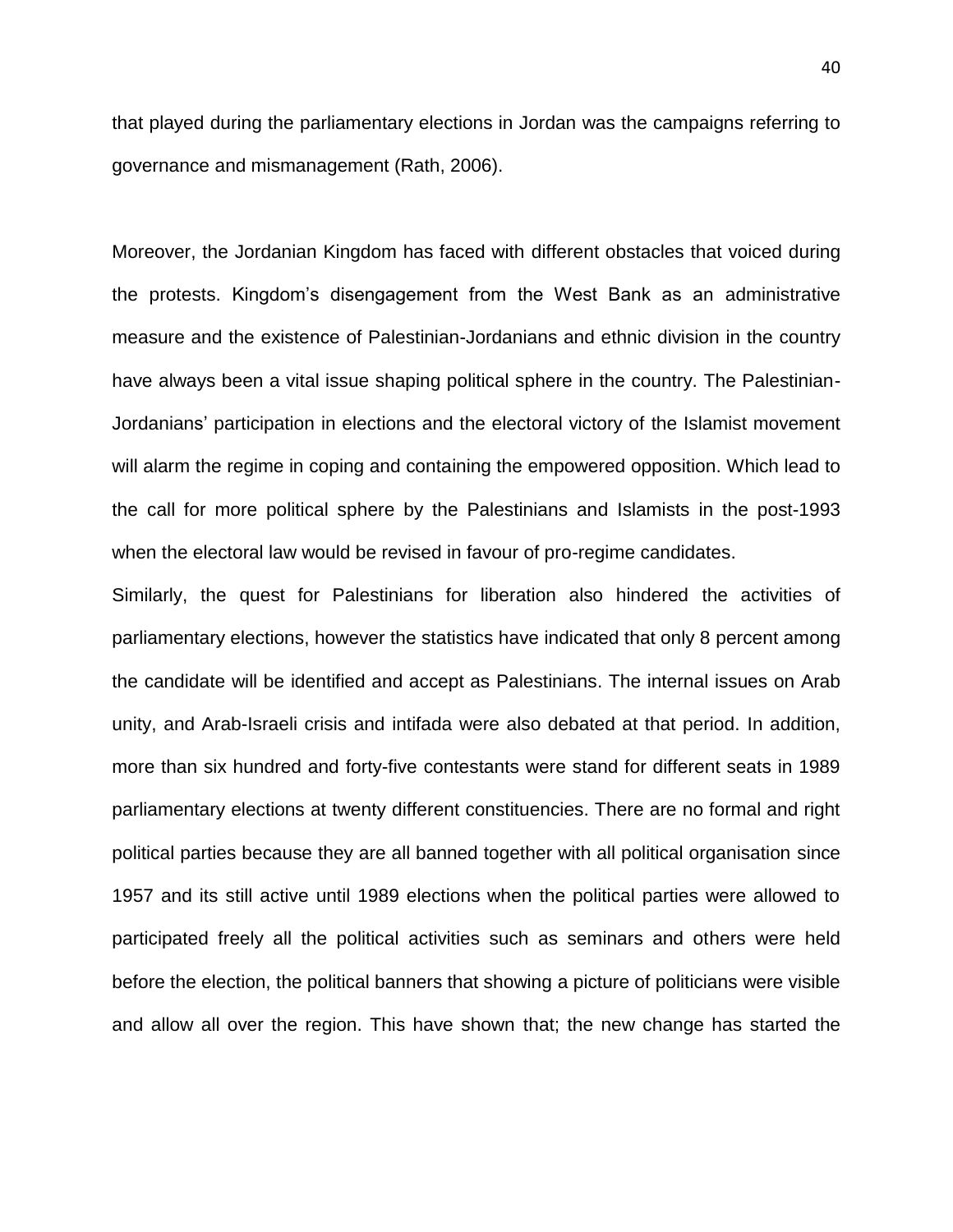that played during the parliamentary elections in Jordan was the campaigns referring to governance and mismanagement (Rath, 2006).

Moreover, the Jordanian Kingdom has faced with different obstacles that voiced during the protests. Kingdom's disengagement from the West Bank as an administrative measure and the existence of Palestinian-Jordanians and ethnic division in the country have always been a vital issue shaping political sphere in the country. The Palestinian-Jordanians' participation in elections and the electoral victory of the Islamist movement will alarm the regime in coping and containing the empowered opposition. Which lead to the call for more political sphere by the Palestinians and Islamists in the post-1993 when the electoral law would be revised in favour of pro-regime candidates.

Similarly, the quest for Palestinians for liberation also hindered the activities of parliamentary elections, however the statistics have indicated that only 8 percent among the candidate will be identified and accept as Palestinians. The internal issues on Arab unity, and Arab-Israeli crisis and intifada were also debated at that period. In addition, more than six hundred and forty-five contestants were stand for different seats in 1989 parliamentary elections at twenty different constituencies. There are no formal and right political parties because they are all banned together with all political organisation since 1957 and its still active until 1989 elections when the political parties were allowed to participated freely all the political activities such as seminars and others were held before the election, the political banners that showing a picture of politicians were visible and allow all over the region. This have shown that; the new change has started the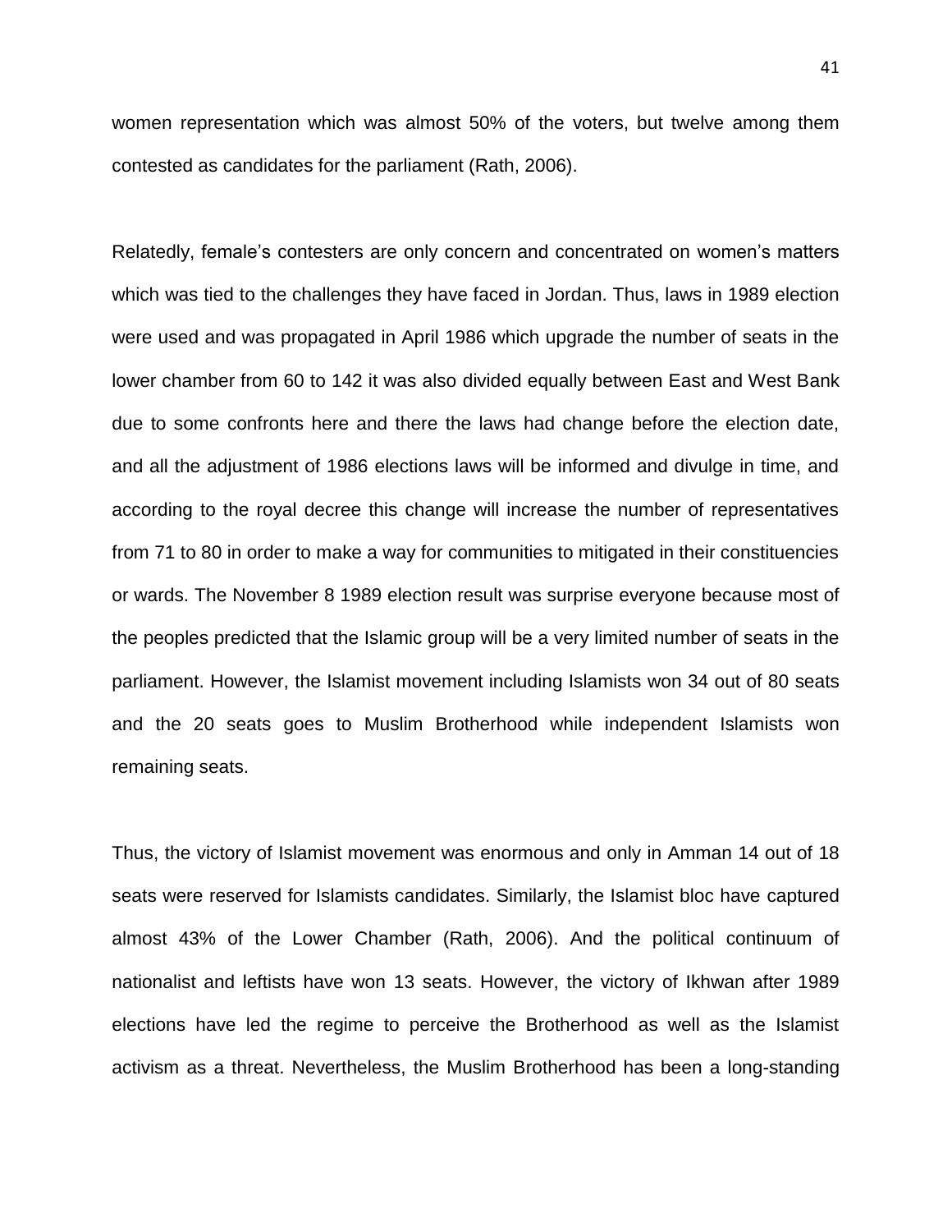women representation which was almost 50% of the voters, but twelve among them contested as candidates for the parliament (Rath, 2006).

Relatedly, female's contesters are only concern and concentrated on women's matters which was tied to the challenges they have faced in Jordan. Thus, laws in 1989 election were used and was propagated in April 1986 which upgrade the number of seats in the lower chamber from 60 to 142 it was also divided equally between East and West Bank due to some confronts here and there the laws had change before the election date, and all the adjustment of 1986 elections laws will be informed and divulge in time, and according to the royal decree this change will increase the number of representatives from 71 to 80 in order to make a way for communities to mitigated in their constituencies or wards. The November 8 1989 election result was surprise everyone because most of the peoples predicted that the Islamic group will be a very limited number of seats in the parliament. However, the Islamist movement including Islamists won 34 out of 80 seats and the 20 seats goes to Muslim Brotherhood while independent Islamists won remaining seats.

Thus, the victory of Islamist movement was enormous and only in Amman 14 out of 18 seats were reserved for Islamists candidates. Similarly, the Islamist bloc have captured almost 43% of the Lower Chamber (Rath, 2006). And the political continuum of nationalist and leftists have won 13 seats. However, the victory of Ikhwan after 1989 elections have led the regime to perceive the Brotherhood as well as the Islamist activism as a threat. Nevertheless, the Muslim Brotherhood has been a long-standing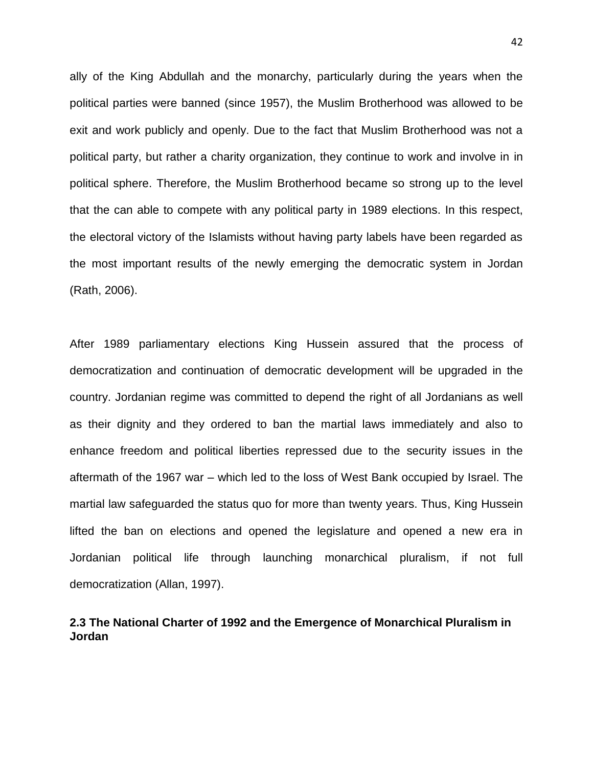ally of the King Abdullah and the monarchy, particularly during the years when the political parties were banned (since 1957), the Muslim Brotherhood was allowed to be exit and work publicly and openly. Due to the fact that Muslim Brotherhood was not a political party, but rather a charity organization, they continue to work and involve in in political sphere. Therefore, the Muslim Brotherhood became so strong up to the level that the can able to compete with any political party in 1989 elections. In this respect, the electoral victory of the Islamists without having party labels have been regarded as the most important results of the newly emerging the democratic system in Jordan (Rath, 2006).

After 1989 parliamentary elections King Hussein assured that the process of democratization and continuation of democratic development will be upgraded in the country. Jordanian regime was committed to depend the right of all Jordanians as well as their dignity and they ordered to ban the martial laws immediately and also to enhance freedom and political liberties repressed due to the security issues in the aftermath of the 1967 war – which led to the loss of West Bank occupied by Israel. The martial law safeguarded the status quo for more than twenty years. Thus, King Hussein lifted the ban on elections and opened the legislature and opened a new era in Jordanian political life through launching monarchical pluralism, if not full democratization (Allan, 1997).

### 2.3 The National Charter of 1992 and the Emergence of Monarchical Pluralism in Jordan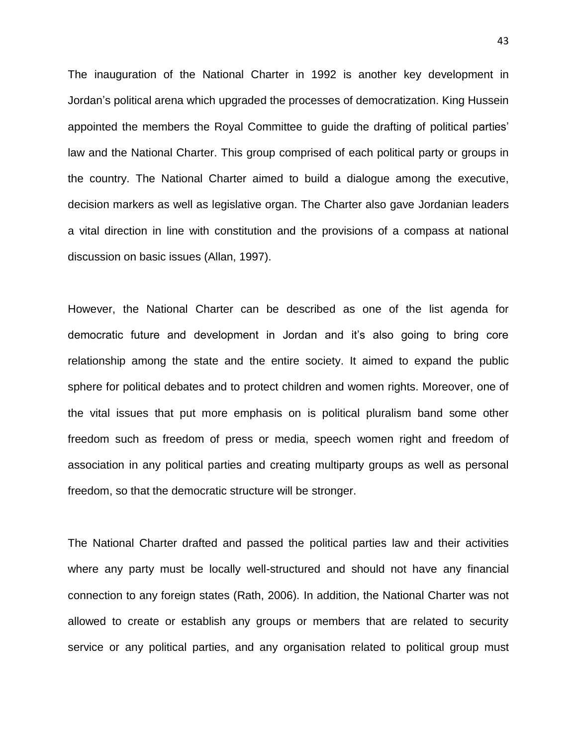The inauguration of the National Charter in 1992 is another key development in Jordan's political arena which upgraded the processes of democratization. King Hussein appointed the members the Royal Committee to guide the drafting of political parties' law and the National Charter. This group comprised of each political party or groups in the country. The National Charter aimed to build a dialogue among the executive, decision markers as well as legislative organ. The Charter also gave Jordanian leaders a vital direction in line with constitution and the provisions of a compass at national discussion on basic issues (Allan, 1997).

However, the National Charter can be described as one of the list agenda for democratic future and development in Jordan and it's also going to bring core relationship among the state and the entire society. It aimed to expand the public sphere for political debates and to protect children and women rights. Moreover, one of the vital issues that put more emphasis on is political pluralism band some other freedom such as freedom of press or media, speech women right and freedom of association in any political parties and creating multiparty groups as well as personal freedom, so that the democratic structure will be stronger.

The National Charter drafted and passed the political parties law and their activities where any party must be locally well-structured and should not have any financial connection to any foreign states (Rath, 2006). In addition, the National Charter was not allowed to create or establish any groups or members that are related to security service or any political parties, and any organisation related to political group must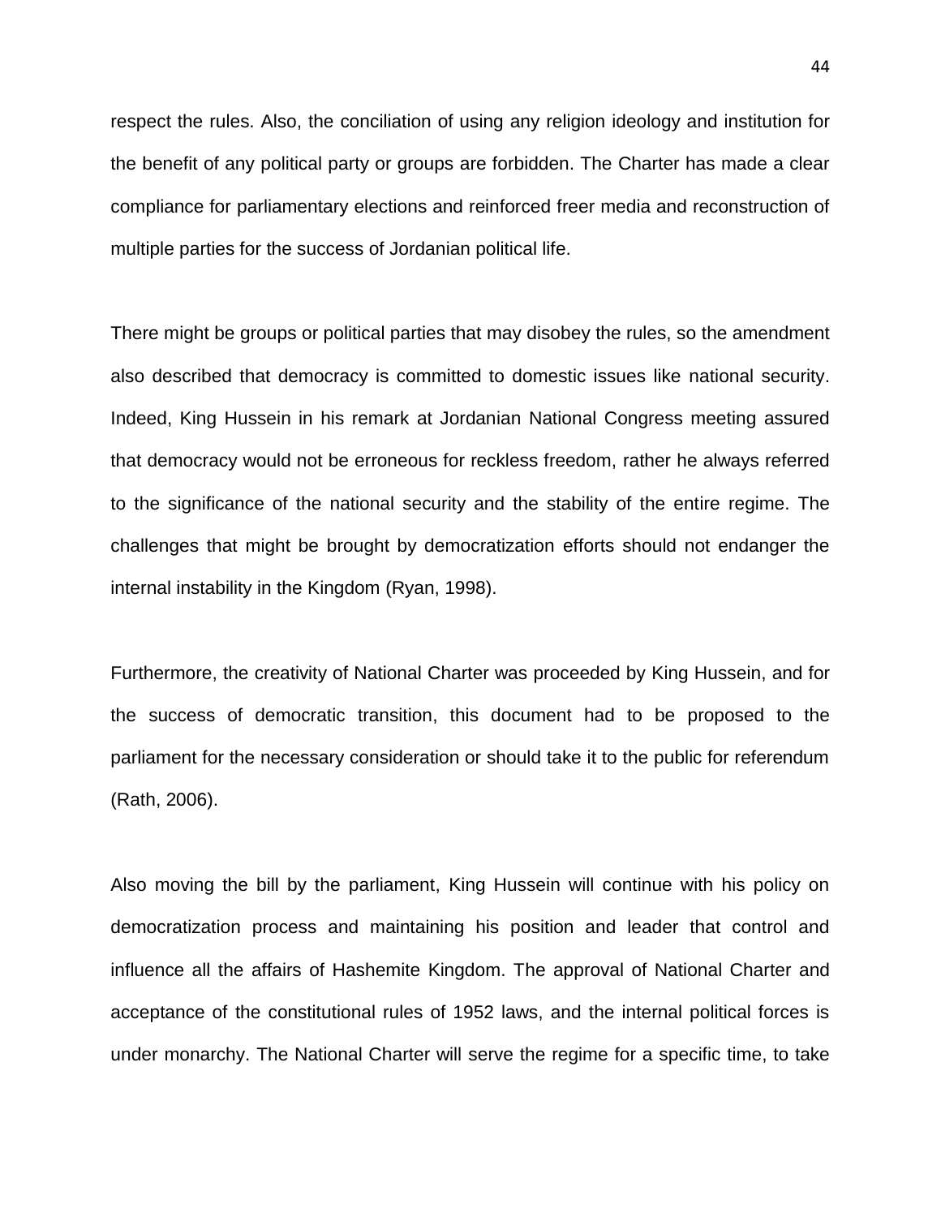respect the rules. Also, the conciliation of using any religion ideology and institution for the benefit of any political party or groups are forbidden. The Charter has made a clear compliance for parliamentary elections and reinforced freer media and reconstruction of multiple parties for the success of Jordanian political life.

There might be groups or political parties that may disobey the rules, so the amendment also described that democracy is committed to domestic issues like national security. Indeed, King Hussein in his remark at Jordanian National Congress meeting assured that democracy would not be erroneous for reckless freedom, rather he always referred to the significance of the national security and the stability of the entire regime. The challenges that might be brought by democratization efforts should not endanger the internal instability in the Kingdom (Ryan, 1998).

Furthermore, the creativity of National Charter was proceeded by King Hussein, and for the success of democratic transition, this document had to be proposed to the parliament for the necessary consideration or should take it to the public for referendum (Rath, 2006).

Also moving the bill by the parliament, King Hussein will continue with his policy on democratization process and maintaining his position and leader that control and influence all the affairs of Hashemite Kingdom. The approval of National Charter and acceptance of the constitutional rules of 1952 laws, and the internal political forces is under monarchy. The National Charter will serve the regime for a specific time, to take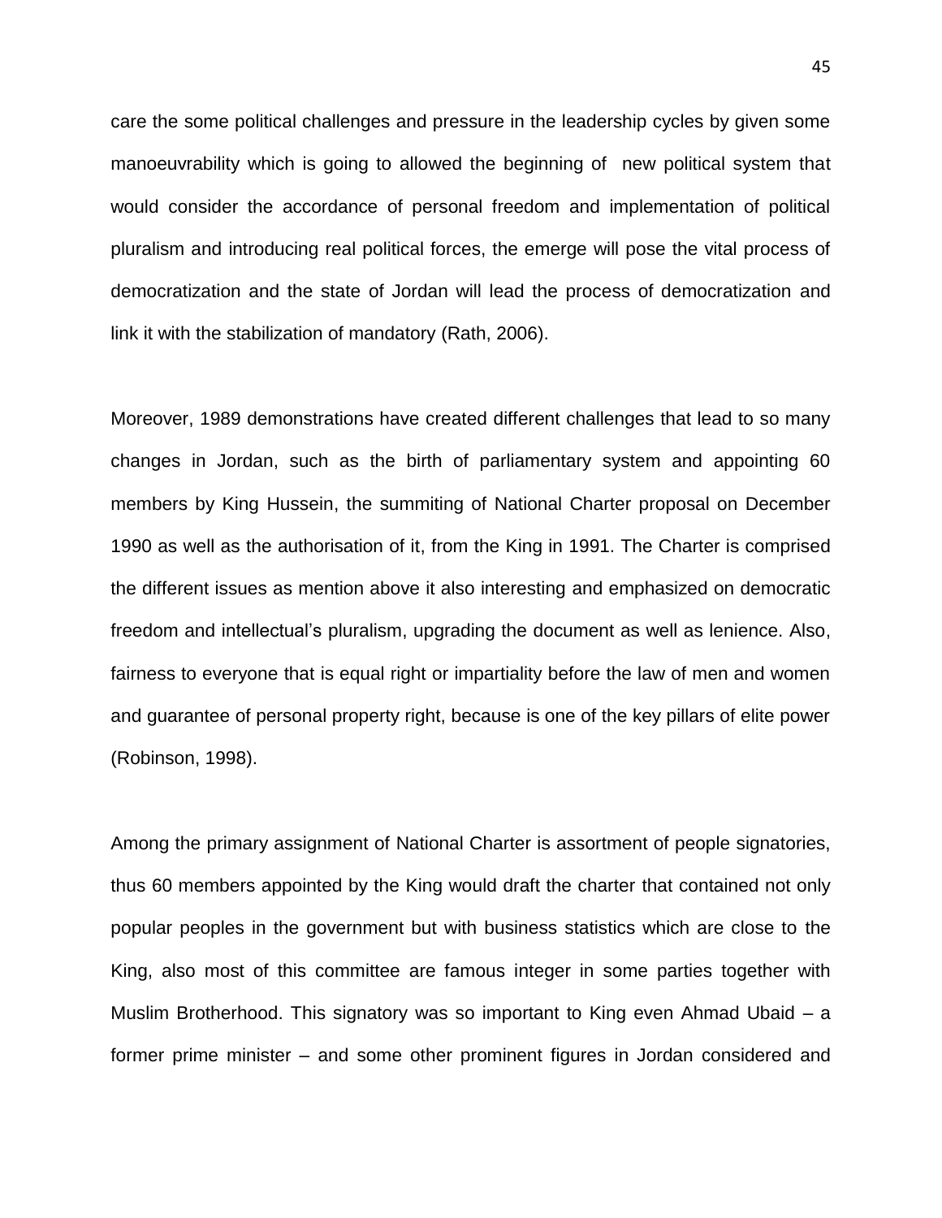care the some political challenges and pressure in the leadership cycles by given some manoeuvrability which is going to allowed the beginning of new political system that would consider the accordance of personal freedom and implementation of political pluralism and introducing real political forces, the emerge will pose the vital process of democratization and the state of Jordan will lead the process of democratization and link it with the stabilization of mandatory (Rath, 2006).

Moreover, 1989 demonstrations have created different challenges that lead to so many changes in Jordan, such as the birth of parliamentary system and appointing 60 members by King Hussein, the summiting of National Charter proposal on December 1990 as well as the authorisation of it, from the King in 1991. The Charter is comprised the different issues as mention above it also interesting and emphasized on democratic freedom and intellectual's pluralism, upgrading the document as well as lenience. Also, fairness to everyone that is equal right or impartiality before the law of men and women and guarantee of personal property right, because is one of the key pillars of elite power (Robinson, 1998).

Among the primary assignment of National Charter is assortment of people signatories, thus 60 members appointed by the King would draft the charter that contained not only popular peoples in the government but with business statistics which are close to the King, also most of this committee are famous integer in some parties together with Muslim Brotherhood. This signatory was so important to King even Ahmad Ubaid – a former prime minister – and some other prominent figures in Jordan considered and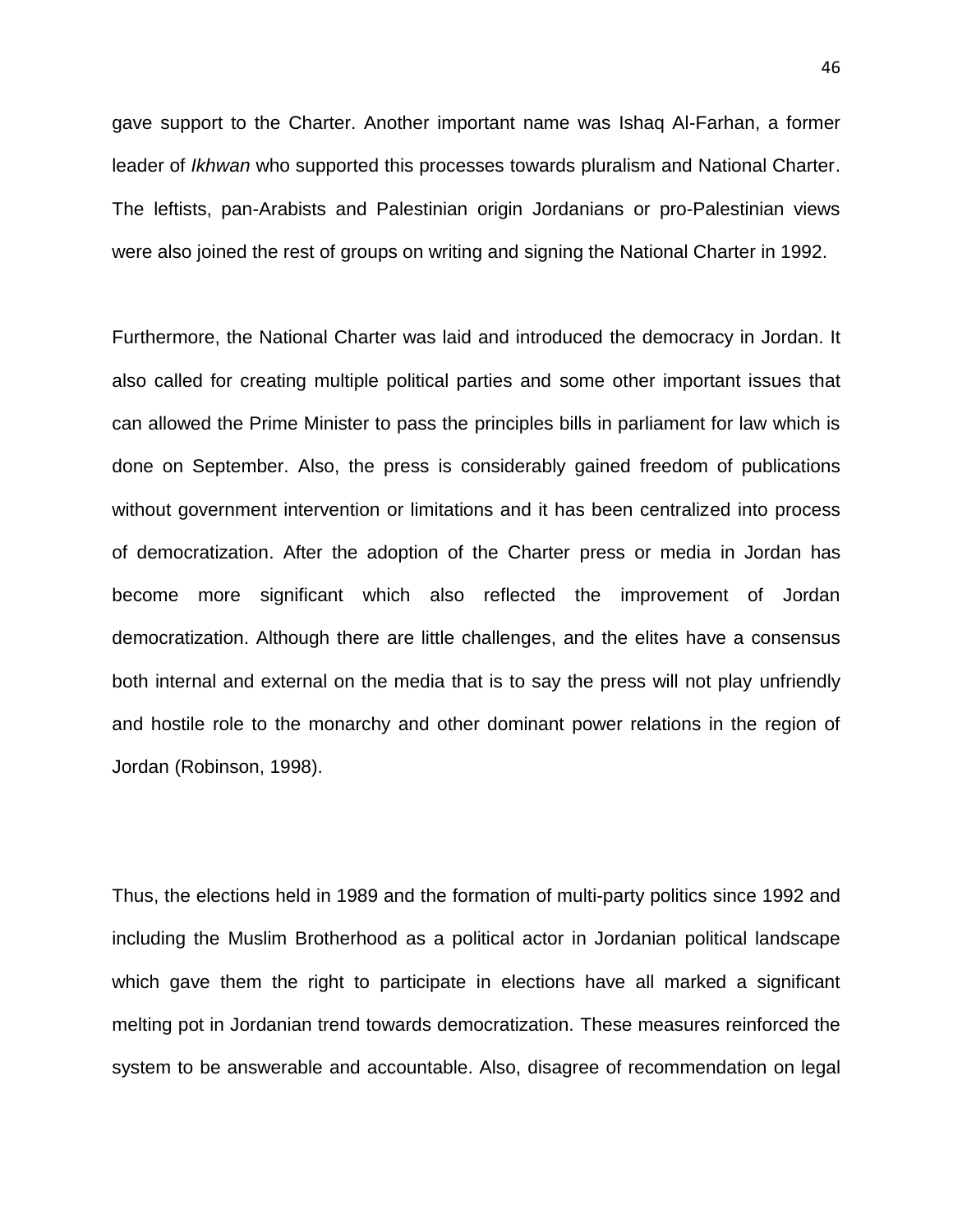gave support to the Charter. Another important name was Ishaq Al-Farhan, a former leader of *Ikhwan* who supported this processes towards pluralism and National Charter. The leftists, pan-Arabists and Palestinian origin Jordanians or pro-Palestinian views were also joined the rest of groups on writing and signing the National Charter in 1992.

Furthermore, the National Charter was laid and introduced the democracy in Jordan. It also called for creating multiple political parties and some other important issues that can allowed the Prime Minister to pass the principles bills in parliament for law which is done on September. Also, the press is considerably gained freedom of publications without government intervention or limitations and it has been centralized into process of democratization. After the adoption of the Charter press or media in Jordan has become more significant which also reflected the improvement of Jordan democratization. Although there are little challenges, and the elites have a consensus both internal and external on the media that is to say the press will not play unfriendly and hostile role to the monarchy and other dominant power relations in the region of Jordan (Robinson, 1998).

Thus, the elections held in 1989 and the formation of multi-party politics since 1992 and including the Muslim Brotherhood as a political actor in Jordanian political landscape which gave them the right to participate in elections have all marked a significant melting pot in Jordanian trend towards democratization. These measures reinforced the system to be answerable and accountable. Also, disagree of recommendation on legal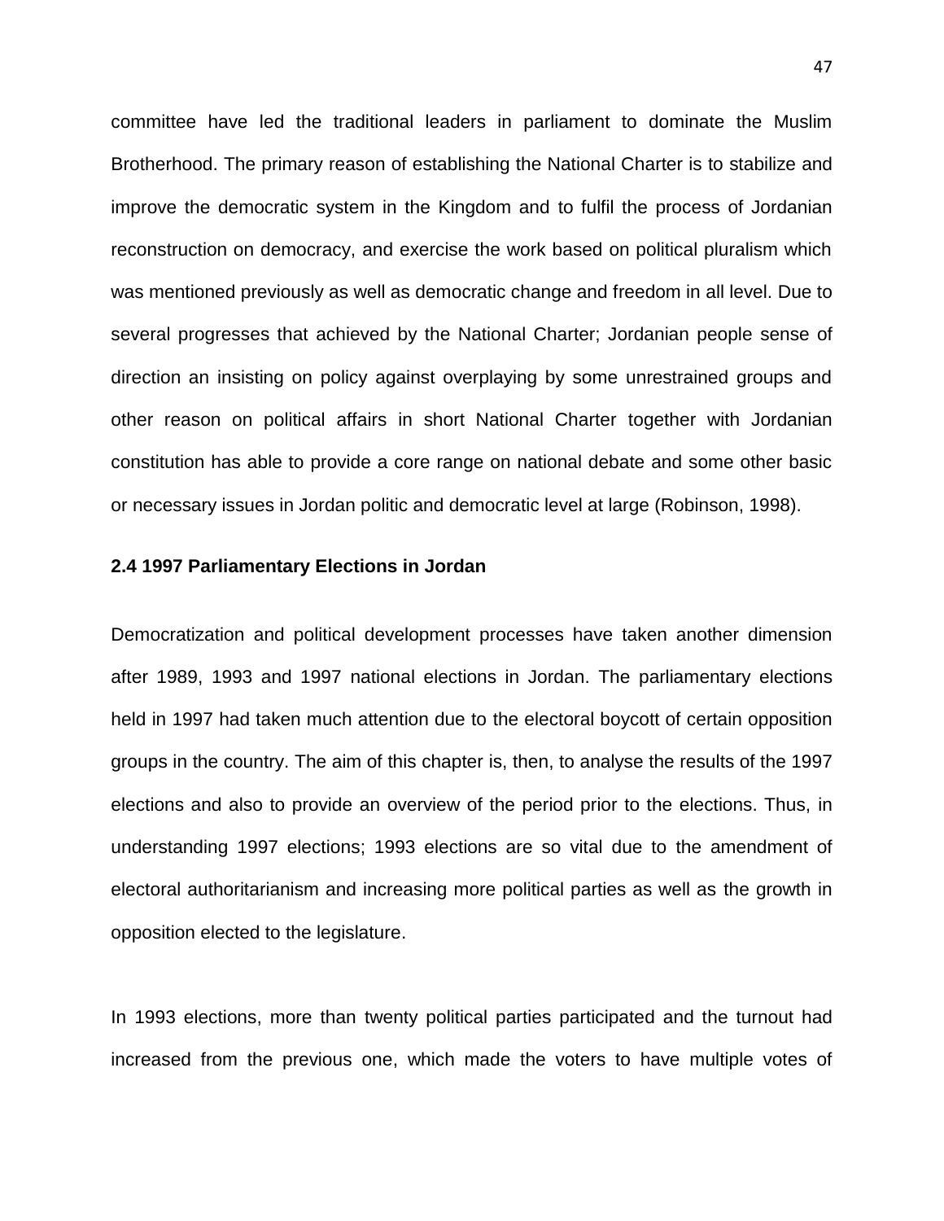committee have led the traditional leaders in parliament to dominate the Muslim Brotherhood. The primary reason of establishing the National Charter is to stabilize and improve the democratic system in the Kingdom and to fulfil the process of Jordanian reconstruction on democracy, and exercise the work based on political pluralism which was mentioned previously as well as democratic change and freedom in all level. Due to several progresses that achieved by the National Charter; Jordanian people sense of direction an insisting on policy against overplaying by some unrestrained groups and other reason on political affairs in short National Charter together with Jordanian constitution has able to provide a core range on national debate and some other basic or necessary issues in Jordan politic and democratic level at large (Robinson, 1998).

## 2.4 1997 Parliamentary Elections in Jordan

Democratization and political development processes have taken another dimension after 1989, 1993 and 1997 national elections in Jordan. The parliamentary elections held in 1997 had taken much attention due to the electoral boycott of certain opposition groups in the country. The aim of this chapter is, then, to analyse the results of the 1997 elections and also to provide an overview of the period prior to the elections. Thus, in understanding 1997 elections; 1993 elections are so vital due to the amendment of electoral authoritarianism and increasing more political parties as well as the growth in opposition elected to the legislature.

In 1993 elections, more than twenty political parties participated and the turnout had increased from the previous one, which made the voters to have multiple votes of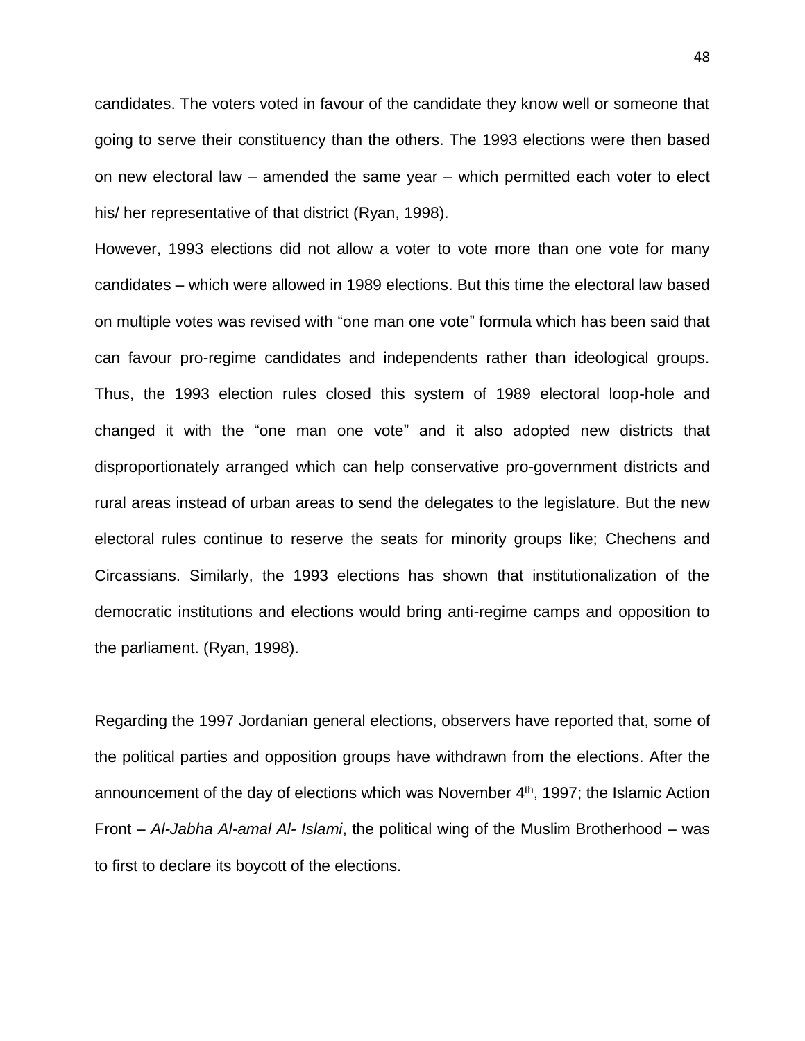candidates. The voters voted in favour of the candidate they know well or someone that going to serve their constituency than the others. The 1993 elections were then based on new electoral law – amended the same year – which permitted each voter to elect his/ her representative of that district (Ryan, 1998).

However, 1993 elections did not allow a voter to vote more than one vote for many candidates – which were allowed in 1989 elections. But this time the electoral law based on multiple votes was revised with "one man one vote" formula which has been said that can favour pro-regime candidates and independents rather than ideological groups. Thus, the 1993 election rules closed this system of 1989 electoral loop-hole and changed it with the "one man one vote" and it also adopted new districts that disproportionately arranged which can help conservative pro-government districts and rural areas instead of urban areas to send the delegates to the legislature. But the new electoral rules continue to reserve the seats for minority groups like; Chechens and Circassians. Similarly, the 1993 elections has shown that institutionalization of the democratic institutions and elections would bring anti-regime camps and opposition to the parliament. (Ryan, 1998).

Regarding the 1997 Jordanian general elections, observers have reported that, some of the political parties and opposition groups have withdrawn from the elections. After the announcement of the day of elections which was November 4th, 1997; the Islamic Action Front – *Al-Jabha Al-amal Al- Islami*, the political wing of the Muslim Brotherhood – was to first to declare its boycott of the elections.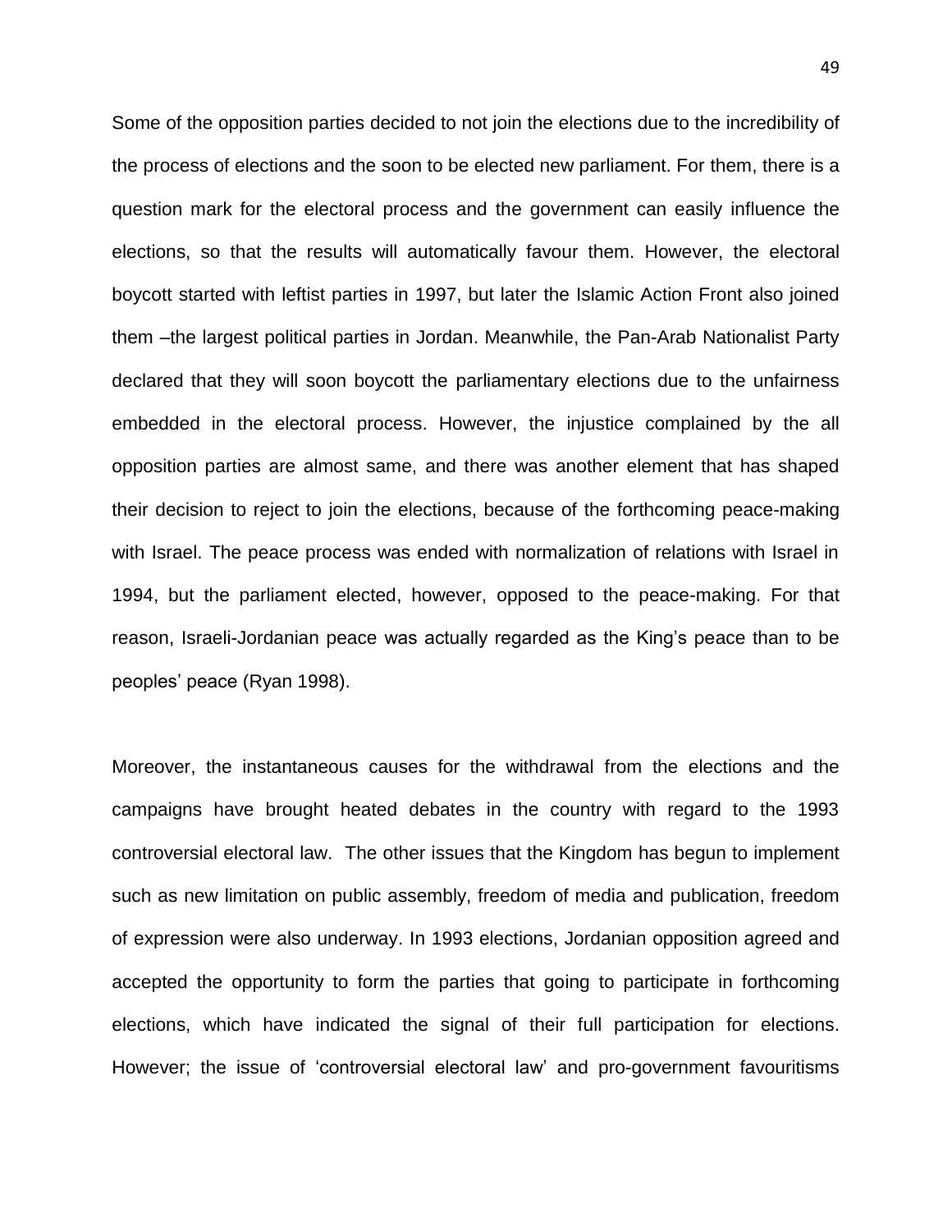Some of the opposition parties decided to not join the elections due to the incredibility of the process of elections and the soon to be elected new parliament. For them, there is a question mark for the electoral process and the government can easily influence the elections, so that the results will automatically favour them. However, the electoral boycott started with leftist parties in 1997, but later the Islamic Action Front also joined them –the largest political parties in Jordan. Meanwhile, the Pan-Arab Nationalist Party declared that they will soon boycott the parliamentary elections due to the unfairness embedded in the electoral process. However, the injustice complained by the all opposition parties are almost same, and there was another element that has shaped their decision to reject to join the elections, because of the forthcoming peace-making with Israel. The peace process was ended with normalization of relations with Israel in 1994, but the parliament elected, however, opposed to the peace-making. For that reason, Israeli-Jordanian peace was actually regarded as the King's peace than to be peoples' peace (Ryan 1998).

Moreover, the instantaneous causes for the withdrawal from the elections and the campaigns have brought heated debates in the country with regard to the 1993 controversial electoral law. The other issues that the Kingdom has begun to implement such as new limitation on public assembly, freedom of media and publication, freedom of expression were also underway. In 1993 elections, Jordanian opposition agreed and accepted the opportunity to form the parties that going to participate in forthcoming elections, which have indicated the signal of their full participation for elections. However; the issue of 'controversial electoral law' and pro-government favouritisms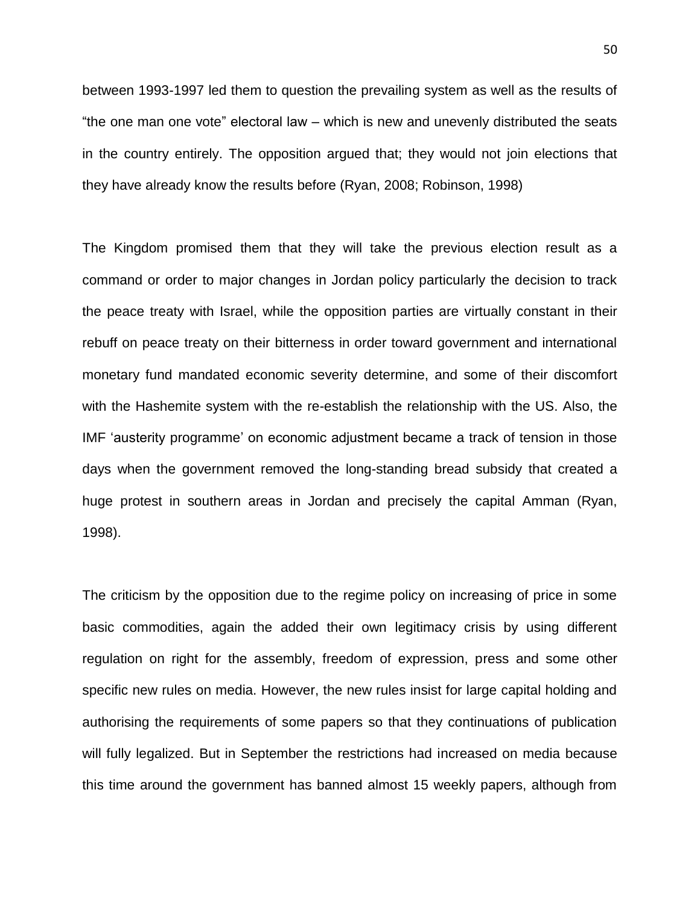between 1993-1997 led them to question the prevailing system as well as the results of "the one man one vote" electoral law – which is new and unevenly distributed the seats in the country entirely. The opposition argued that; they would not join elections that they have already know the results before (Ryan, 2008; Robinson, 1998)

The Kingdom promised them that they will take the previous election result as a command or order to major changes in Jordan policy particularly the decision to track the peace treaty with Israel, while the opposition parties are virtually constant in their rebuff on peace treaty on their bitterness in order toward government and international monetary fund mandated economic severity determine, and some of their discomfort with the Hashemite system with the re-establish the relationship with the US. Also, the IMF 'austerity programme' on economic adjustment became a track of tension in those days when the government removed the long-standing bread subsidy that created a huge protest in southern areas in Jordan and precisely the capital Amman (Ryan, 1998).

The criticism by the opposition due to the regime policy on increasing of price in some basic commodities, again the added their own legitimacy crisis by using different regulation on right for the assembly, freedom of expression, press and some other specific new rules on media. However, the new rules insist for large capital holding and authorising the requirements of some papers so that they continuations of publication will fully legalized. But in September the restrictions had increased on media because this time around the government has banned almost 15 weekly papers, although from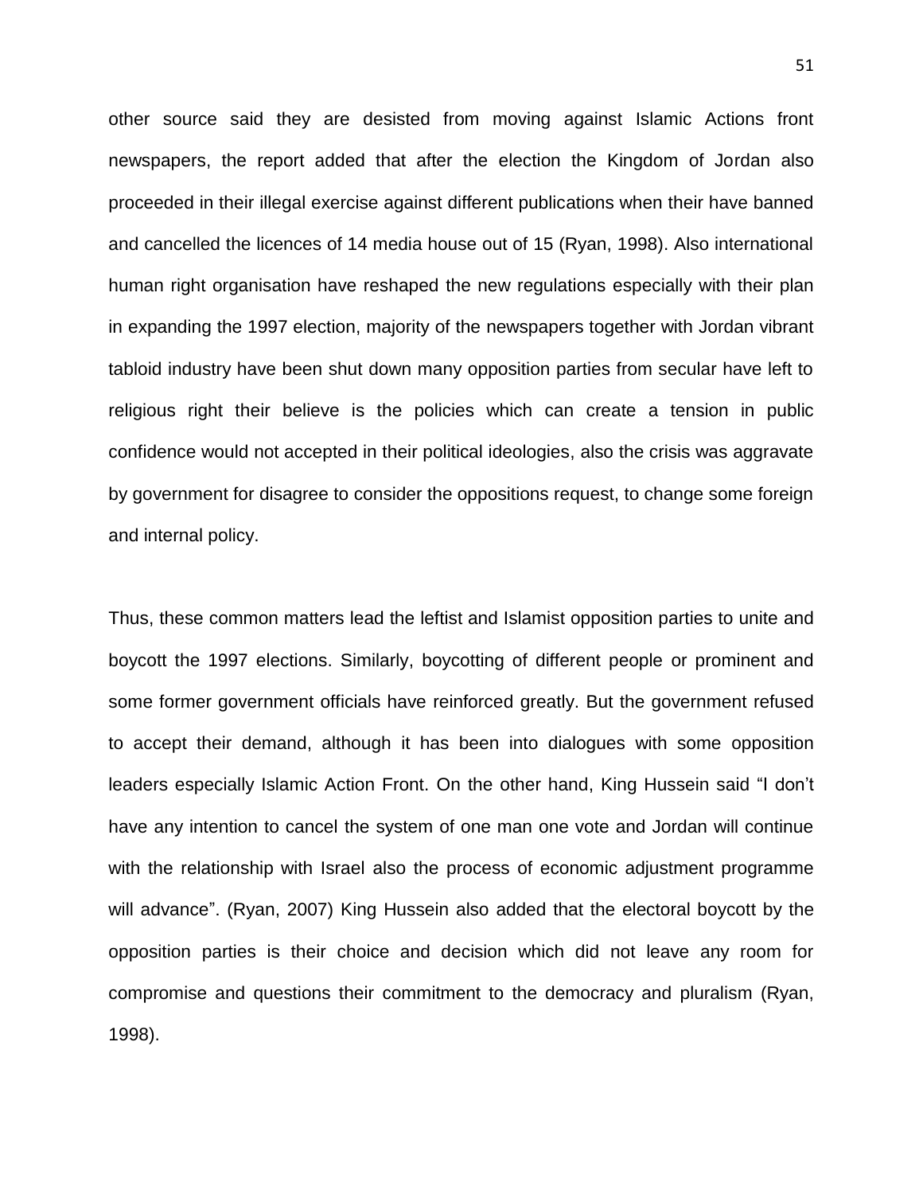other source said they are desisted from moving against Islamic Actions front newspapers, the report added that after the election the Kingdom of Jordan also proceeded in their illegal exercise against different publications when their have banned and cancelled the licences of 14 media house out of 15 (Ryan, 1998). Also international human right organisation have reshaped the new regulations especially with their plan in expanding the 1997 election, majority of the newspapers together with Jordan vibrant tabloid industry have been shut down many opposition parties from secular have left to religious right their believe is the policies which can create a tension in public confidence would not accepted in their political ideologies, also the crisis was aggravate by government for disagree to consider the oppositions request, to change some foreign and internal policy.

Thus, these common matters lead the leftist and Islamist opposition parties to unite and boycott the 1997 elections. Similarly, boycotting of different people or prominent and some former government officials have reinforced greatly. But the government refused to accept their demand, although it has been into dialogues with some opposition leaders especially Islamic Action Front. On the other hand, King Hussein said "I don't have any intention to cancel the system of one man one vote and Jordan will continue with the relationship with Israel also the process of economic adjustment programme will advance". (Ryan, 2007) King Hussein also added that the electoral boycott by the opposition parties is their choice and decision which did not leave any room for compromise and questions their commitment to the democracy and pluralism (Ryan, 1998).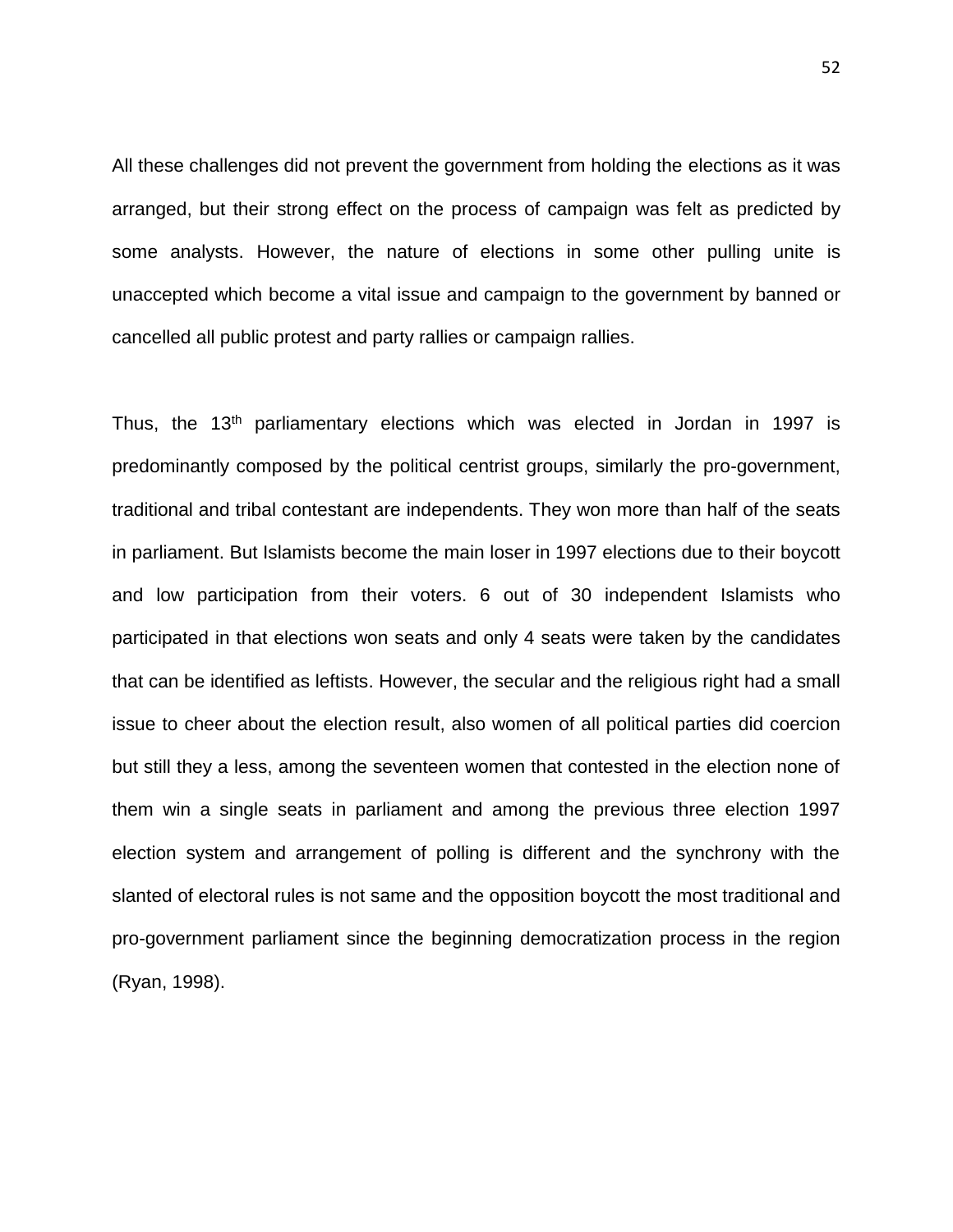All these challenges did not prevent the government from holding the elections as it was arranged, but their strong effect on the process of campaign was felt as predicted by some analysts. However, the nature of elections in some other pulling unite is unaccepted which become a vital issue and campaign to the government by banned or cancelled all public protest and party rallies or campaign rallies.

Thus, the 13th parliamentary elections which was elected in Jordan in 1997 is predominantly composed by the political centrist groups, similarly the pro-government, traditional and tribal contestant are independents. They won more than half of the seats in parliament. But Islamists become the main loser in 1997 elections due to their boycott and low participation from their voters. 6 out of 30 independent Islamists who participated in that elections won seats and only 4 seats were taken by the candidates that can be identified as leftists. However, the secular and the religious right had a small issue to cheer about the election result, also women of all political parties did coercion but still they a less, among the seventeen women that contested in the election none of them win a single seats in parliament and among the previous three election 1997 election system and arrangement of polling is different and the synchrony with the slanted of electoral rules is not same and the opposition boycott the most traditional and pro-government parliament since the beginning democratization process in the region (Ryan, 1998).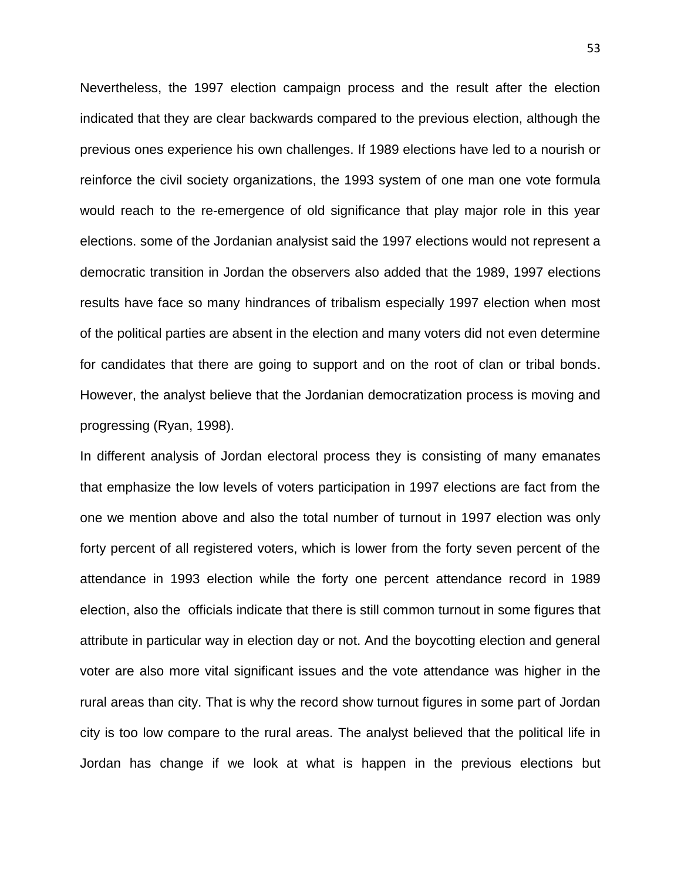Nevertheless, the 1997 election campaign process and the result after the election indicated that they are clear backwards compared to the previous election, although the previous ones experience his own challenges. If 1989 elections have led to a nourish or reinforce the civil society organizations, the 1993 system of one man one vote formula would reach to the re-emergence of old significance that play major role in this year elections. some of the Jordanian analysist said the 1997 elections would not represent a democratic transition in Jordan the observers also added that the 1989, 1997 elections results have face so many hindrances of tribalism especially 1997 election when most of the political parties are absent in the election and many voters did not even determine for candidates that there are going to support and on the root of clan or tribal bonds. However, the analyst believe that the Jordanian democratization process is moving and progressing (Ryan, 1998).

In different analysis of Jordan electoral process they is consisting of many emanates that emphasize the low levels of voters participation in 1997 elections are fact from the one we mention above and also the total number of turnout in 1997 election was only forty percent of all registered voters, which is lower from the forty seven percent of the attendance in 1993 election while the forty one percent attendance record in 1989 election, also the officials indicate that there is still common turnout in some figures that attribute in particular way in election day or not. And the boycotting election and general voter are also more vital significant issues and the vote attendance was higher in the rural areas than city. That is why the record show turnout figures in some part of Jordan city is too low compare to the rural areas. The analyst believed that the political life in Jordan has change if we look at what is happen in the previous elections but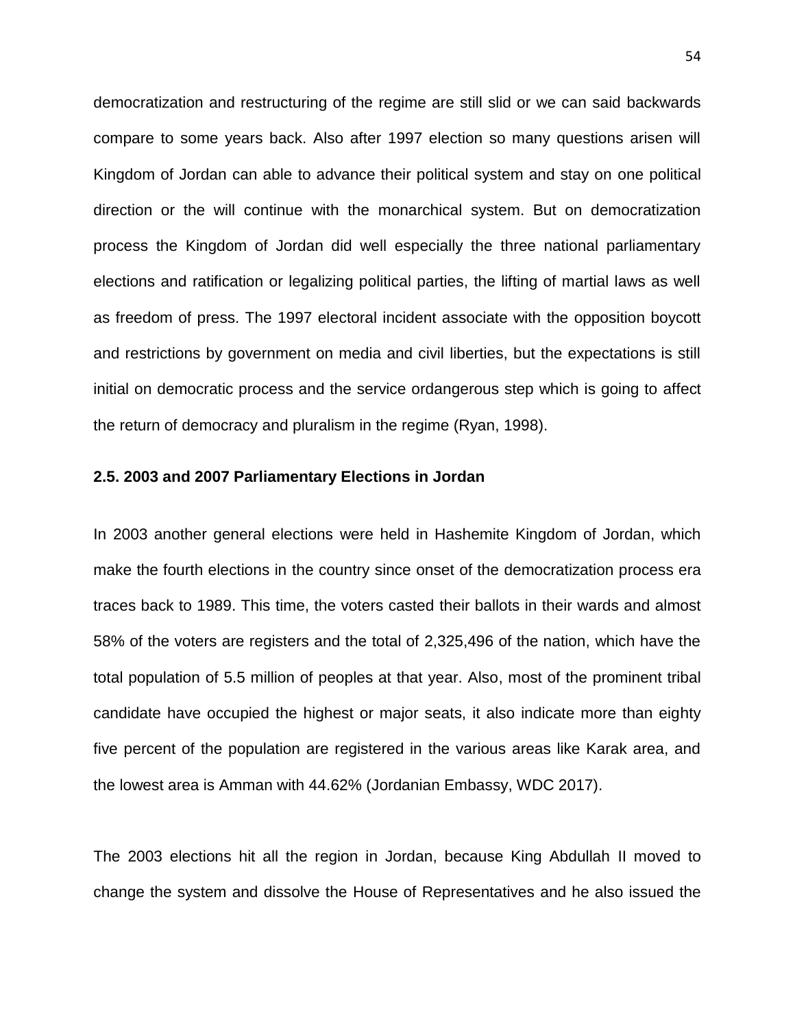democratization and restructuring of the regime are still slid or we can said backwards compare to some years back. Also after 1997 election so many questions arisen will Kingdom of Jordan can able to advance their political system and stay on one political direction or the will continue with the monarchical system. But on democratization process the Kingdom of Jordan did well especially the three national parliamentary elections and ratification or legalizing political parties, the lifting of martial laws as well as freedom of press. The 1997 electoral incident associate with the opposition boycott and restrictions by government on media and civil liberties, but the expectations is still initial on democratic process and the service ordangerous step which is going to affect the return of democracy and pluralism in the regime (Ryan, 1998).

### 2.5. 2003 and 2007 Parliamentary Elections in Jordan

In 2003 another general elections were held in Hashemite Kingdom of Jordan, which make the fourth elections in the country since onset of the democratization process era traces back to 1989. This time, the voters casted their ballots in their wards and almost 58% of the voters are registers and the total of 2,325,496 of the nation, which have the total population of 5.5 million of peoples at that year. Also, most of the prominent tribal candidate have occupied the highest or major seats, it also indicate more than eighty five percent of the population are registered in the various areas like Karak area, and the lowest area is Amman with 44.62% (Jordanian Embassy, WDC 2017).

The 2003 elections hit all the region in Jordan, because King Abdullah II moved to change the system and dissolve the House of Representatives and he also issued the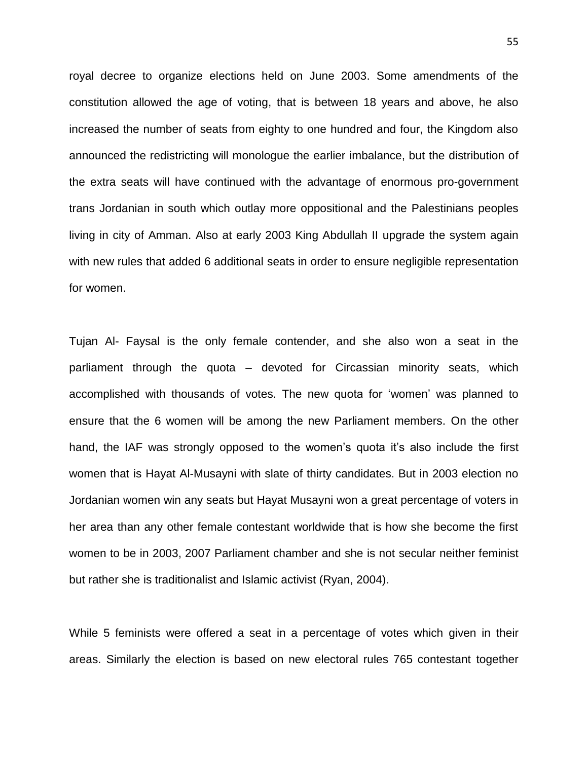royal decree to organize elections held on June 2003. Some amendments of the constitution allowed the age of voting, that is between 18 years and above, he also increased the number of seats from eighty to one hundred and four, the Kingdom also announced the redistricting will monologue the earlier imbalance, but the distribution of the extra seats will have continued with the advantage of enormous pro-government trans Jordanian in south which outlay more oppositional and the Palestinians peoples living in city of Amman. Also at early 2003 King Abdullah II upgrade the system again with new rules that added 6 additional seats in order to ensure negligible representation for women.

Tujan Al- Faysal is the only female contender, and she also won a seat in the parliament through the quota – devoted for Circassian minority seats, which accomplished with thousands of votes. The new quota for 'women' was planned to ensure that the 6 women will be among the new Parliament members. On the other hand, the IAF was strongly opposed to the women's quota it's also include the first women that is Hayat Al-Musayni with slate of thirty candidates. But in 2003 election no Jordanian women win any seats but Hayat Musayni won a great percentage of voters in her area than any other female contestant worldwide that is how she become the first women to be in 2003, 2007 Parliament chamber and she is not secular neither feminist but rather she is traditionalist and Islamic activist (Ryan, 2004).

While 5 feminists were offered a seat in a percentage of votes which given in their areas. Similarly the election is based on new electoral rules 765 contestant together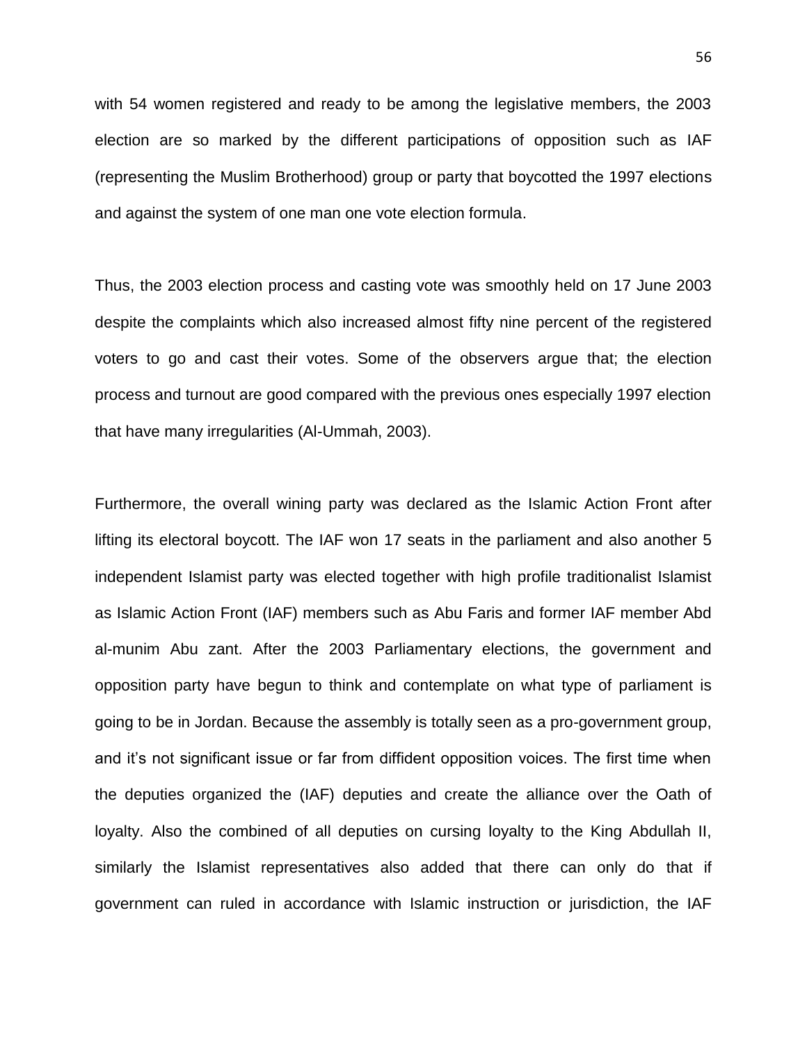with 54 women registered and ready to be among the legislative members, the 2003 election are so marked by the different participations of opposition such as IAF (representing the Muslim Brotherhood) group or party that boycotted the 1997 elections and against the system of one man one vote election formula.

Thus, the 2003 election process and casting vote was smoothly held on 17 June 2003 despite the complaints which also increased almost fifty nine percent of the registered voters to go and cast their votes. Some of the observers argue that; the election process and turnout are good compared with the previous ones especially 1997 election that have many irregularities (Al-Ummah, 2003).

Furthermore, the overall wining party was declared as the Islamic Action Front after lifting its electoral boycott. The IAF won 17 seats in the parliament and also another 5 independent Islamist party was elected together with high profile traditionalist Islamist as Islamic Action Front (IAF) members such as Abu Faris and former IAF member Abd al-munim Abu zant. After the 2003 Parliamentary elections, the government and opposition party have begun to think and contemplate on what type of parliament is going to be in Jordan. Because the assembly is totally seen as a pro-government group, and it's not significant issue or far from diffident opposition voices. The first time when the deputies organized the (IAF) deputies and create the alliance over the Oath of loyalty. Also the combined of all deputies on cursing loyalty to the King Abdullah II, similarly the Islamist representatives also added that there can only do that if government can ruled in accordance with Islamic instruction or jurisdiction, the IAF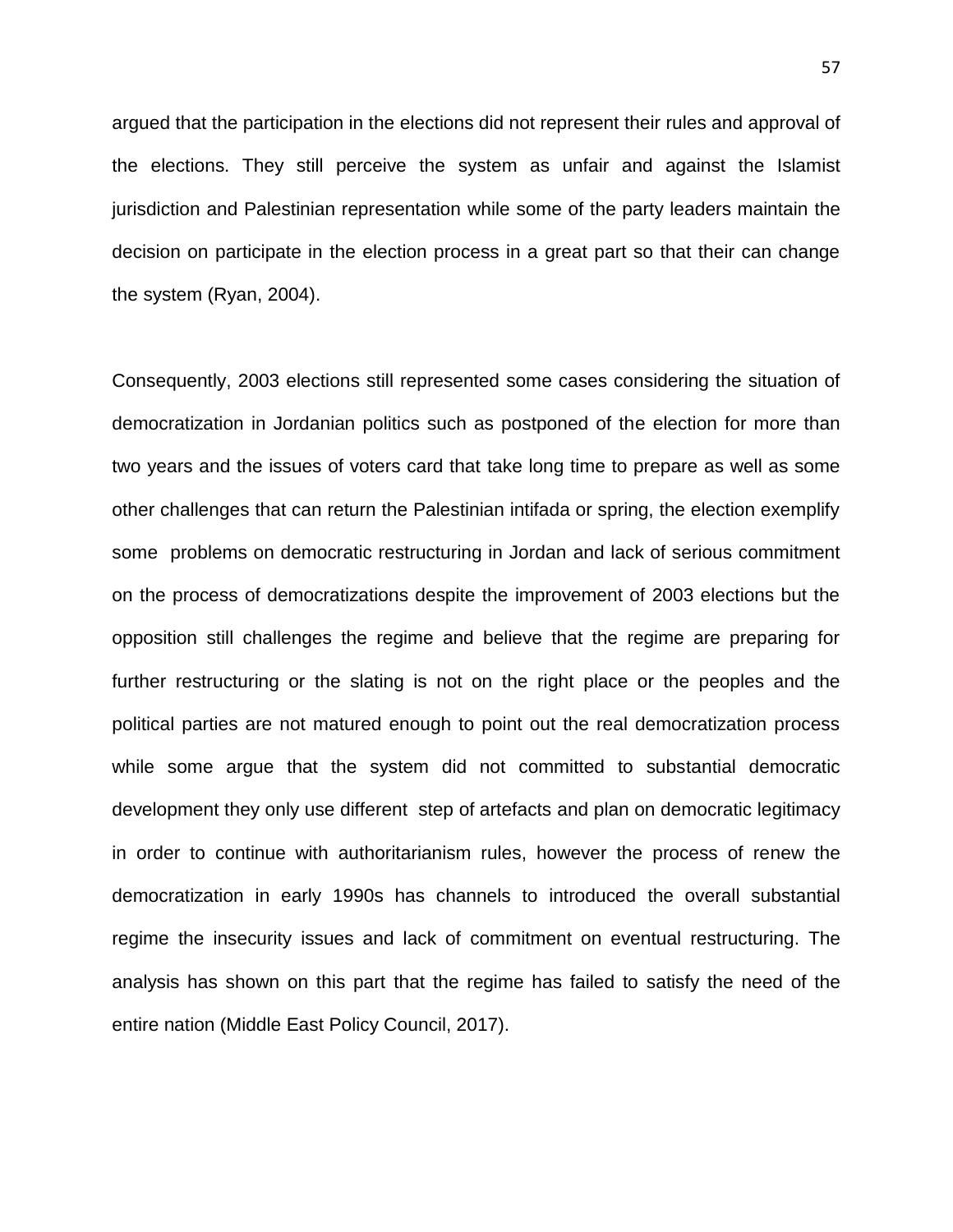argued that the participation in the elections did not represent their rules and approval of the elections. They still perceive the system as unfair and against the Islamist jurisdiction and Palestinian representation while some of the party leaders maintain the decision on participate in the election process in a great part so that their can change the system (Ryan, 2004).

Consequently, 2003 elections still represented some cases considering the situation of democratization in Jordanian politics such as postponed of the election for more than two years and the issues of voters card that take long time to prepare as well as some other challenges that can return the Palestinian intifada or spring, the election exemplify some problems on democratic restructuring in Jordan and lack of serious commitment on the process of democratizations despite the improvement of 2003 elections but the opposition still challenges the regime and believe that the regime are preparing for further restructuring or the slating is not on the right place or the peoples and the political parties are not matured enough to point out the real democratization process while some argue that the system did not committed to substantial democratic development they only use different step of artefacts and plan on democratic legitimacy in order to continue with authoritarianism rules, however the process of renew the democratization in early 1990s has channels to introduced the overall substantial regime the insecurity issues and lack of commitment on eventual restructuring. The analysis has shown on this part that the regime has failed to satisfy the need of the entire nation (Middle East Policy Council, 2017).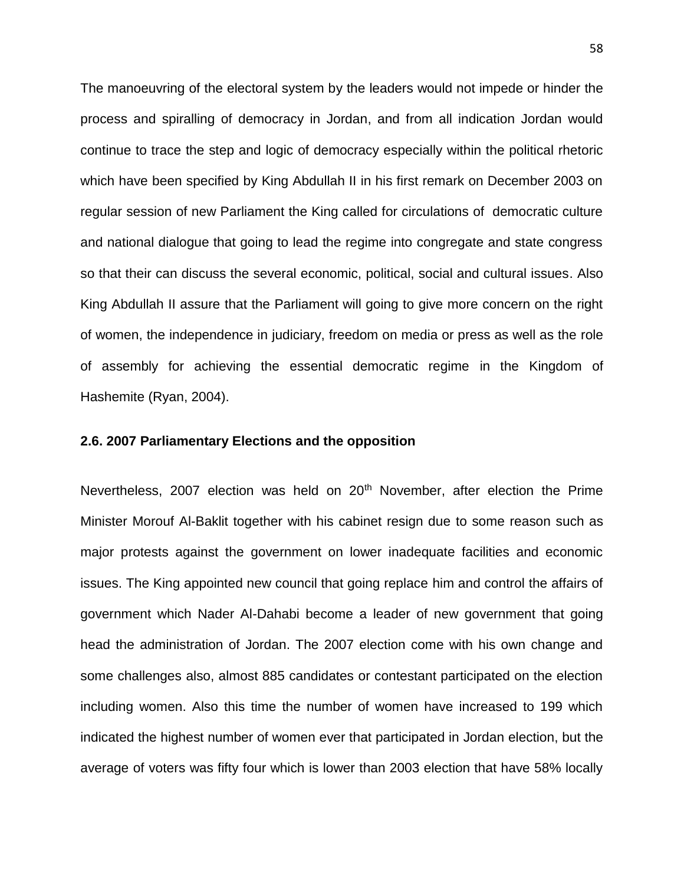The manoeuvring of the electoral system by the leaders would not impede or hinder the process and spiralling of democracy in Jordan, and from all indication Jordan would continue to trace the step and logic of democracy especially within the political rhetoric which have been specified by King Abdullah II in his first remark on December 2003 on regular session of new Parliament the King called for circulations of democratic culture and national dialogue that going to lead the regime into congregate and state congress so that their can discuss the several economic, political, social and cultural issues. Also King Abdullah II assure that the Parliament will going to give more concern on the right of women, the independence in judiciary, freedom on media or press as well as the role of assembly for achieving the essential democratic regime in the Kingdom of Hashemite (Ryan, 2004).

**2.6. 2007 Parliamentary Elections and the opposition**

Nevertheless, 2007 election was held on 20th November, after election the Prime Minister Morouf Al-Baklit together with his cabinet resign due to some reason such as major protests against the government on lower inadequate facilities and economic issues. The King appointed new council that going replace him and control the affairs of government which Nader Al-Dahabi become a leader of new government that going head the administration of Jordan. The 2007 election come with his own change and some challenges also, almost 885 candidates or contestant participated on the election including women. Also this time the number of women have increased to 199 which indicated the highest number of women ever that participated in Jordan election, but the average of voters was fifty four which is lower than 2003 election that have 58% locally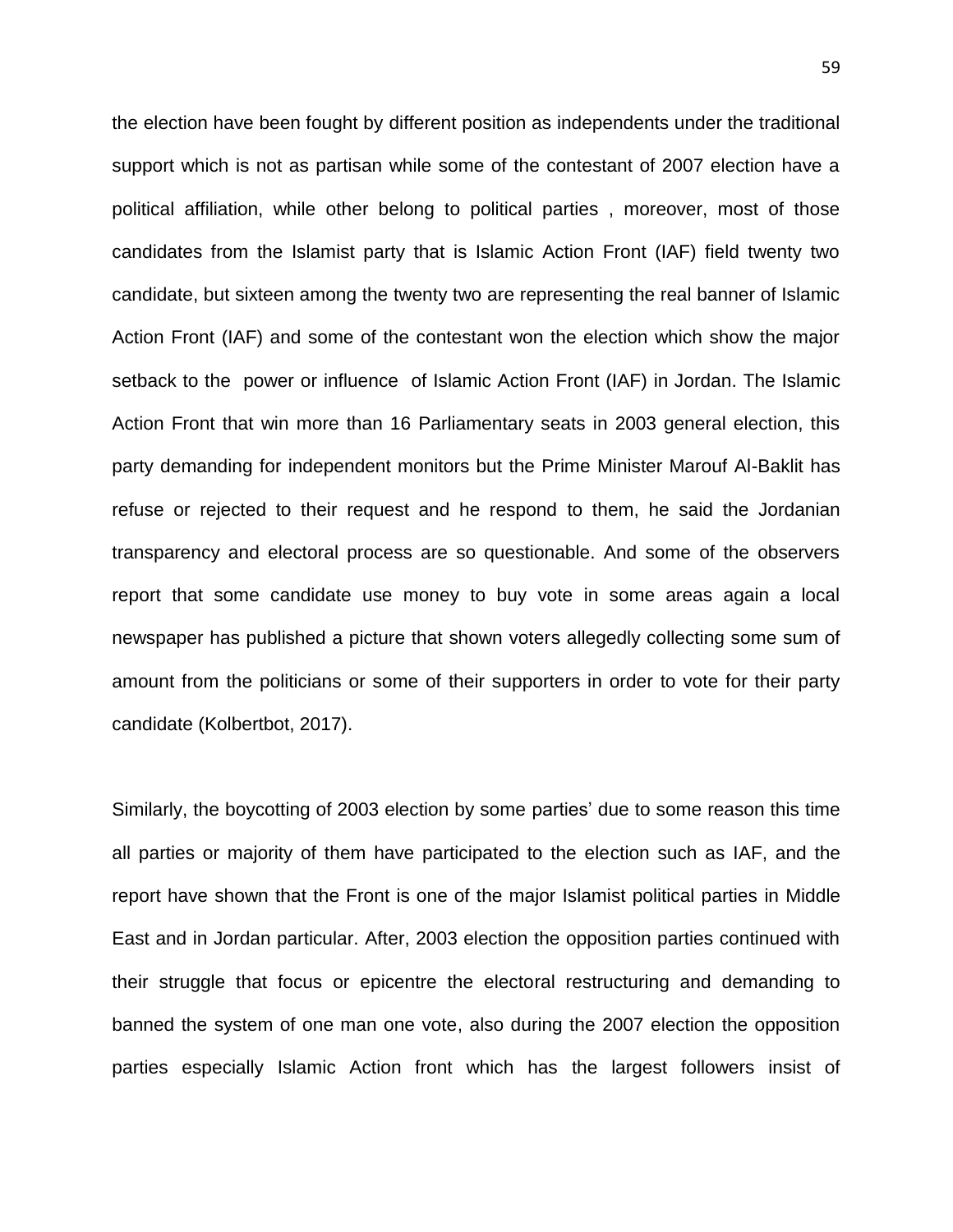the election have been fought by different position as independents under the traditional support which is not as partisan while some of the contestant of 2007 election have a political affiliation, while other belong to political parties , moreover, most of those candidates from the Islamist party that is Islamic Action Front (IAF) field twenty two candidate, but sixteen among the twenty two are representing the real banner of Islamic Action Front (IAF) and some of the contestant won the election which show the major setback to the power or influence of Islamic Action Front (IAF) in Jordan. The Islamic Action Front that win more than 16 Parliamentary seats in 2003 general election, this party demanding for independent monitors but the Prime Minister Marouf Al-Baklit has refuse or rejected to their request and he respond to them, he said the Jordanian transparency and electoral process are so questionable. And some of the observers report that some candidate use money to buy vote in some areas again a local newspaper has published a picture that shown voters allegedly collecting some sum of amount from the politicians or some of their supporters in order to vote for their party candidate (Kolbertbot, 2017).

Similarly, the boycotting of 2003 election by some parties' due to some reason this time all parties or majority of them have participated to the election such as IAF, and the report have shown that the Front is one of the major Islamist political parties in Middle East and in Jordan particular. After, 2003 election the opposition parties continued with their struggle that focus or epicentre the electoral restructuring and demanding to banned the system of one man one vote, also during the 2007 election the opposition parties especially Islamic Action front which has the largest followers insist of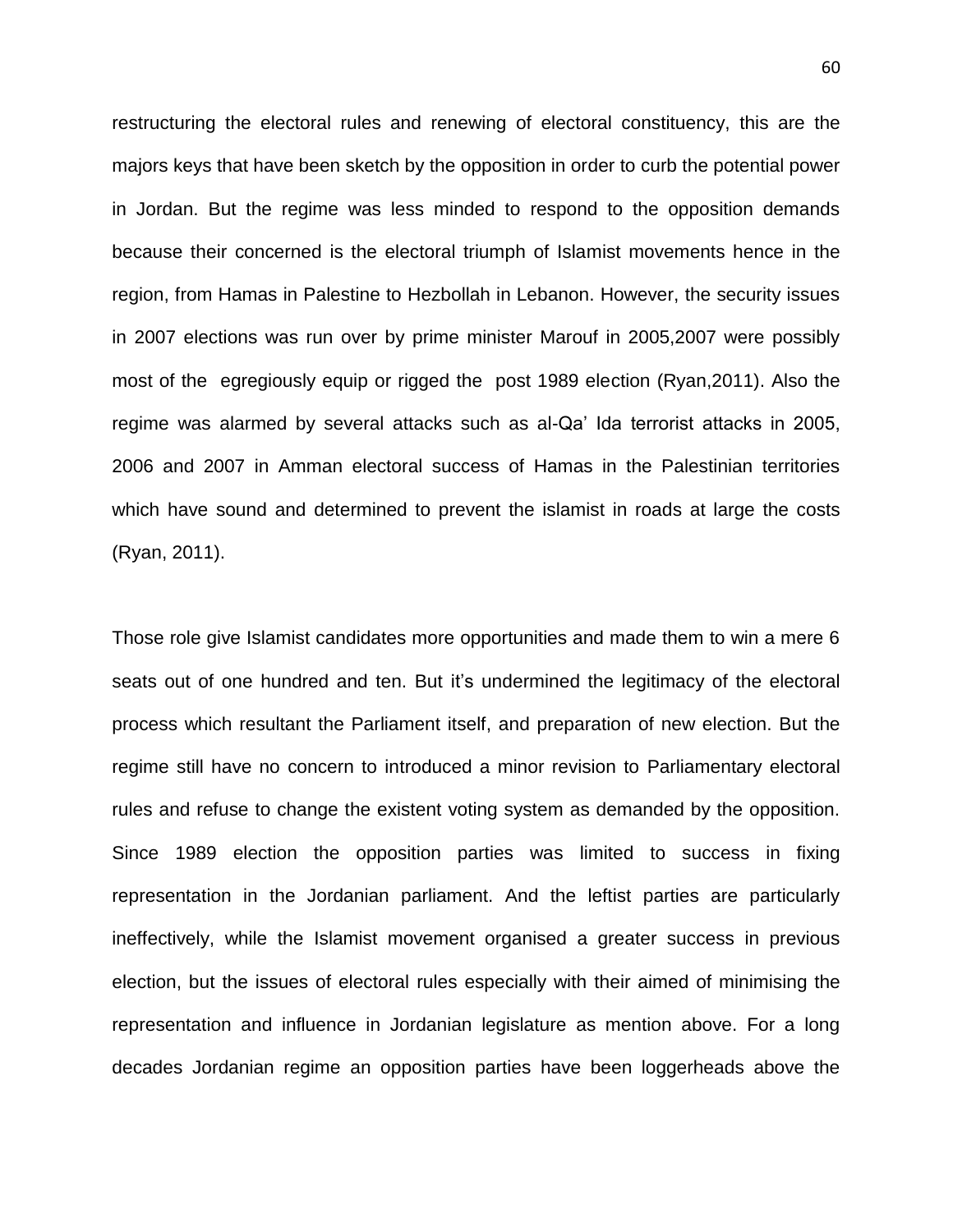restructuring the electoral rules and renewing of electoral constituency, this are the majors keys that have been sketch by the opposition in order to curb the potential power in Jordan. But the regime was less minded to respond to the opposition demands because their concerned is the electoral triumph of Islamist movements hence in the region, from Hamas in Palestine to Hezbollah in Lebanon. However, the security issues in 2007 elections was run over by prime minister Marouf in 2005,2007 were possibly most of the egregiously equip or rigged the post 1989 election (Ryan,2011). Also the regime was alarmed by several attacks such as al-Qa' Ida terrorist attacks in 2005, 2006 and 2007 in Amman electoral success of Hamas in the Palestinian territories which have sound and determined to prevent the islamist in roads at large the costs (Ryan, 2011).

Those role give Islamist candidates more opportunities and made them to win a mere 6 seats out of one hundred and ten. But it's undermined the legitimacy of the electoral process which resultant the Parliament itself, and preparation of new election. But the regime still have no concern to introduced a minor revision to Parliamentary electoral rules and refuse to change the existent voting system as demanded by the opposition. Since 1989 election the opposition parties was limited to success in fixing representation in the Jordanian parliament. And the leftist parties are particularly ineffectively, while the Islamist movement organised a greater success in previous election, but the issues of electoral rules especially with their aimed of minimising the representation and influence in Jordanian legislature as mention above. For a long decades Jordanian regime an opposition parties have been loggerheads above the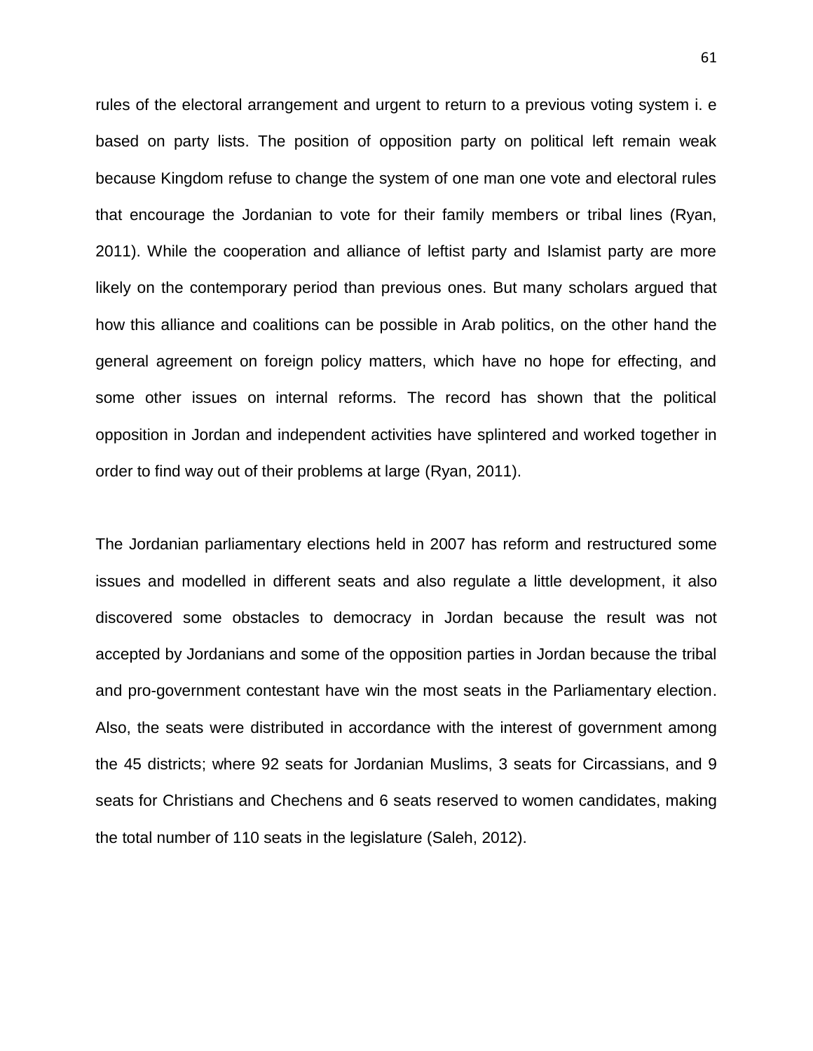rules of the electoral arrangement and urgent to return to a previous voting system i. e based on party lists. The position of opposition party on political left remain weak because Kingdom refuse to change the system of one man one vote and electoral rules that encourage the Jordanian to vote for their family members or tribal lines (Ryan, 2011). While the cooperation and alliance of leftist party and Islamist party are more likely on the contemporary period than previous ones. But many scholars argued that how this alliance and coalitions can be possible in Arab politics, on the other hand the general agreement on foreign policy matters, which have no hope for effecting, and some other issues on internal reforms. The record has shown that the political opposition in Jordan and independent activities have splintered and worked together in order to find way out of their problems at large (Ryan, 2011).

The Jordanian parliamentary elections held in 2007 has reform and restructured some issues and modelled in different seats and also regulate a little development, it also discovered some obstacles to democracy in Jordan because the result was not accepted by Jordanians and some of the opposition parties in Jordan because the tribal and pro-government contestant have win the most seats in the Parliamentary election. Also, the seats were distributed in accordance with the interest of government among the 45 districts; where 92 seats for Jordanian Muslims, 3 seats for Circassians, and 9 seats for Christians and Chechens and 6 seats reserved to women candidates, making the total number of 110 seats in the legislature (Saleh, 2012).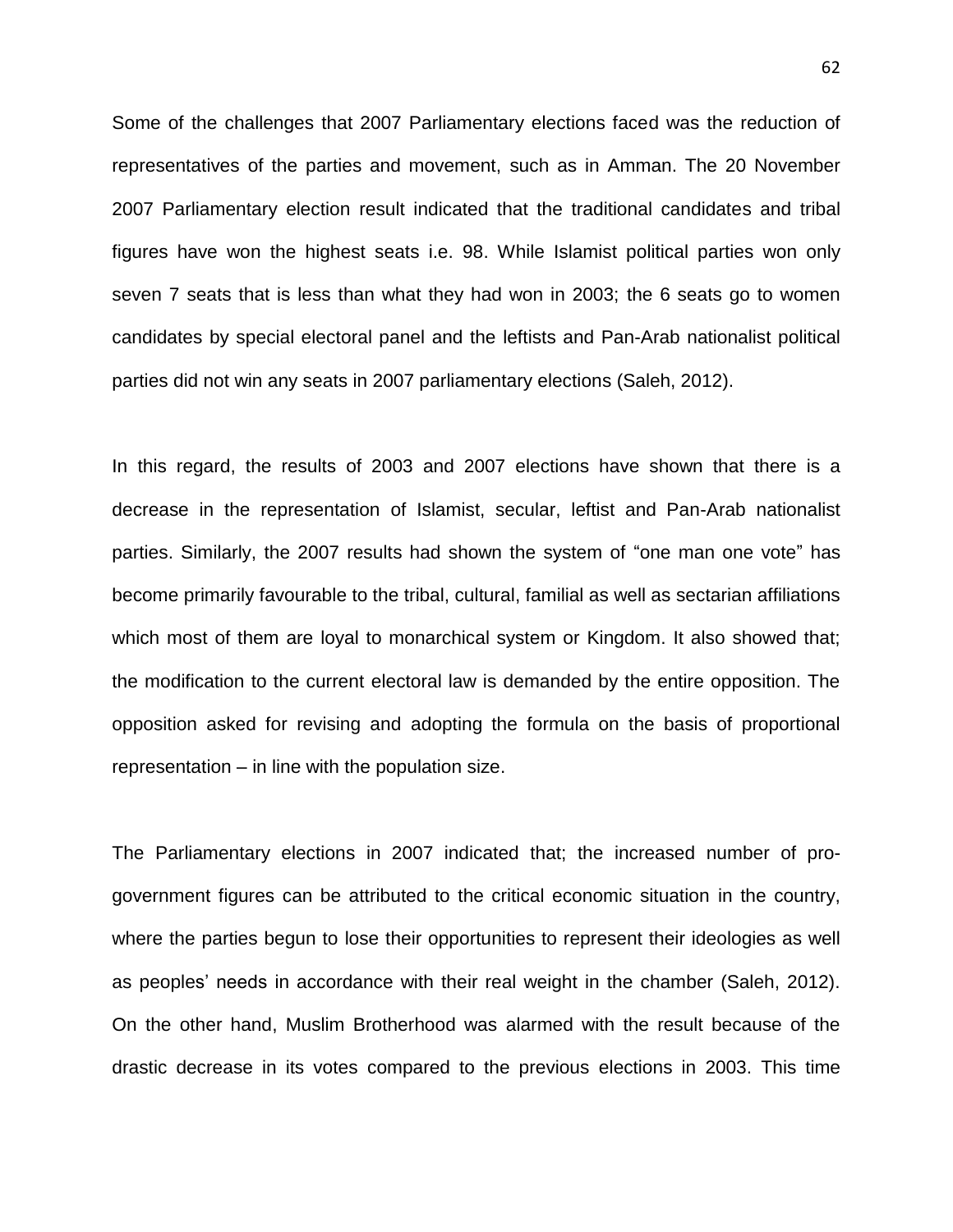Some of the challenges that 2007 Parliamentary elections faced was the reduction of representatives of the parties and movement, such as in Amman. The 20 November 2007 Parliamentary election result indicated that the traditional candidates and tribal figures have won the highest seats i.e. 98. While Islamist political parties won only seven 7 seats that is less than what they had won in 2003; the 6 seats go to women candidates by special electoral panel and the leftists and Pan-Arab nationalist political parties did not win any seats in 2007 parliamentary elections (Saleh, 2012).

In this regard, the results of 2003 and 2007 elections have shown that there is a decrease in the representation of Islamist, secular, leftist and Pan-Arab nationalist parties. Similarly, the 2007 results had shown the system of "one man one vote" has become primarily favourable to the tribal, cultural, familial as well as sectarian affiliations which most of them are loyal to monarchical system or Kingdom. It also showed that; the modification to the current electoral law is demanded by the entire opposition. The opposition asked for revising and adopting the formula on the basis of proportional representation – in line with the population size.

The Parliamentary elections in 2007 indicated that; the increased number of pro-government figures can be attributed to the critical economic situation in the country, where the parties begun to lose their opportunities to represent their ideologies as well as peoples' needs in accordance with their real weight in the chamber (Saleh, 2012). On the other hand, Muslim Brotherhood was alarmed with the result because of the drastic decrease in its votes compared to the previous elections in 2003. This time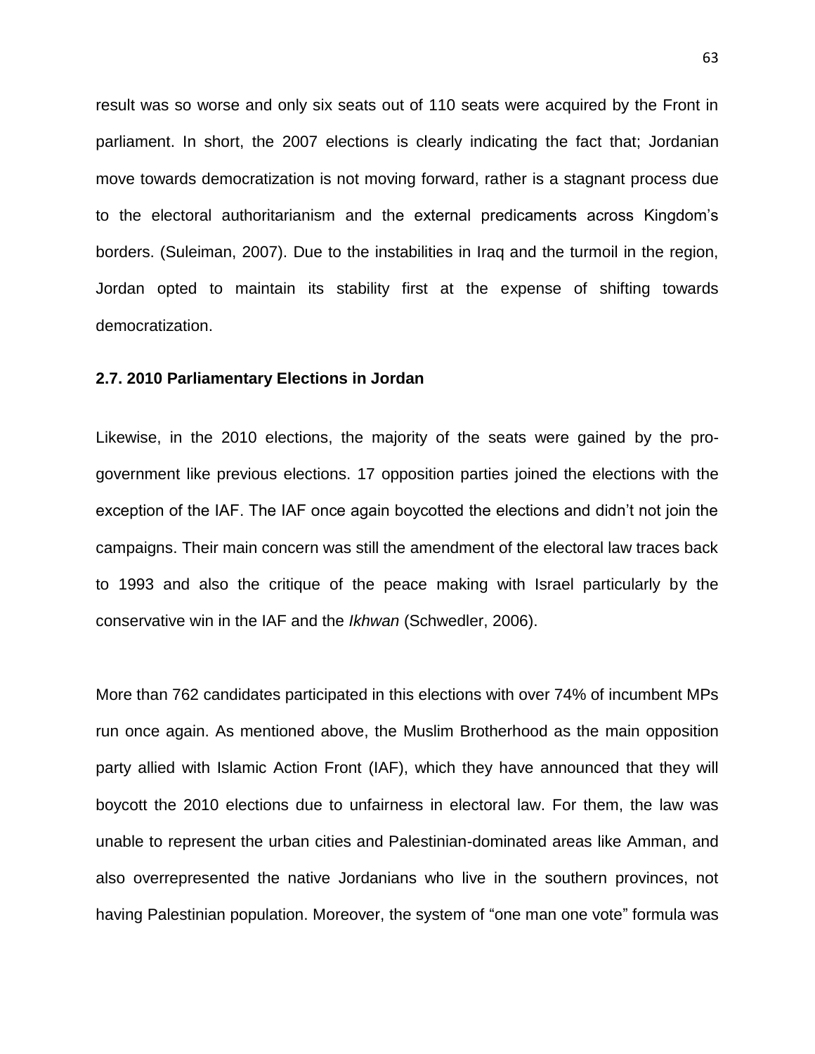result was so worse and only six seats out of 110 seats were acquired by the Front in parliament. In short, the 2007 elections is clearly indicating the fact that; Jordanian move towards democratization is not moving forward, rather is a stagnant process due to the electoral authoritarianism and the external predicaments across Kingdom's borders. (Suleiman, 2007). Due to the instabilities in Iraq and the turmoil in the region, Jordan opted to maintain its stability first at the expense of shifting towards democratization.

### 2.7. 2010 Parliamentary Elections in Jordan

Likewise, in the 2010 elections, the majority of the seats were gained by the pro-government like previous elections. 17 opposition parties joined the elections with the exception of the IAF. The IAF once again boycotted the elections and didn't not join the campaigns. Their main concern was still the amendment of the electoral law traces back to 1993 and also the critique of the peace making with Israel particularly by the conservative win in the IAF and the *Ikhwan* (Schwedler, 2006).

More than 762 candidates participated in this elections with over 74% of incumbent MPs run once again. As mentioned above, the Muslim Brotherhood as the main opposition party allied with Islamic Action Front (IAF), which they have announced that they will boycott the 2010 elections due to unfairness in electoral law. For them, the law was unable to represent the urban cities and Palestinian-dominated areas like Amman, and also overrepresented the native Jordanians who live in the southern provinces, not having Palestinian population. Moreover, the system of "one man one vote" formula was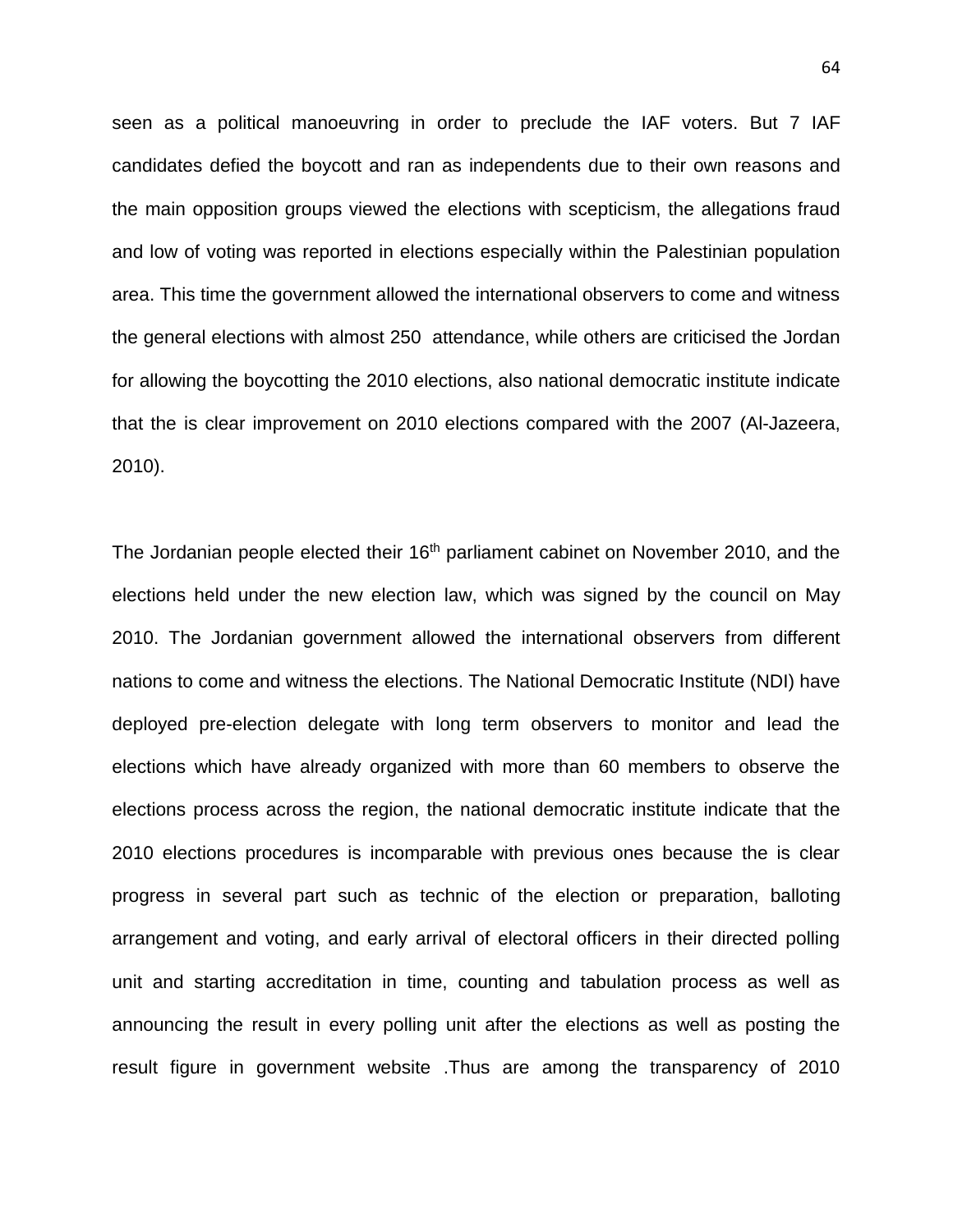seen as a political manoeuvring in order to preclude the IAF voters. But 7 IAF candidates defied the boycott and ran as independents due to their own reasons and the main opposition groups viewed the elections with scepticism, the allegations fraud and low of voting was reported in elections especially within the Palestinian population area. This time the government allowed the international observers to come and witness the general elections with almost 250 attendance, while others are criticised the Jordan for allowing the boycotting the 2010 elections, also national democratic institute indicate that the is clear improvement on 2010 elections compared with the 2007 (Al-Jazeera, 2010).

The Jordanian people elected their 16th parliament cabinet on November 2010, and the elections held under the new election law, which was signed by the council on May 2010. The Jordanian government allowed the international observers from different nations to come and witness the elections. The National Democratic Institute (NDI) have deployed pre-election delegate with long term observers to monitor and lead the elections which have already organized with more than 60 members to observe the elections process across the region, the national democratic institute indicate that the 2010 elections procedures is incomparable with previous ones because the is clear progress in several part such as technic of the election or preparation, balloting arrangement and voting, and early arrival of electoral officers in their directed polling unit and starting accreditation in time, counting and tabulation process as well as announcing the result in every polling unit after the elections as well as posting the result figure in government website .Thus are among the transparency of 2010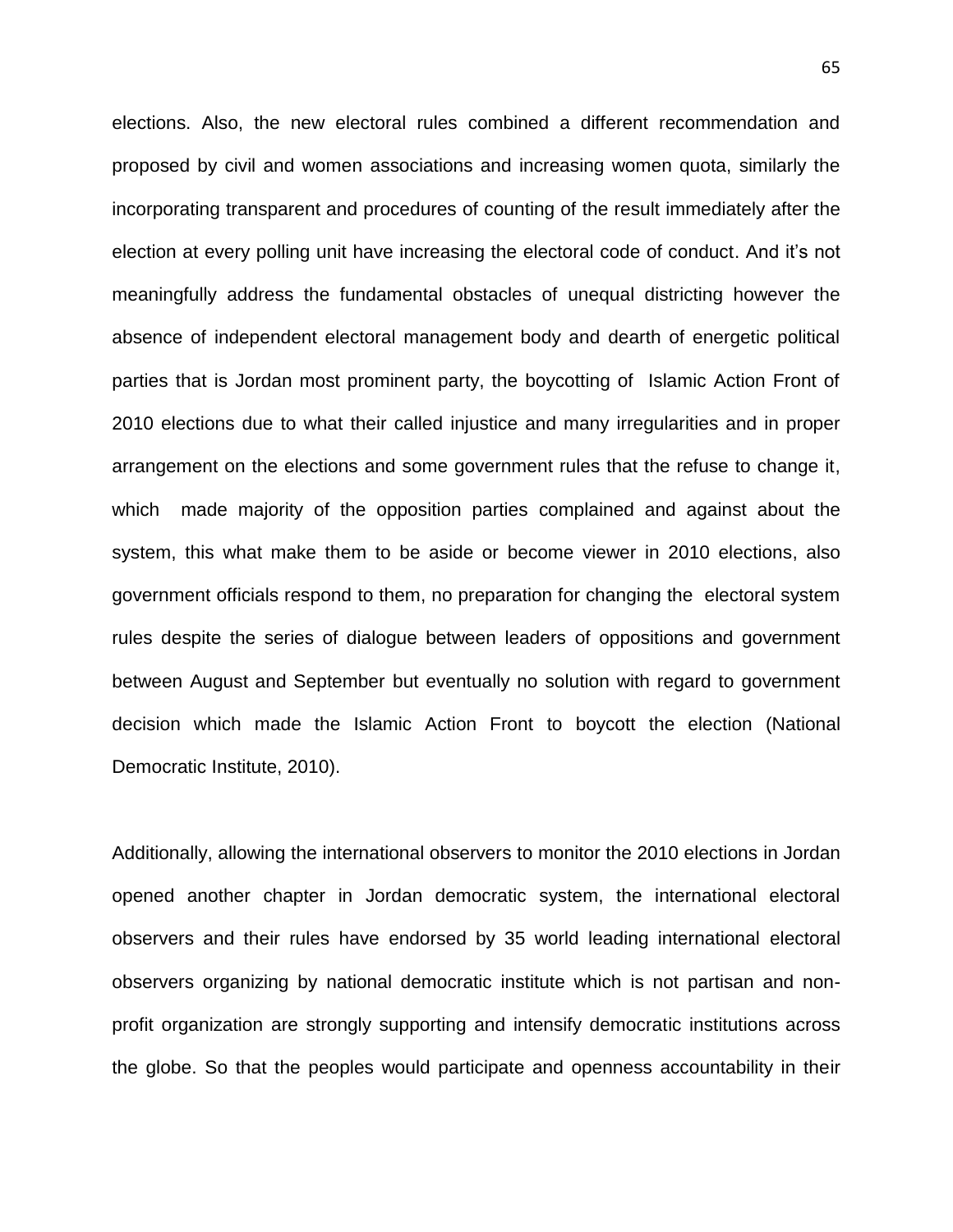elections. Also, the new electoral rules combined a different recommendation and proposed by civil and women associations and increasing women quota, similarly the incorporating transparent and procedures of counting of the result immediately after the election at every polling unit have increasing the electoral code of conduct. And it's not meaningfully address the fundamental obstacles of unequal districting however the absence of independent electoral management body and dearth of energetic political parties that is Jordan most prominent party, the boycotting of Islamic Action Front of 2010 elections due to what their called injustice and many irregularities and in proper arrangement on the elections and some government rules that the refuse to change it, which made majority of the opposition parties complained and against about the system, this what make them to be aside or become viewer in 2010 elections, also government officials respond to them, no preparation for changing the electoral system rules despite the series of dialogue between leaders of oppositions and government between August and September but eventually no solution with regard to government decision which made the Islamic Action Front to boycott the election (National Democratic Institute, 2010).

Additionally, allowing the international observers to monitor the 2010 elections in Jordan opened another chapter in Jordan democratic system, the international electoral observers and their rules have endorsed by 35 world leading international electoral observers organizing by national democratic institute which is not partisan and non-profit organization are strongly supporting and intensify democratic institutions across the globe. So that the peoples would participate and openness accountability in their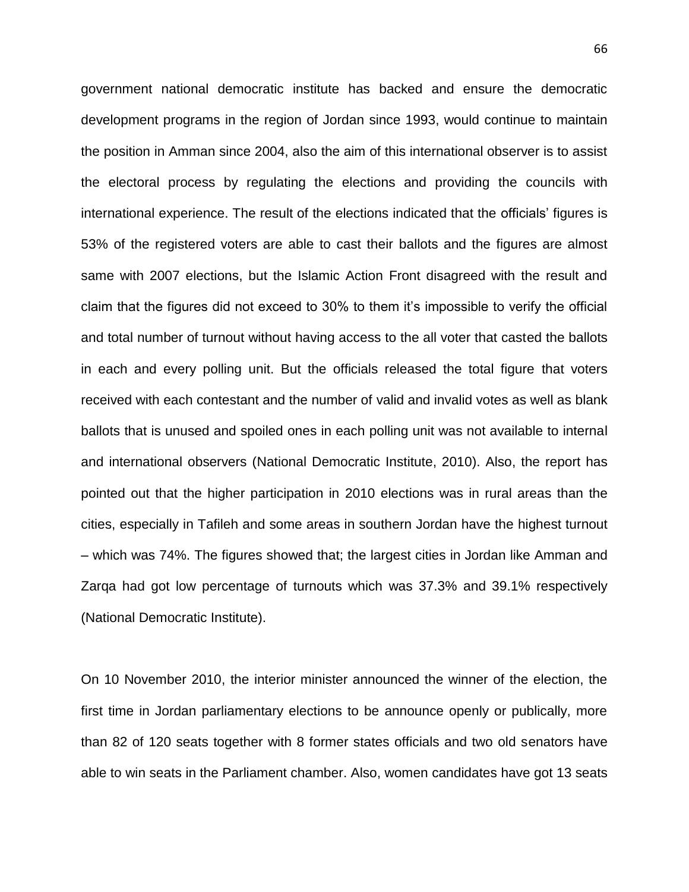government national democratic institute has backed and ensure the democratic development programs in the region of Jordan since 1993, would continue to maintain the position in Amman since 2004, also the aim of this international observer is to assist the electoral process by regulating the elections and providing the councils with international experience. The result of the elections indicated that the officials' figures is 53% of the registered voters are able to cast their ballots and the figures are almost same with 2007 elections, but the Islamic Action Front disagreed with the result and claim that the figures did not exceed to 30% to them it's impossible to verify the official and total number of turnout without having access to the all voter that casted the ballots in each and every polling unit. But the officials released the total figure that voters received with each contestant and the number of valid and invalid votes as well as blank ballots that is unused and spoiled ones in each polling unit was not available to internal and international observers (National Democratic Institute, 2010). Also, the report has pointed out that the higher participation in 2010 elections was in rural areas than the cities, especially in Tafileh and some areas in southern Jordan have the highest turnout – which was 74%. The figures showed that; the largest cities in Jordan like Amman and Zarqa had got low percentage of turnouts which was 37.3% and 39.1% respectively (National Democratic Institute).

On 10 November 2010, the interior minister announced the winner of the election, the first time in Jordan parliamentary elections to be announce openly or publically, more than 82 of 120 seats together with 8 former states officials and two old senators have able to win seats in the Parliament chamber. Also, women candidates have got 13 seats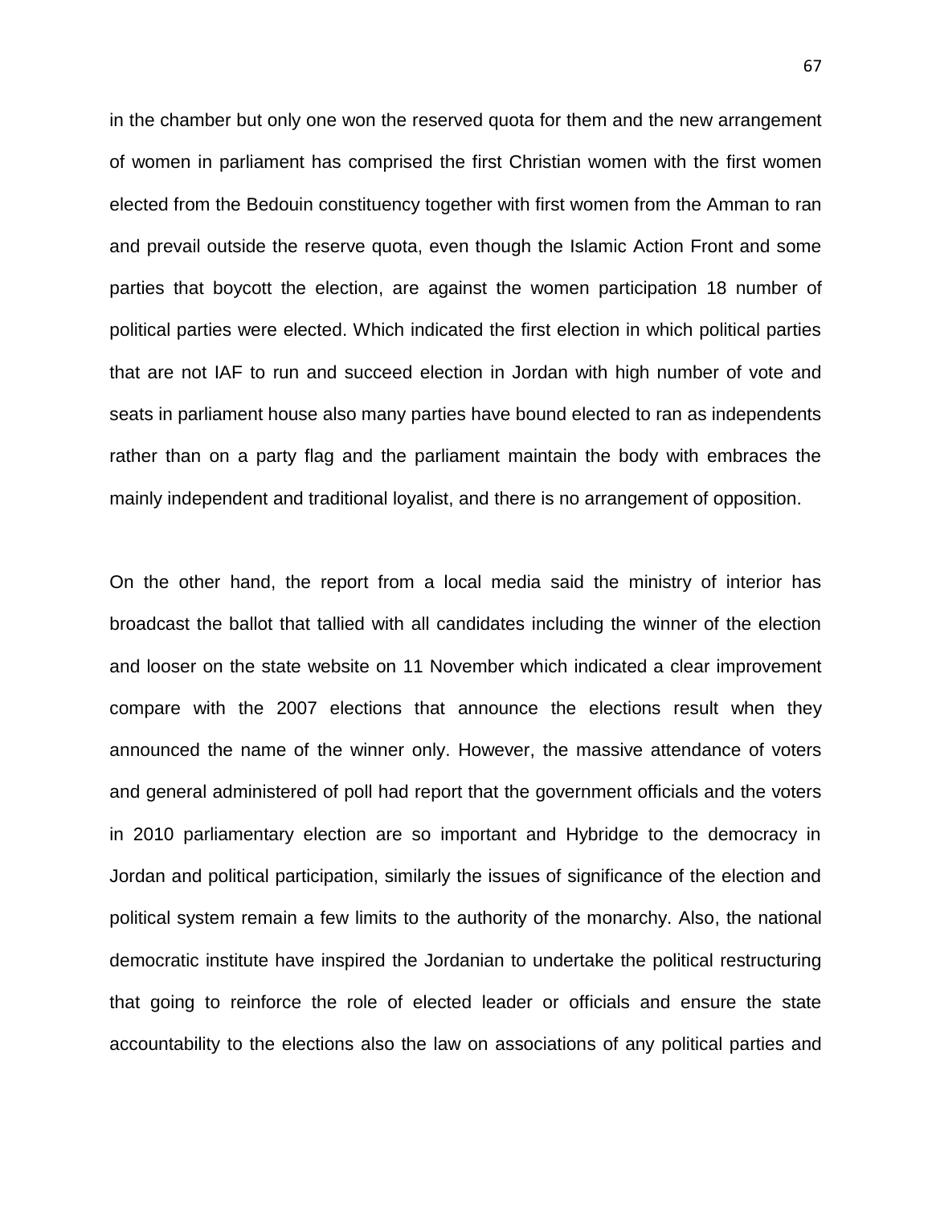in the chamber but only one won the reserved quota for them and the new arrangement of women in parliament has comprised the first Christian women with the first women elected from the Bedouin constituency together with first women from the Amman to ran and prevail outside the reserve quota, even though the Islamic Action Front and some parties that boycott the election, are against the women participation 18 number of political parties were elected. Which indicated the first election in which political parties that are not IAF to run and succeed election in Jordan with high number of vote and seats in parliament house also many parties have bound elected to ran as independents rather than on a party flag and the parliament maintain the body with embraces the mainly independent and traditional loyalist, and there is no arrangement of opposition.

On the other hand, the report from a local media said the ministry of interior has broadcast the ballot that tallied with all candidates including the winner of the election and looser on the state website on 11 November which indicated a clear improvement compare with the 2007 elections that announce the elections result when they announced the name of the winner only. However, the massive attendance of voters and general administered of poll had report that the government officials and the voters in 2010 parliamentary election are so important and Hybridge to the democracy in Jordan and political participation, similarly the issues of significance of the election and political system remain a few limits to the authority of the monarchy. Also, the national democratic institute have inspired the Jordanian to undertake the political restructuring that going to reinforce the role of elected leader or officials and ensure the state accountability to the elections also the law on associations of any political parties and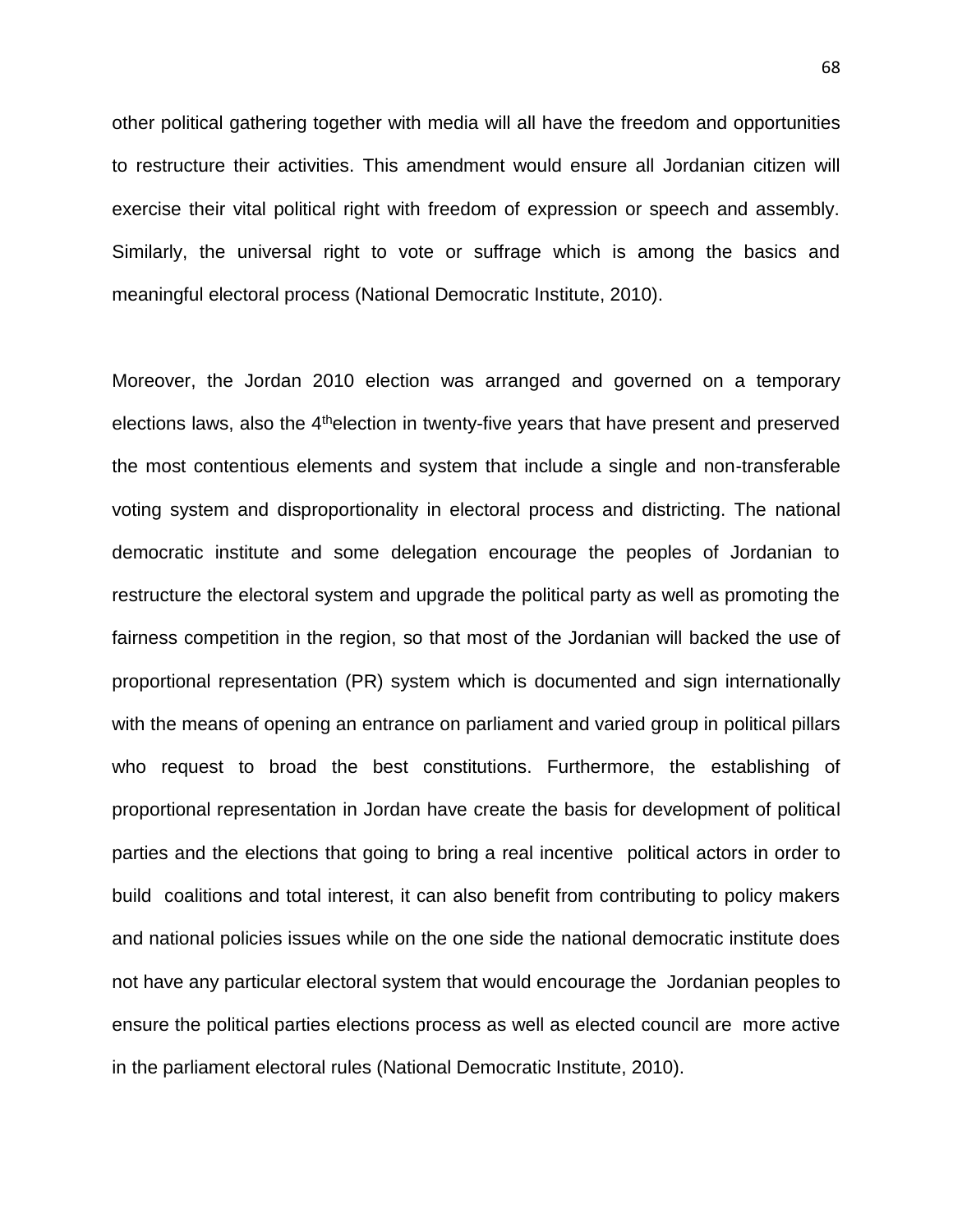other political gathering together with media will all have the freedom and opportunities to restructure their activities. This amendment would ensure all Jordanian citizen will exercise their vital political right with freedom of expression or speech and assembly. Similarly, the universal right to vote or suffrage which is among the basics and meaningful electoral process (National Democratic Institute, 2010).

Moreover, the Jordan 2010 election was arranged and governed on a temporary elections laws, also the 4thelection in twenty-five years that have present and preserved the most contentious elements and system that include a single and non-transferable voting system and disproportionality in electoral process and districting. The national democratic institute and some delegation encourage the peoples of Jordanian to restructure the electoral system and upgrade the political party as well as promoting the fairness competition in the region, so that most of the Jordanian will backed the use of proportional representation (PR) system which is documented and sign internationally with the means of opening an entrance on parliament and varied group in political pillars who request to broad the best constitutions. Furthermore, the establishing of proportional representation in Jordan have create the basis for development of political parties and the elections that going to bring a real incentive political actors in order to build coalitions and total interest, it can also benefit from contributing to policy makers and national policies issues while on the one side the national democratic institute does not have any particular electoral system that would encourage the Jordanian peoples to ensure the political parties elections process as well as elected council are more active in the parliament electoral rules (National Democratic Institute, 2010).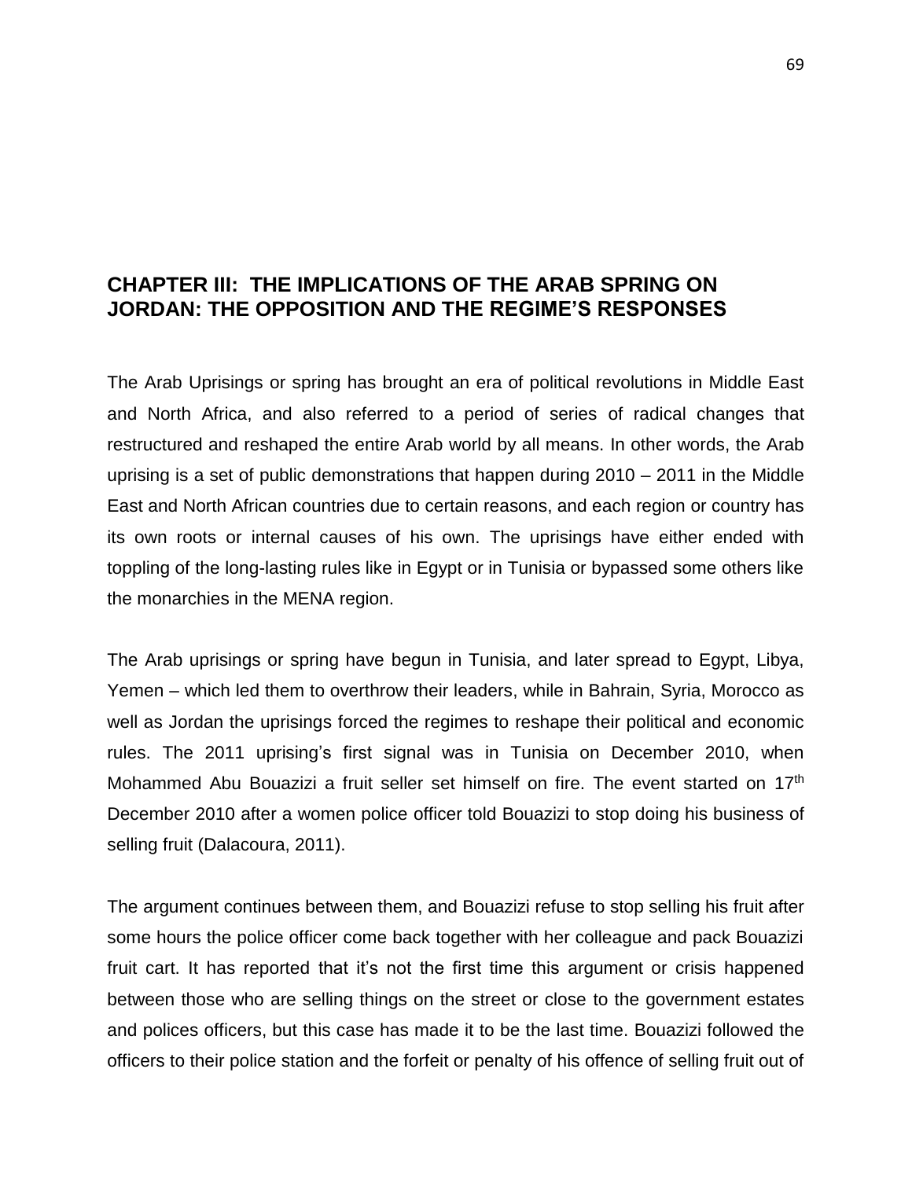## CHAPTER III: THE IMPLICATIONS OF THE ARAB SPRING ON JORDAN: THE OPPOSITION AND THE REGIME'S RESPONSES

The Arab Uprisings or spring has brought an era of political revolutions in Middle East and North Africa, and also referred to a period of series of radical changes that restructured and reshaped the entire Arab world by all means. In other words, the Arab uprising is a set of public demonstrations that happen during 2010 – 2011 in the Middle East and North African countries due to certain reasons, and each region or country has its own roots or internal causes of his own. The uprisings have either ended with toppling of the long-lasting rules like in Egypt or in Tunisia or bypassed some others like the monarchies in the MENA region.

The Arab uprisings or spring have begun in Tunisia, and later spread to Egypt, Libya, Yemen – which led them to overthrow their leaders, while in Bahrain, Syria, Morocco as well as Jordan the uprisings forced the regimes to reshape their political and economic rules. The 2011 uprising's first signal was in Tunisia on December 2010, when Mohammed Abu Bouazizi a fruit seller set himself on fire. The event started on 17th December 2010 after a women police officer told Bouazizi to stop doing his business of selling fruit (Dalacoura, 2011).

The argument continues between them, and Bouazizi refuse to stop selling his fruit after some hours the police officer come back together with her colleague and pack Bouazizi fruit cart. It has reported that it's not the first time this argument or crisis happened between those who are selling things on the street or close to the government estates and polices officers, but this case has made it to be the last time. Bouazizi followed the officers to their police station and the forfeit or penalty of his offence of selling fruit out of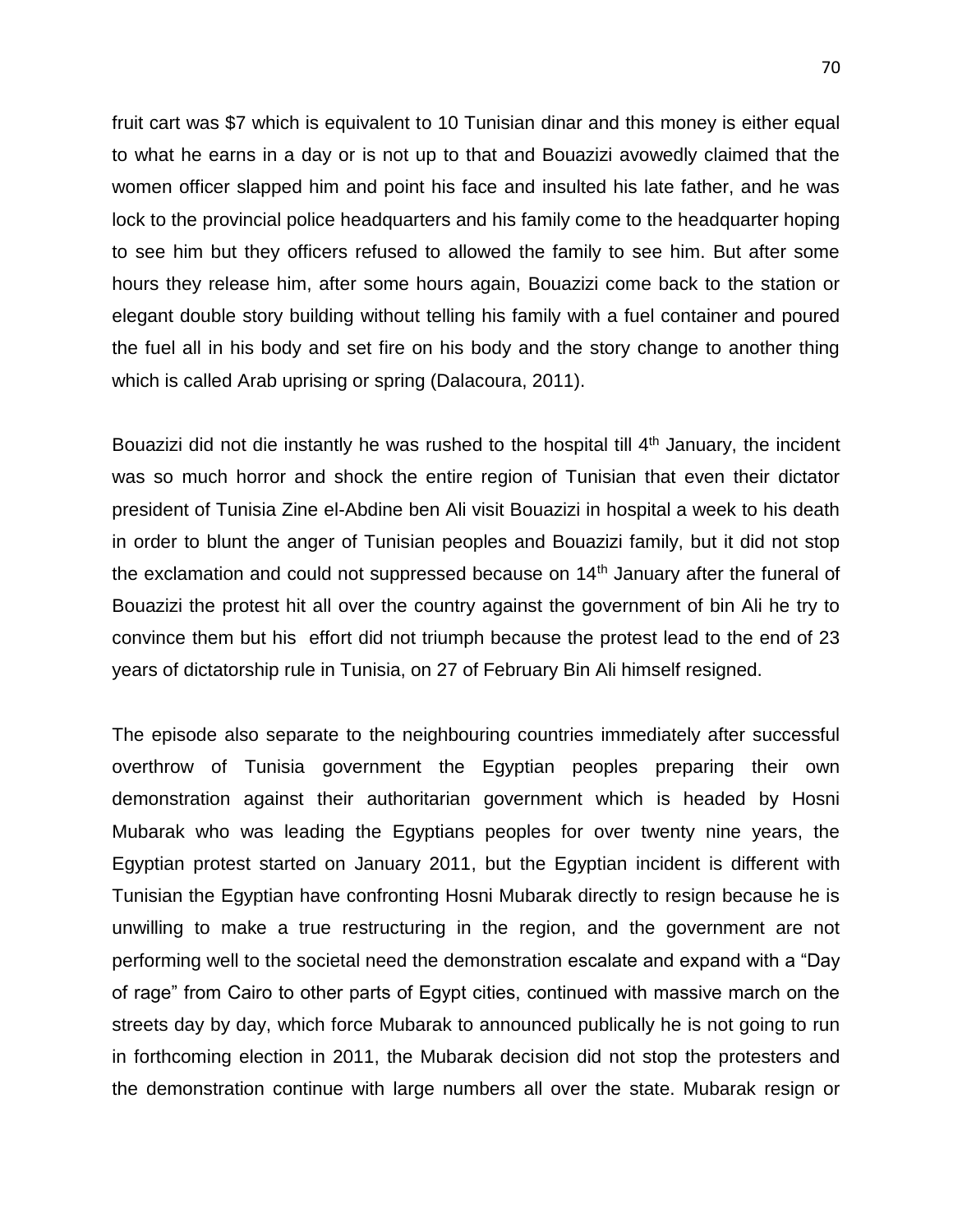fruit cart was $7 which is equivalent to 10 Tunisian dinar and this money is either equal to what he earns in a day or is not up to that and Bouazizi avowedly claimed that the women officer slapped him and point his face and insulted his late father, and he was lock to the provincial police headquarters and his family come to the headquarter hoping to see him but they officers refused to allowed the family to see him. But after some hours they release him, after some hours again, Bouazizi come back to the station or elegant double story building without telling his family with a fuel container and poured the fuel all in his body and set fire on his body and the story change to another thing which is called Arab uprising or spring (Dalacoura, 2011).

Bouazizi did not die instantly he was rushed to the hospital till 4th January, the incident was so much horror and shock the entire region of Tunisian that even their dictator president of Tunisia Zine el-Abdine ben Ali visit Bouazizi in hospital a week to his death in order to blunt the anger of Tunisian peoples and Bouazizi family, but it did not stop the exclamation and could not suppressed because on 14th January after the funeral of Bouazizi the protest hit all over the country against the government of bin Ali he try to convince them but his effort did not triumph because the protest lead to the end of 23 years of dictatorship rule in Tunisia, on 27 of February Bin Ali himself resigned.

The episode also separate to the neighbouring countries immediately after successful overthrow of Tunisia government the Egyptian peoples preparing their own demonstration against their authoritarian government which is headed by Hosni Mubarak who was leading the Egyptians peoples for over twenty nine years, the Egyptian protest started on January 2011, but the Egyptian incident is different with Tunisian the Egyptian have confronting Hosni Mubarak directly to resign because he is unwilling to make a true restructuring in the region, and the government are not performing well to the societal need the demonstration escalate and expand with a "Day of rage" from Cairo to other parts of Egypt cities, continued with massive march on the streets day by day, which force Mubarak to announced publically he is not going to run in forthcoming election in 2011, the Mubarak decision did not stop the protesters and the demonstration continue with large numbers all over the state. Mubarak resign or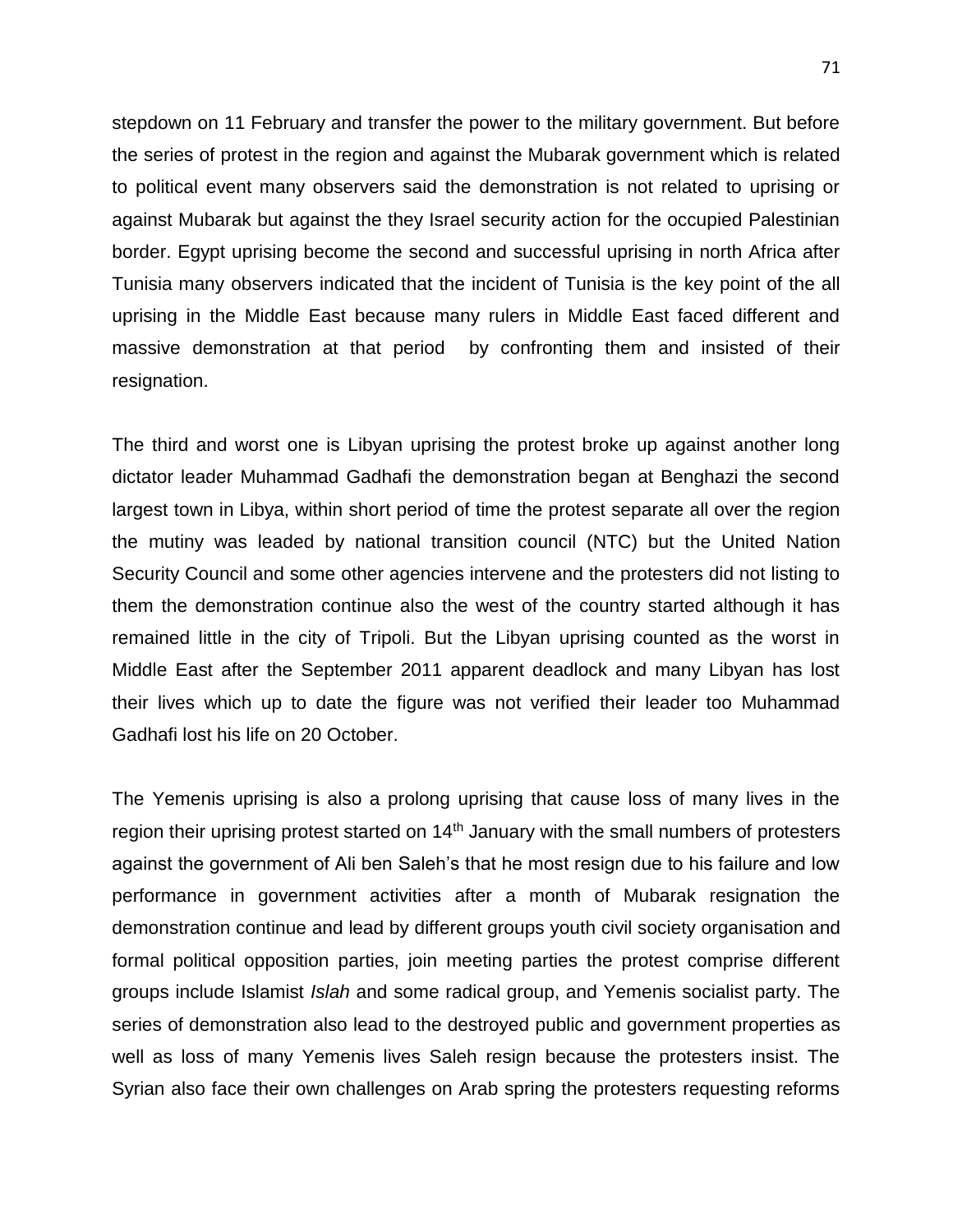stepdown on 11 February and transfer the power to the military government. But before the series of protest in the region and against the Mubarak government which is related to political event many observers said the demonstration is not related to uprising or against Mubarak but against the they Israel security action for the occupied Palestinian border. Egypt uprising become the second and successful uprising in north Africa after Tunisia many observers indicated that the incident of Tunisia is the key point of the all uprising in the Middle East because many rulers in Middle East faced different and massive demonstration at that period  by confronting them and insisted of their resignation.

The third and worst one is Libyan uprising the protest broke up against another long dictator leader Muhammad Gadhafi the demonstration began at Benghazi the second largest town in Libya, within short period of time the protest separate all over the region the mutiny was leaded by national transition council (NTC) but the United Nation Security Council and some other agencies intervene and the protesters did not listing to them the demonstration continue also the west of the country started although it has remained little in the city of Tripoli. But the Libyan uprising counted as the worst in Middle East after the September 2011 apparent deadlock and many Libyan has lost their lives which up to date the figure was not verified their leader too Muhammad Gadhafi lost his life on 20 October.

The Yemenis uprising is also a prolong uprising that cause loss of many lives in the region their uprising protest started on 14th January with the small numbers of protesters against the government of Ali ben Saleh's that he most resign due to his failure and low performance in government activities after a month of Mubarak resignation the demonstration continue and lead by different groups youth civil society organisation and formal political opposition parties, join meeting parties the protest comprise different groups include Islamist *Islah* and some radical group, and Yemenis socialist party. The series of demonstration also lead to the destroyed public and government properties as well as loss of many Yemenis lives Saleh resign because the protesters insist. The Syrian also face their own challenges on Arab spring the protesters requesting reforms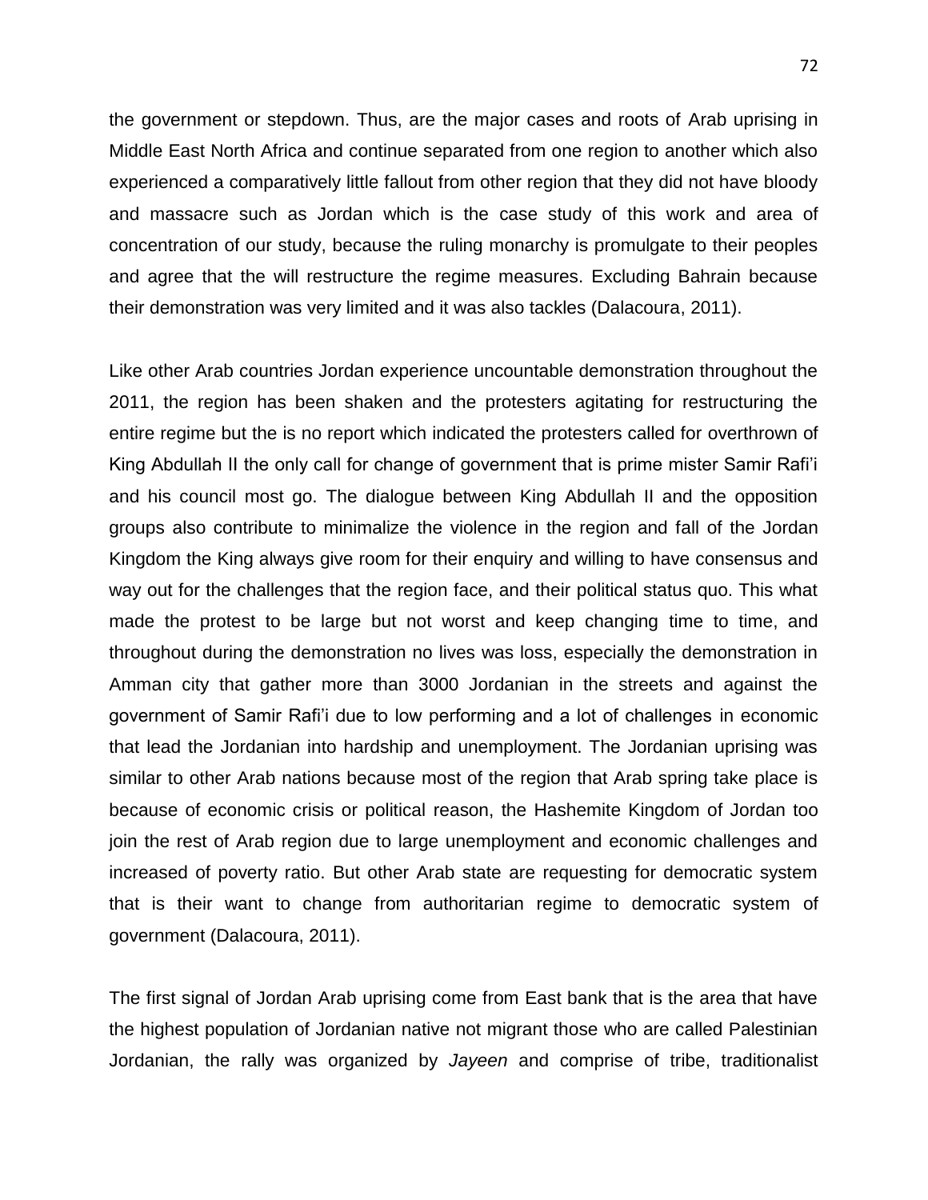the government or stepdown. Thus, are the major cases and roots of Arab uprising in Middle East North Africa and continue separated from one region to another which also experienced a comparatively little fallout from other region that they did not have bloody and massacre such as Jordan which is the case study of this work and area of concentration of our study, because the ruling monarchy is promulgate to their peoples and agree that the will restructure the regime measures. Excluding Bahrain because their demonstration was very limited and it was also tackles (Dalacoura, 2011).

Like other Arab countries Jordan experience uncountable demonstration throughout the 2011, the region has been shaken and the protesters agitating for restructuring the entire regime but the is no report which indicated the protesters called for overthrown of King Abdullah II the only call for change of government that is prime mister Samir Rafi'i and his council most go. The dialogue between King Abdullah II and the opposition groups also contribute to minimalize the violence in the region and fall of the Jordan Kingdom the King always give room for their enquiry and willing to have consensus and way out for the challenges that the region face, and their political status quo. This what made the protest to be large but not worst and keep changing time to time, and throughout during the demonstration no lives was loss, especially the demonstration in Amman city that gather more than 3000 Jordanian in the streets and against the government of Samir Rafi'i due to low performing and a lot of challenges in economic that lead the Jordanian into hardship and unemployment. The Jordanian uprising was similar to other Arab nations because most of the region that Arab spring take place is because of economic crisis or political reason, the Hashemite Kingdom of Jordan too join the rest of Arab region due to large unemployment and economic challenges and increased of poverty ratio. But other Arab state are requesting for democratic system that is their want to change from authoritarian regime to democratic system of government (Dalacoura, 2011).

The first signal of Jordan Arab uprising come from East bank that is the area that have the highest population of Jordanian native not migrant those who are called Palestinian Jordanian, the rally was organized by *Jayeen* and comprise of tribe, traditionalist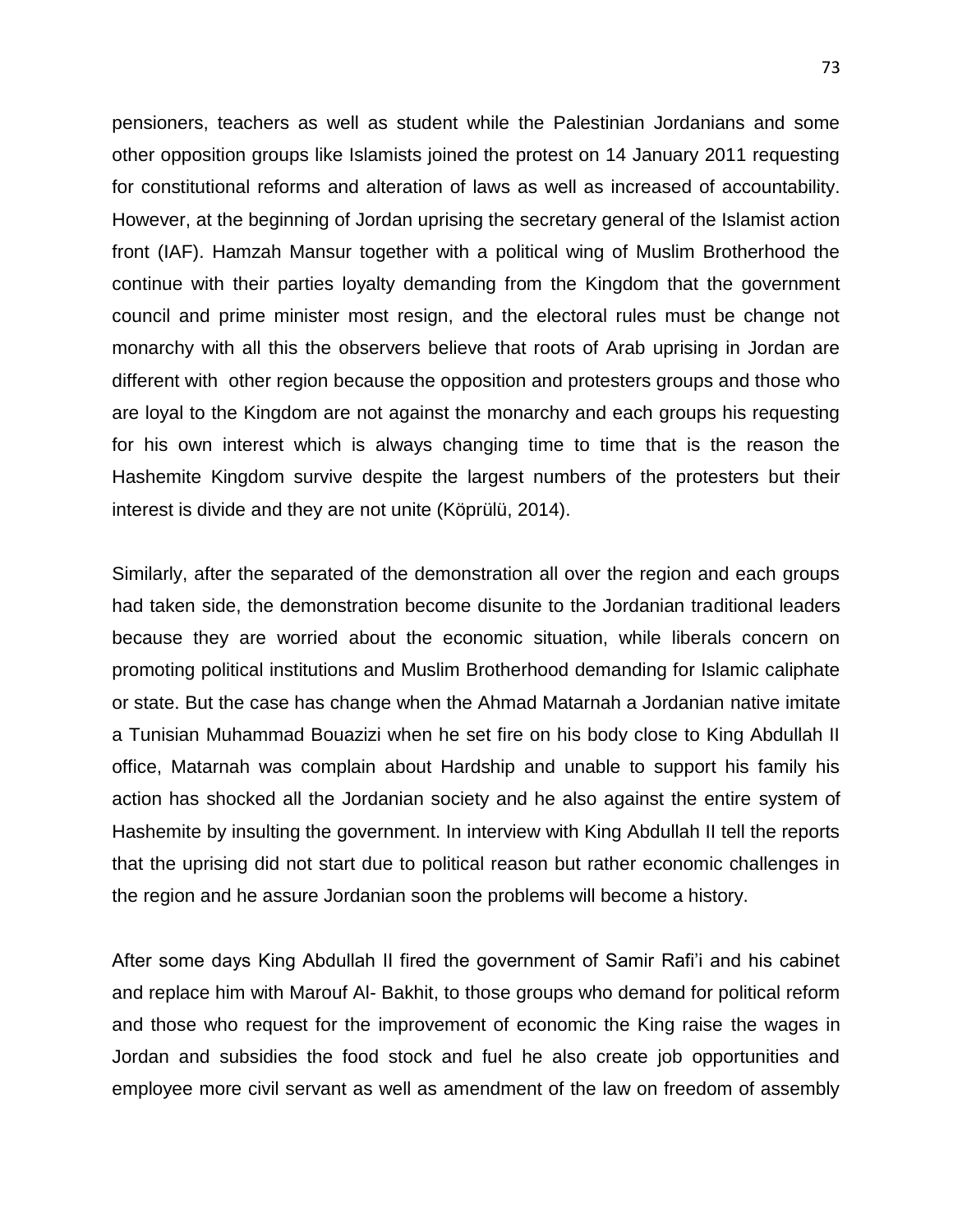pensioners, teachers as well as student while the Palestinian Jordanians and some other opposition groups like Islamists joined the protest on 14 January 2011 requesting for constitutional reforms and alteration of laws as well as increased of accountability. However, at the beginning of Jordan uprising the secretary general of the Islamist action front (IAF). Hamzah Mansur together with a political wing of Muslim Brotherhood the continue with their parties loyalty demanding from the Kingdom that the government council and prime minister most resign, and the electoral rules must be change not monarchy with all this the observers believe that roots of Arab uprising in Jordan are different with other region because the opposition and protesters groups and those who are loyal to the Kingdom are not against the monarchy and each groups his requesting for his own interest which is always changing time to time that is the reason the Hashemite Kingdom survive despite the largest numbers of the protesters but their interest is divide and they are not unite (Köprülü, 2014).

Similarly, after the separated of the demonstration all over the region and each groups had taken side, the demonstration become disunite to the Jordanian traditional leaders because they are worried about the economic situation, while liberals concern on promoting political institutions and Muslim Brotherhood demanding for Islamic caliphate or state. But the case has change when the Ahmad Matarnah a Jordanian native imitate a Tunisian Muhammad Bouazizi when he set fire on his body close to King Abdullah II office, Matarnah was complain about Hardship and unable to support his family his action has shocked all the Jordanian society and he also against the entire system of Hashemite by insulting the government. In interview with King Abdullah II tell the reports that the uprising did not start due to political reason but rather economic challenges in the region and he assure Jordanian soon the problems will become a history.

After some days King Abdullah II fired the government of Samir Rafi'i and his cabinet and replace him with Marouf Al- Bakhit, to those groups who demand for political reform and those who request for the improvement of economic the King raise the wages in Jordan and subsidies the food stock and fuel he also create job opportunities and employee more civil servant as well as amendment of the law on freedom of assembly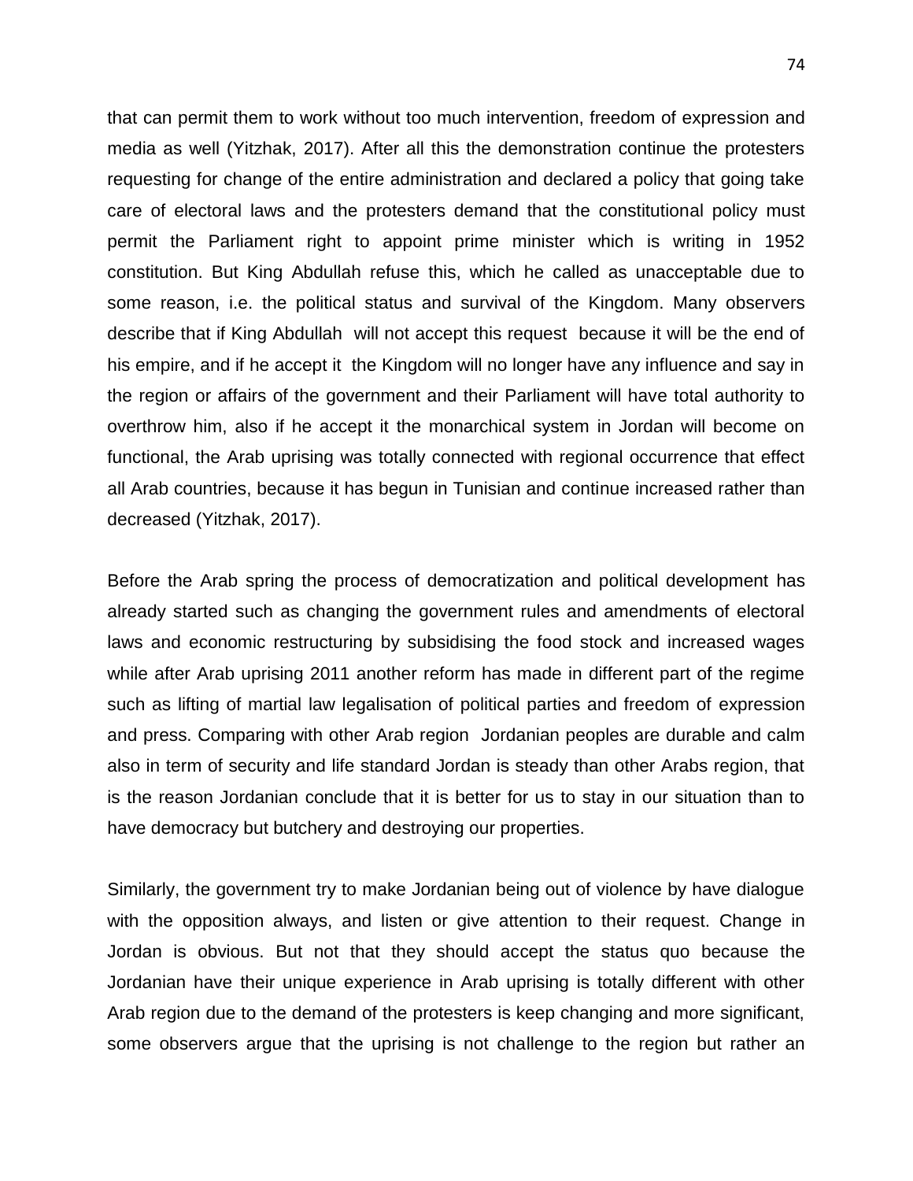that can permit them to work without too much intervention, freedom of expression and media as well (Yitzhak, 2017). After all this the demonstration continue the protesters requesting for change of the entire administration and declared a policy that going take care of electoral laws and the protesters demand that the constitutional policy must permit the Parliament right to appoint prime minister which is writing in 1952 constitution. But King Abdullah refuse this, which he called as unacceptable due to some reason, i.e. the political status and survival of the Kingdom. Many observers describe that if King Abdullah will not accept this request because it will be the end of his empire, and if he accept it the Kingdom will no longer have any influence and say in the region or affairs of the government and their Parliament will have total authority to overthrow him, also if he accept it the monarchical system in Jordan will become on functional, the Arab uprising was totally connected with regional occurrence that effect all Arab countries, because it has begun in Tunisian and continue increased rather than decreased (Yitzhak, 2017).

Before the Arab spring the process of democratization and political development has already started such as changing the government rules and amendments of electoral laws and economic restructuring by subsidising the food stock and increased wages while after Arab uprising 2011 another reform has made in different part of the regime such as lifting of martial law legalisation of political parties and freedom of expression and press. Comparing with other Arab region Jordanian peoples are durable and calm also in term of security and life standard Jordan is steady than other Arabs region, that is the reason Jordanian conclude that it is better for us to stay in our situation than to have democracy but butchery and destroying our properties.

Similarly, the government try to make Jordanian being out of violence by have dialogue with the opposition always, and listen or give attention to their request. Change in Jordan is obvious. But not that they should accept the status quo because the Jordanian have their unique experience in Arab uprising is totally different with other Arab region due to the demand of the protesters is keep changing and more significant, some observers argue that the uprising is not challenge to the region but rather an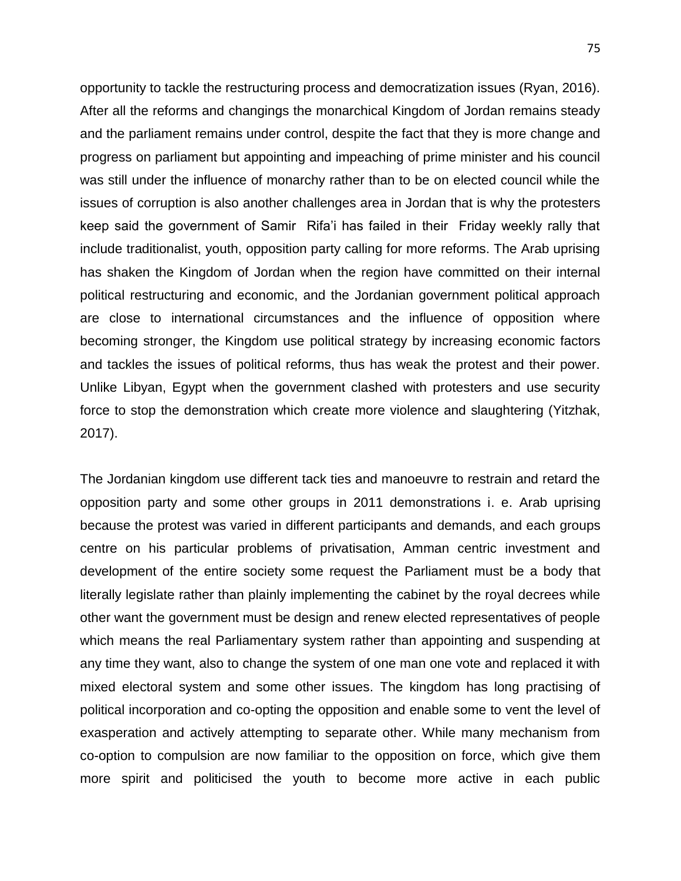opportunity to tackle the restructuring process and democratization issues (Ryan, 2016). After all the reforms and changings the monarchical Kingdom of Jordan remains steady and the parliament remains under control, despite the fact that they is more change and progress on parliament but appointing and impeaching of prime minister and his council was still under the influence of monarchy rather than to be on elected council while the issues of corruption is also another challenges area in Jordan that is why the protesters keep said the government of Samir Rifa'i has failed in their Friday weekly rally that include traditionalist, youth, opposition party calling for more reforms. The Arab uprising has shaken the Kingdom of Jordan when the region have committed on their internal political restructuring and economic, and the Jordanian government political approach are close to international circumstances and the influence of opposition where becoming stronger, the Kingdom use political strategy by increasing economic factors and tackles the issues of political reforms, thus has weak the protest and their power. Unlike Libyan, Egypt when the government clashed with protesters and use security force to stop the demonstration which create more violence and slaughtering (Yitzhak, 2017).

The Jordanian kingdom use different tack ties and manoeuvre to restrain and retard the opposition party and some other groups in 2011 demonstrations i. e. Arab uprising because the protest was varied in different participants and demands, and each groups centre on his particular problems of privatisation, Amman centric investment and development of the entire society some request the Parliament must be a body that literally legislate rather than plainly implementing the cabinet by the royal decrees while other want the government must be design and renew elected representatives of people which means the real Parliamentary system rather than appointing and suspending at any time they want, also to change the system of one man one vote and replaced it with mixed electoral system and some other issues. The kingdom has long practising of political incorporation and co-opting the opposition and enable some to vent the level of exasperation and actively attempting to separate other. While many mechanism from co-option to compulsion are now familiar to the opposition on force, which give them more spirit and politicised the youth to become more active in each public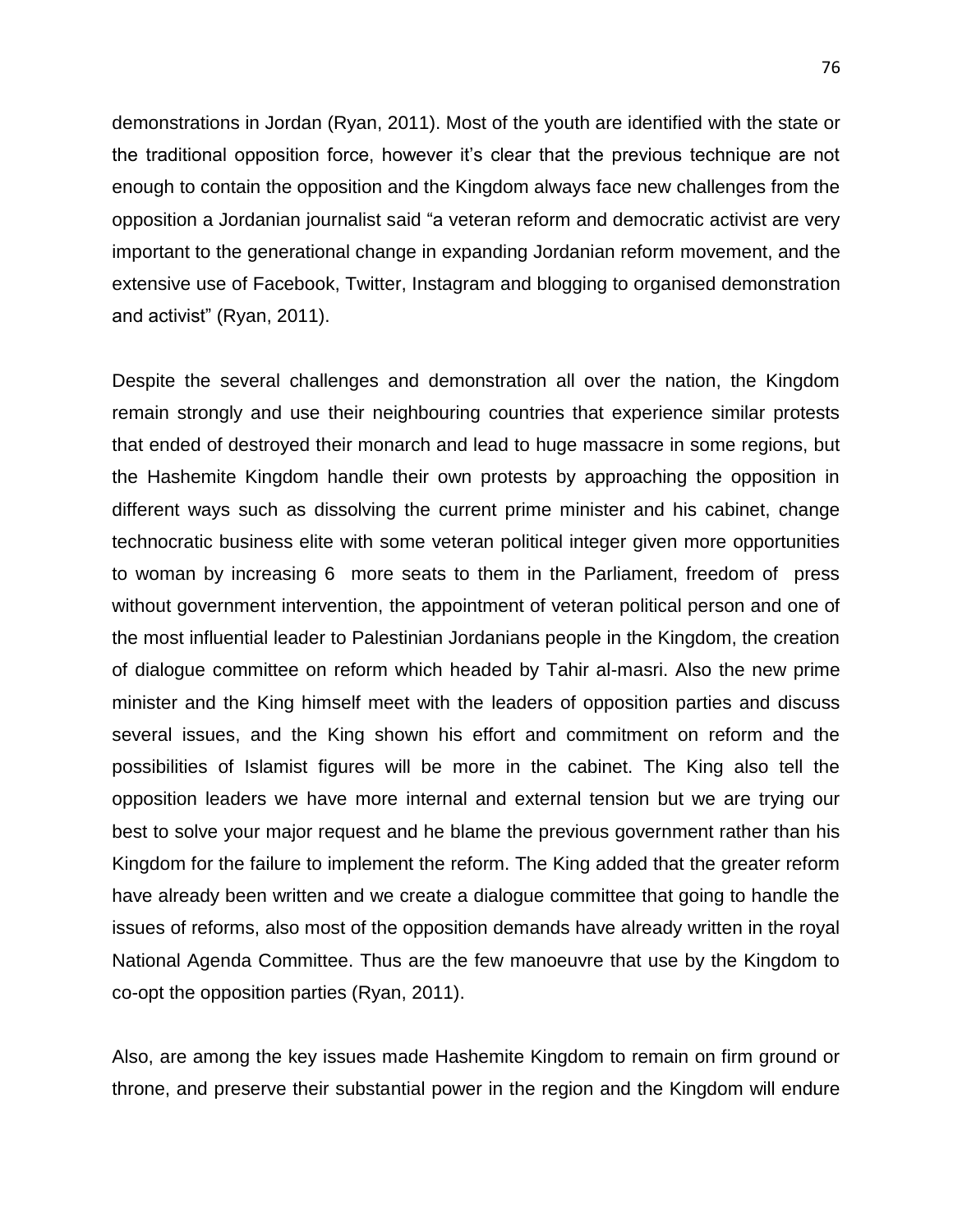demonstrations in Jordan (Ryan, 2011). Most of the youth are identified with the state or the traditional opposition force, however it's clear that the previous technique are not enough to contain the opposition and the Kingdom always face new challenges from the opposition a Jordanian journalist said "a veteran reform and democratic activist are very important to the generational change in expanding Jordanian reform movement, and the extensive use of Facebook, Twitter, Instagram and blogging to organised demonstration and activist" (Ryan, 2011).

Despite the several challenges and demonstration all over the nation, the Kingdom remain strongly and use their neighbouring countries that experience similar protests that ended of destroyed their monarch and lead to huge massacre in some regions, but the Hashemite Kingdom handle their own protests by approaching the opposition in different ways such as dissolving the current prime minister and his cabinet, change technocratic business elite with some veteran political integer given more opportunities to woman by increasing 6 more seats to them in the Parliament, freedom of press without government intervention, the appointment of veteran political person and one of the most influential leader to Palestinian Jordanians people in the Kingdom, the creation of dialogue committee on reform which headed by Tahir al-masri. Also the new prime minister and the King himself meet with the leaders of opposition parties and discuss several issues, and the King shown his effort and commitment on reform and the possibilities of Islamist figures will be more in the cabinet. The King also tell the opposition leaders we have more internal and external tension but we are trying our best to solve your major request and he blame the previous government rather than his Kingdom for the failure to implement the reform. The King added that the greater reform have already been written and we create a dialogue committee that going to handle the issues of reforms, also most of the opposition demands have already written in the royal National Agenda Committee. Thus are the few manoeuvre that use by the Kingdom to co-opt the opposition parties (Ryan, 2011).

Also, are among the key issues made Hashemite Kingdom to remain on firm ground or throne, and preserve their substantial power in the region and the Kingdom will endure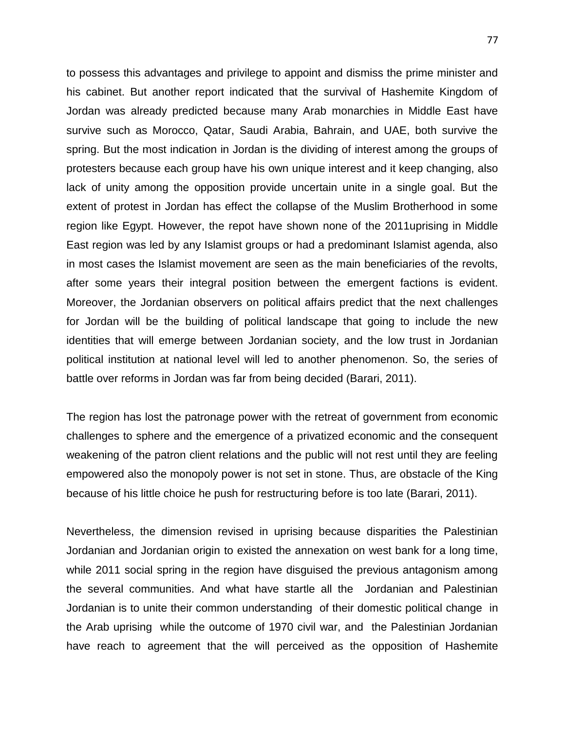to possess this advantages and privilege to appoint and dismiss the prime minister and his cabinet. But another report indicated that the survival of Hashemite Kingdom of Jordan was already predicted because many Arab monarchies in Middle East have survive such as Morocco, Qatar, Saudi Arabia, Bahrain, and UAE, both survive the spring. But the most indication in Jordan is the dividing of interest among the groups of protesters because each group have his own unique interest and it keep changing, also lack of unity among the opposition provide uncertain unite in a single goal. But the extent of protest in Jordan has effect the collapse of the Muslim Brotherhood in some region like Egypt. However, the repot have shown none of the 2011uprising in Middle East region was led by any Islamist groups or had a predominant Islamist agenda, also in most cases the Islamist movement are seen as the main beneficiaries of the revolts, after some years their integral position between the emergent factions is evident. Moreover, the Jordanian observers on political affairs predict that the next challenges for Jordan will be the building of political landscape that going to include the new identities that will emerge between Jordanian society, and the low trust in Jordanian political institution at national level will led to another phenomenon. So, the series of battle over reforms in Jordan was far from being decided (Barari, 2011).

The region has lost the patronage power with the retreat of government from economic challenges to sphere and the emergence of a privatized economic and the consequent weakening of the patron client relations and the public will not rest until they are feeling empowered also the monopoly power is not set in stone. Thus, are obstacle of the King because of his little choice he push for restructuring before is too late (Barari, 2011).

Nevertheless, the dimension revised in uprising because disparities the Palestinian Jordanian and Jordanian origin to existed the annexation on west bank for a long time, while 2011 social spring in the region have disguised the previous antagonism among the several communities. And what have startle all the Jordanian and Palestinian Jordanian is to unite their common understanding of their domestic political change in the Arab uprising while the outcome of 1970 civil war, and the Palestinian Jordanian have reach to agreement that the will perceived as the opposition of Hashemite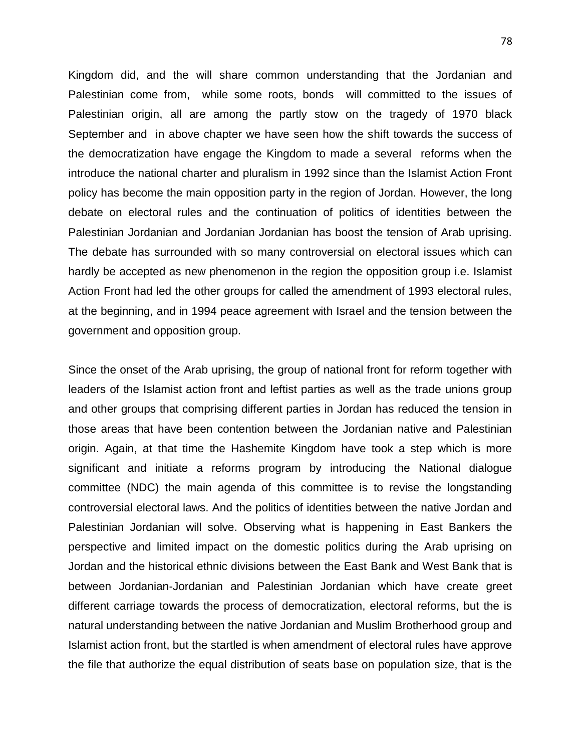Kingdom did, and the will share common understanding that the Jordanian and Palestinian come from, while some roots, bonds will committed to the issues of Palestinian origin, all are among the partly stow on the tragedy of 1970 black September and in above chapter we have seen how the shift towards the success of the democratization have engage the Kingdom to made a several reforms when the introduce the national charter and pluralism in 1992 since than the Islamist Action Front policy has become the main opposition party in the region of Jordan. However, the long debate on electoral rules and the continuation of politics of identities between the Palestinian Jordanian and Jordanian Jordanian has boost the tension of Arab uprising. The debate has surrounded with so many controversial on electoral issues which can hardly be accepted as new phenomenon in the region the opposition group i.e. Islamist Action Front had led the other groups for called the amendment of 1993 electoral rules, at the beginning, and in 1994 peace agreement with Israel and the tension between the government and opposition group.

Since the onset of the Arab uprising, the group of national front for reform together with leaders of the Islamist action front and leftist parties as well as the trade unions group and other groups that comprising different parties in Jordan has reduced the tension in those areas that have been contention between the Jordanian native and Palestinian origin. Again, at that time the Hashemite Kingdom have took a step which is more significant and initiate a reforms program by introducing the National dialogue committee (NDC) the main agenda of this committee is to revise the longstanding controversial electoral laws. And the politics of identities between the native Jordan and Palestinian Jordanian will solve. Observing what is happening in East Bankers the perspective and limited impact on the domestic politics during the Arab uprising on Jordan and the historical ethnic divisions between the East Bank and West Bank that is between Jordanian-Jordanian and Palestinian Jordanian which have create greet different carriage towards the process of democratization, electoral reforms, but the is natural understanding between the native Jordanian and Muslim Brotherhood group and Islamist action front, but the startled is when amendment of electoral rules have approve the file that authorize the equal distribution of seats base on population size, that is the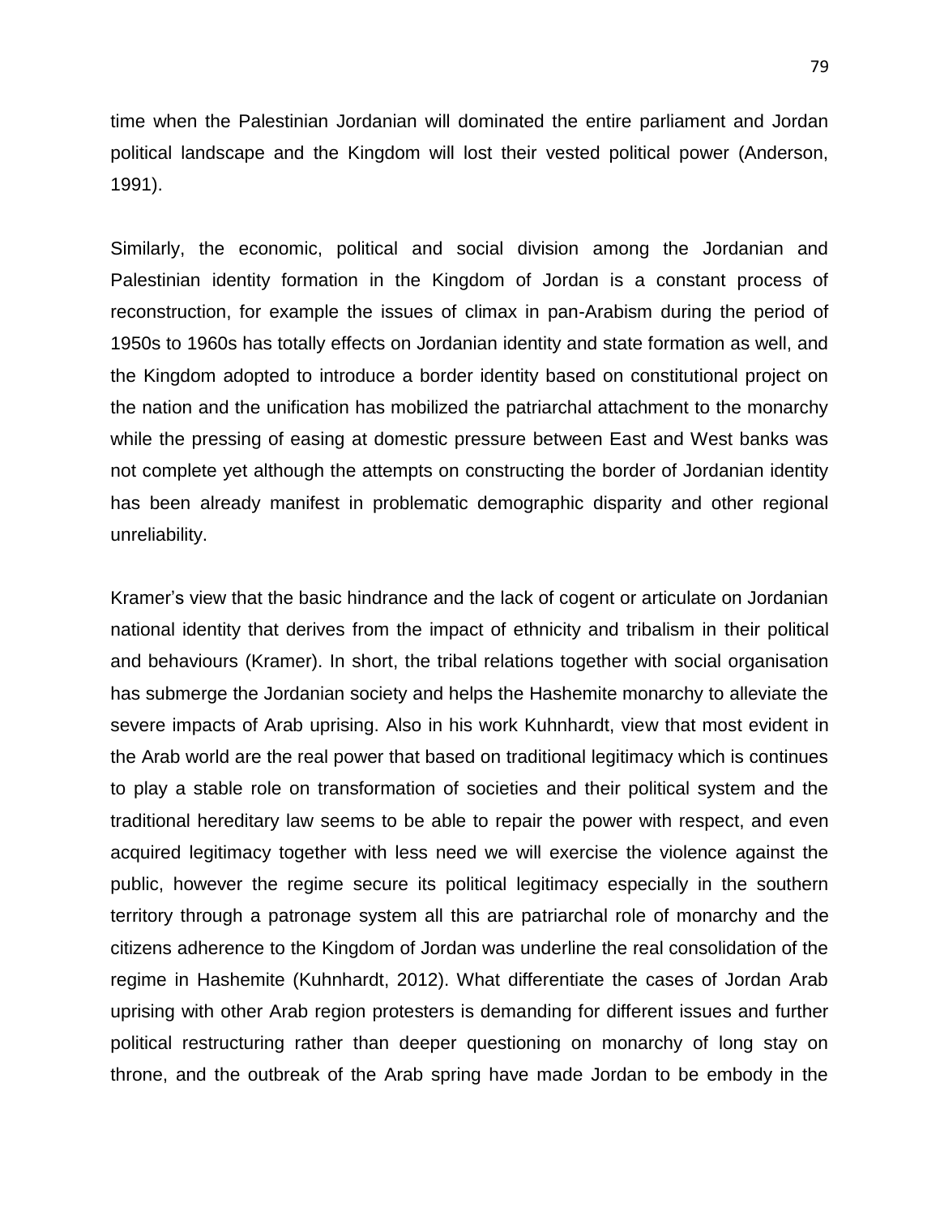time when the Palestinian Jordanian will dominated the entire parliament and Jordan political landscape and the Kingdom will lost their vested political power (Anderson, 1991).

Similarly, the economic, political and social division among the Jordanian and Palestinian identity formation in the Kingdom of Jordan is a constant process of reconstruction, for example the issues of climax in pan-Arabism during the period of 1950s to 1960s has totally effects on Jordanian identity and state formation as well, and the Kingdom adopted to introduce a border identity based on constitutional project on the nation and the unification has mobilized the patriarchal attachment to the monarchy while the pressing of easing at domestic pressure between East and West banks was not complete yet although the attempts on constructing the border of Jordanian identity has been already manifest in problematic demographic disparity and other regional unreliability.

Kramer's view that the basic hindrance and the lack of cogent or articulate on Jordanian national identity that derives from the impact of ethnicity and tribalism in their political and behaviours (Kramer). In short, the tribal relations together with social organisation has submerge the Jordanian society and helps the Hashemite monarchy to alleviate the severe impacts of Arab uprising. Also in his work Kuhnhardt, view that most evident in the Arab world are the real power that based on traditional legitimacy which is continues to play a stable role on transformation of societies and their political system and the traditional hereditary law seems to be able to repair the power with respect, and even acquired legitimacy together with less need we will exercise the violence against the public, however the regime secure its political legitimacy especially in the southern territory through a patronage system all this are patriarchal role of monarchy and the citizens adherence to the Kingdom of Jordan was underline the real consolidation of the regime in Hashemite (Kuhnhardt, 2012). What differentiate the cases of Jordan Arab uprising with other Arab region protesters is demanding for different issues and further political restructuring rather than deeper questioning on monarchy of long stay on throne, and the outbreak of the Arab spring have made Jordan to be embody in the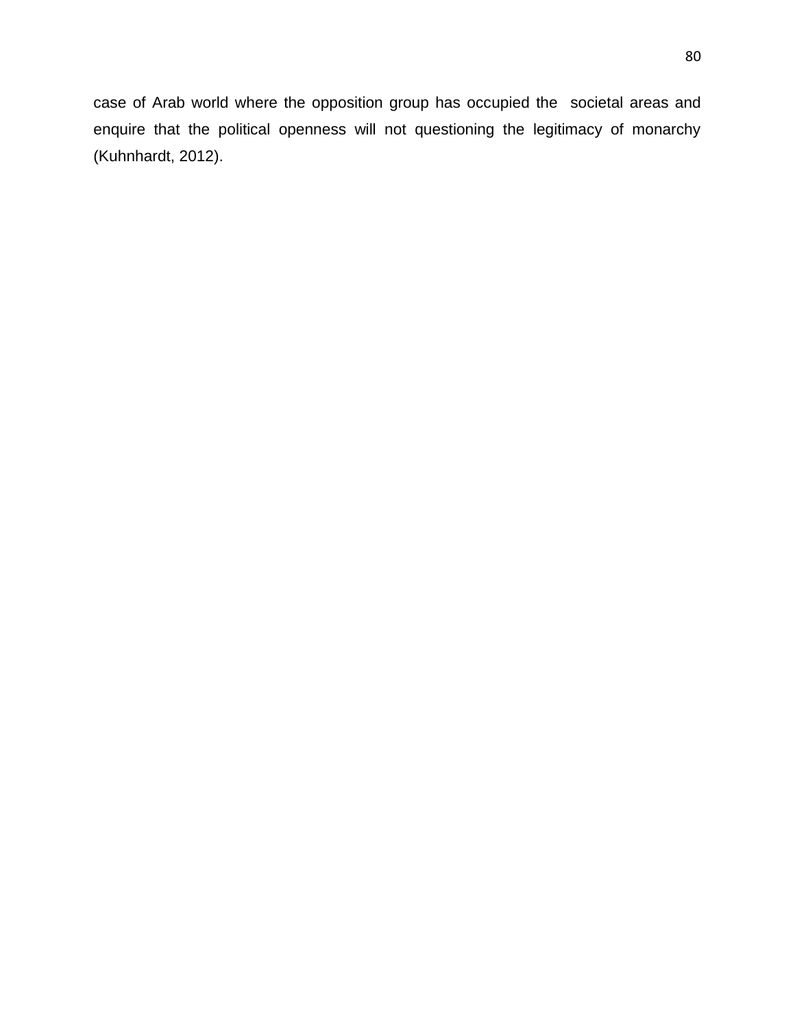case of Arab world where the opposition group has occupied the societal areas and enquire that the political openness will not questioning the legitimacy of monarchy (Kuhnhardt, 2012).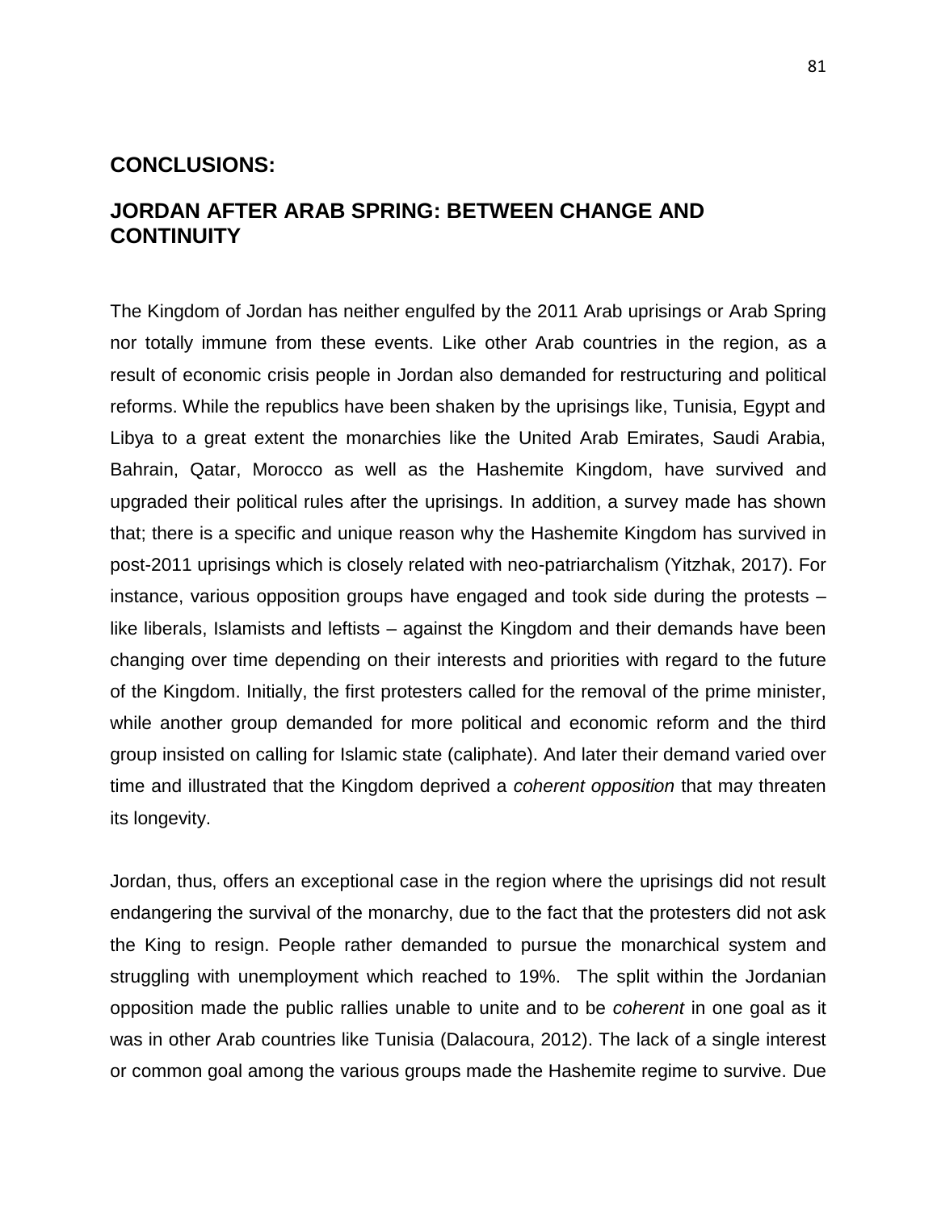## CONCLUSIONS:

## JORDAN AFTER ARAB SPRING: BETWEEN CHANGE AND CONTINUITY

The Kingdom of Jordan has neither engulfed by the 2011 Arab uprisings or Arab Spring nor totally immune from these events. Like other Arab countries in the region, as a result of economic crisis people in Jordan also demanded for restructuring and political reforms. While the republics have been shaken by the uprisings like, Tunisia, Egypt and Libya to a great extent the monarchies like the United Arab Emirates, Saudi Arabia, Bahrain, Qatar, Morocco as well as the Hashemite Kingdom, have survived and upgraded their political rules after the uprisings. In addition, a survey made has shown that; there is a specific and unique reason why the Hashemite Kingdom has survived in post-2011 uprisings which is closely related with neo-patriarchalism (Yitzhak, 2017). For instance, various opposition groups have engaged and took side during the protests – like liberals, Islamists and leftists – against the Kingdom and their demands have been changing over time depending on their interests and priorities with regard to the future of the Kingdom. Initially, the first protesters called for the removal of the prime minister, while another group demanded for more political and economic reform and the third group insisted on calling for Islamic state (caliphate). And later their demand varied over time and illustrated that the Kingdom deprived a *coherent opposition* that may threaten its longevity.

Jordan, thus, offers an exceptional case in the region where the uprisings did not result endangering the survival of the monarchy, due to the fact that the protesters did not ask the King to resign. People rather demanded to pursue the monarchical system and struggling with unemployment which reached to 19%. The split within the Jordanian opposition made the public rallies unable to unite and to be *coherent* in one goal as it was in other Arab countries like Tunisia (Dalacoura, 2012). The lack of a single interest or common goal among the various groups made the Hashemite regime to survive. Due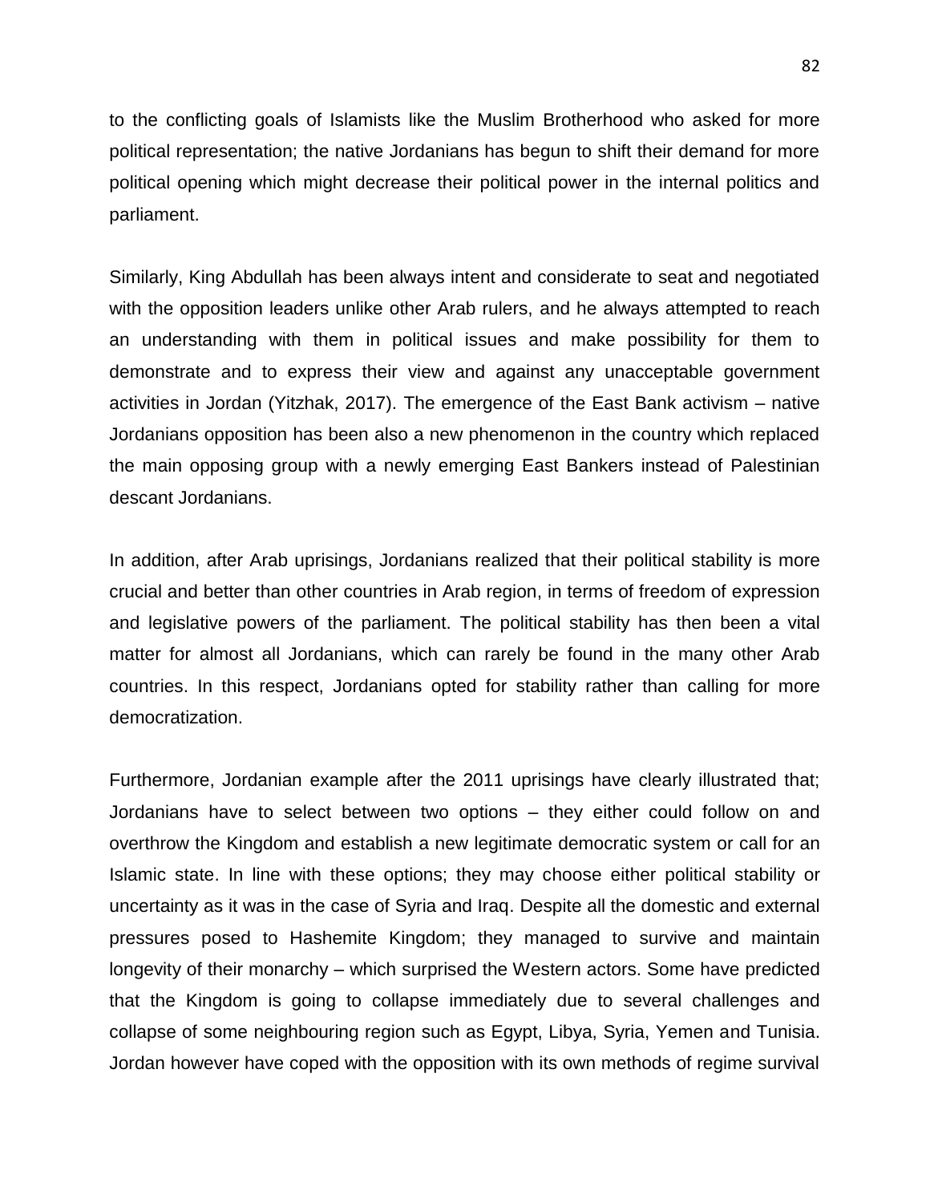to the conflicting goals of Islamists like the Muslim Brotherhood who asked for more political representation; the native Jordanians has begun to shift their demand for more political opening which might decrease their political power in the internal politics and parliament.

Similarly, King Abdullah has been always intent and considerate to seat and negotiated with the opposition leaders unlike other Arab rulers, and he always attempted to reach an understanding with them in political issues and make possibility for them to demonstrate and to express their view and against any unacceptable government activities in Jordan (Yitzhak, 2017). The emergence of the East Bank activism – native Jordanians opposition has been also a new phenomenon in the country which replaced the main opposing group with a newly emerging East Bankers instead of Palestinian descant Jordanians.

In addition, after Arab uprisings, Jordanians realized that their political stability is more crucial and better than other countries in Arab region, in terms of freedom of expression and legislative powers of the parliament. The political stability has then been a vital matter for almost all Jordanians, which can rarely be found in the many other Arab countries. In this respect, Jordanians opted for stability rather than calling for more democratization.

Furthermore, Jordanian example after the 2011 uprisings have clearly illustrated that; Jordanians have to select between two options – they either could follow on and overthrow the Kingdom and establish a new legitimate democratic system or call for an Islamic state. In line with these options; they may choose either political stability or uncertainty as it was in the case of Syria and Iraq. Despite all the domestic and external pressures posed to Hashemite Kingdom; they managed to survive and maintain longevity of their monarchy – which surprised the Western actors. Some have predicted that the Kingdom is going to collapse immediately due to several challenges and collapse of some neighbouring region such as Egypt, Libya, Syria, Yemen and Tunisia. Jordan however have coped with the opposition with its own methods of regime survival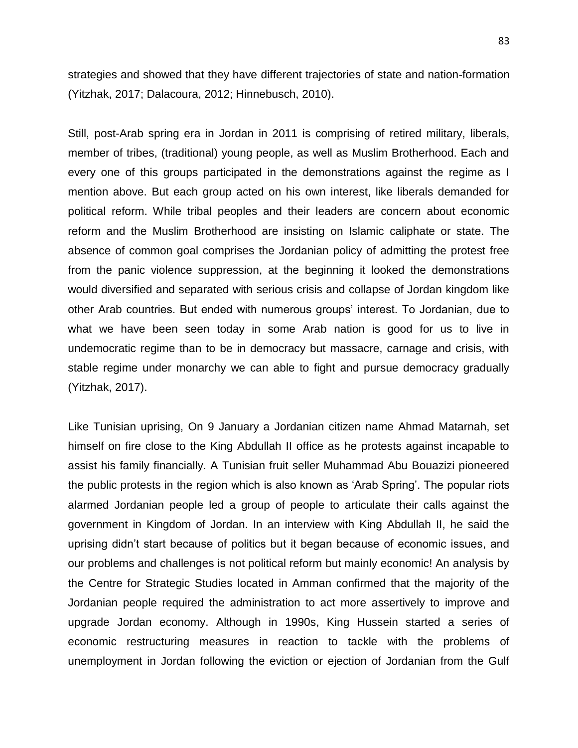strategies and showed that they have different trajectories of state and nation-formation (Yitzhak, 2017; Dalacoura, 2012; Hinnebusch, 2010).

Still, post-Arab spring era in Jordan in 2011 is comprising of retired military, liberals, member of tribes, (traditional) young people, as well as Muslim Brotherhood. Each and every one of this groups participated in the demonstrations against the regime as I mention above. But each group acted on his own interest, like liberals demanded for political reform. While tribal peoples and their leaders are concern about economic reform and the Muslim Brotherhood are insisting on Islamic caliphate or state. The absence of common goal comprises the Jordanian policy of admitting the protest free from the panic violence suppression, at the beginning it looked the demonstrations would diversified and separated with serious crisis and collapse of Jordan kingdom like other Arab countries. But ended with numerous groups' interest. To Jordanian, due to what we have been seen today in some Arab nation is good for us to live in undemocratic regime than to be in democracy but massacre, carnage and crisis, with stable regime under monarchy we can able to fight and pursue democracy gradually (Yitzhak, 2017).

Like Tunisian uprising, On 9 January a Jordanian citizen name Ahmad Matarnah, set himself on fire close to the King Abdullah II office as he protests against incapable to assist his family financially. A Tunisian fruit seller Muhammad Abu Bouazizi pioneered the public protests in the region which is also known as 'Arab Spring'. The popular riots alarmed Jordanian people led a group of people to articulate their calls against the government in Kingdom of Jordan. In an interview with King Abdullah II, he said the uprising didn't start because of politics but it began because of economic issues, and our problems and challenges is not political reform but mainly economic! An analysis by the Centre for Strategic Studies located in Amman confirmed that the majority of the Jordanian people required the administration to act more assertively to improve and upgrade Jordan economy. Although in 1990s, King Hussein started a series of economic restructuring measures in reaction to tackle with the problems of unemployment in Jordan following the eviction or ejection of Jordanian from the Gulf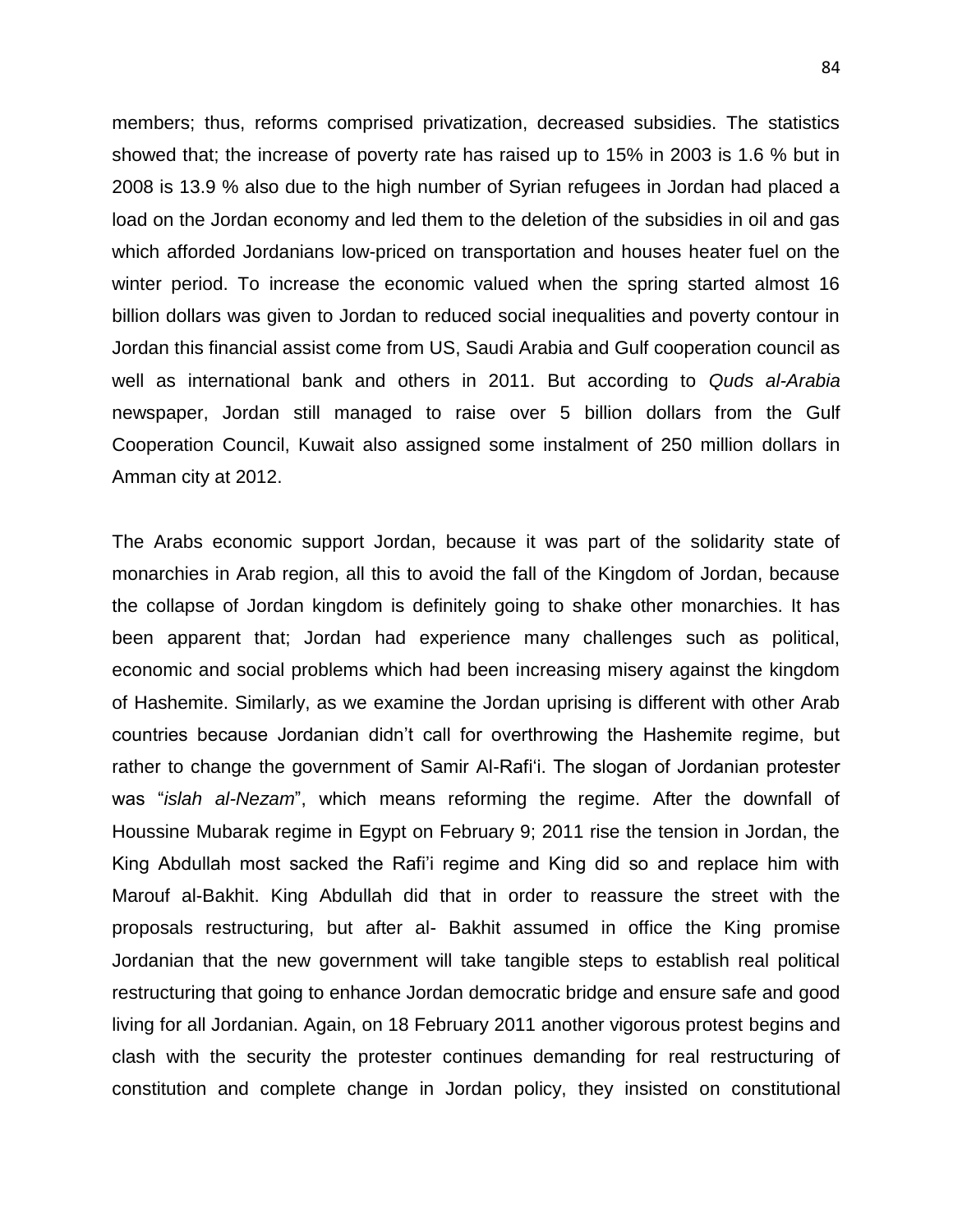members; thus, reforms comprised privatization, decreased subsidies. The statistics showed that; the increase of poverty rate has raised up to 15% in 2003 is 1.6 % but in 2008 is 13.9 % also due to the high number of Syrian refugees in Jordan had placed a load on the Jordan economy and led them to the deletion of the subsidies in oil and gas which afforded Jordanians low-priced on transportation and houses heater fuel on the winter period. To increase the economic valued when the spring started almost 16 billion dollars was given to Jordan to reduced social inequalities and poverty contour in Jordan this financial assist come from US, Saudi Arabia and Gulf cooperation council as well as international bank and others in 2011. But according to *Quds al-Arabia* newspaper, Jordan still managed to raise over 5 billion dollars from the Gulf Cooperation Council, Kuwait also assigned some instalment of 250 million dollars in Amman city at 2012.

The Arabs economic support Jordan, because it was part of the solidarity state of monarchies in Arab region, all this to avoid the fall of the Kingdom of Jordan, because the collapse of Jordan kingdom is definitely going to shake other monarchies. It has been apparent that; Jordan had experience many challenges such as political, economic and social problems which had been increasing misery against the kingdom of Hashemite. Similarly, as we examine the Jordan uprising is different with other Arab countries because Jordanian didn't call for overthrowing the Hashemite regime, but rather to change the government of Samir Al-Rafi'i. The slogan of Jordanian protester was "*islah al-Nezam*", which means reforming the regime. After the downfall of Houssine Mubarak regime in Egypt on February 9; 2011 rise the tension in Jordan, the King Abdullah most sacked the Rafi'i regime and King did so and replace him with Marouf al-Bakhit. King Abdullah did that in order to reassure the street with the proposals restructuring, but after al- Bakhit assumed in office the King promise Jordanian that the new government will take tangible steps to establish real political restructuring that going to enhance Jordan democratic bridge and ensure safe and good living for all Jordanian. Again, on 18 February 2011 another vigorous protest begins and clash with the security the protester continues demanding for real restructuring of constitution and complete change in Jordan policy, they insisted on constitutional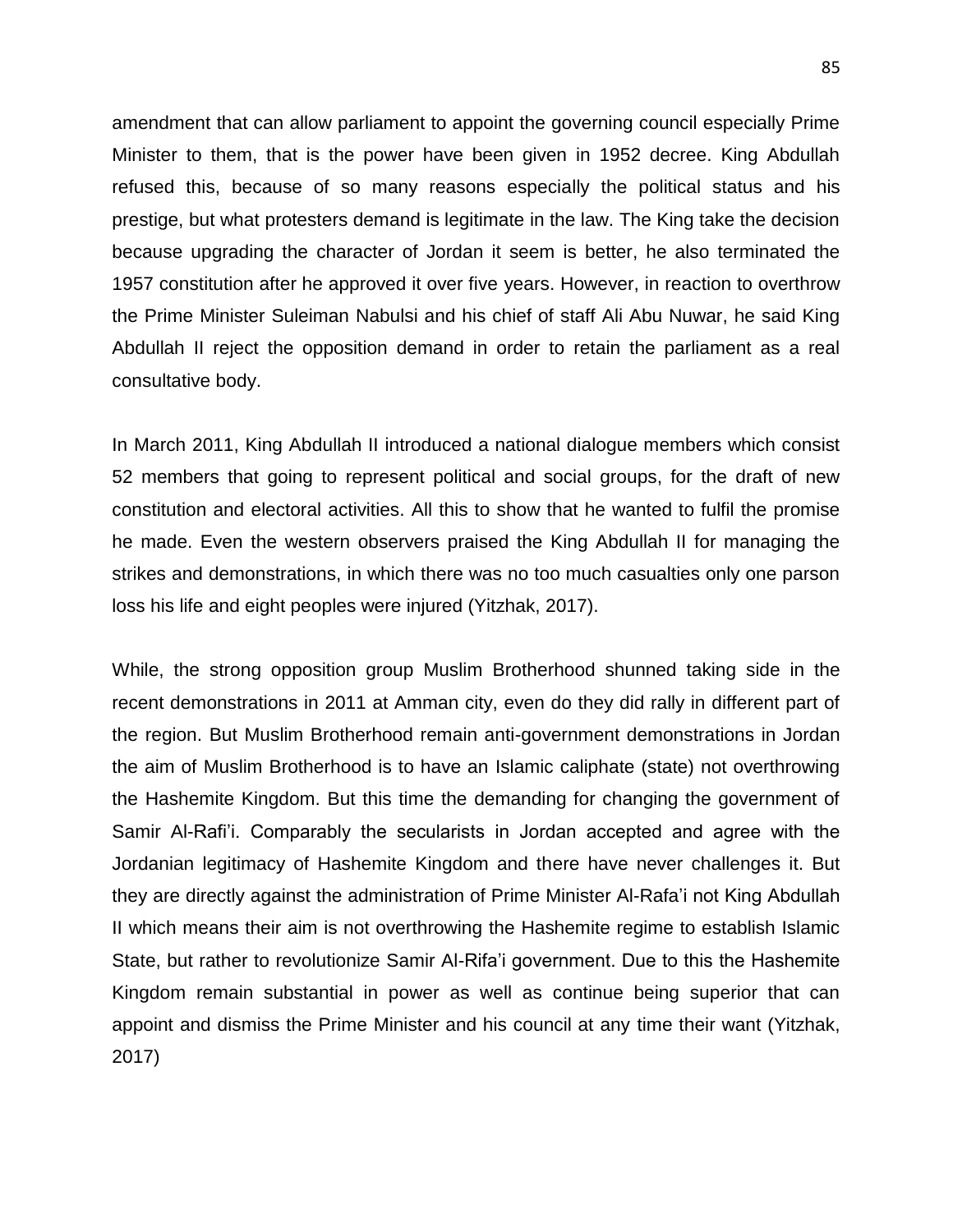amendment that can allow parliament to appoint the governing council especially Prime Minister to them, that is the power have been given in 1952 decree. King Abdullah refused this, because of so many reasons especially the political status and his prestige, but what protesters demand is legitimate in the law. The King take the decision because upgrading the character of Jordan it seem is better, he also terminated the 1957 constitution after he approved it over five years. However, in reaction to overthrow the Prime Minister Suleiman Nabulsi and his chief of staff Ali Abu Nuwar, he said King Abdullah II reject the opposition demand in order to retain the parliament as a real consultative body.

In March 2011, King Abdullah II introduced a national dialogue members which consist 52 members that going to represent political and social groups, for the draft of new constitution and electoral activities. All this to show that he wanted to fulfil the promise he made. Even the western observers praised the King Abdullah II for managing the strikes and demonstrations, in which there was no too much casualties only one parson loss his life and eight peoples were injured (Yitzhak, 2017).

While, the strong opposition group Muslim Brotherhood shunned taking side in the recent demonstrations in 2011 at Amman city, even do they did rally in different part of the region. But Muslim Brotherhood remain anti-government demonstrations in Jordan the aim of Muslim Brotherhood is to have an Islamic caliphate (state) not overthrowing the Hashemite Kingdom. But this time the demanding for changing the government of Samir Al-Rafi'i. Comparably the secularists in Jordan accepted and agree with the Jordanian legitimacy of Hashemite Kingdom and there have never challenges it. But they are directly against the administration of Prime Minister Al-Rafa'i not King Abdullah II which means their aim is not overthrowing the Hashemite regime to establish Islamic State, but rather to revolutionize Samir Al-Rifa'i government. Due to this the Hashemite Kingdom remain substantial in power as well as continue being superior that can appoint and dismiss the Prime Minister and his council at any time their want (Yitzhak, 2017)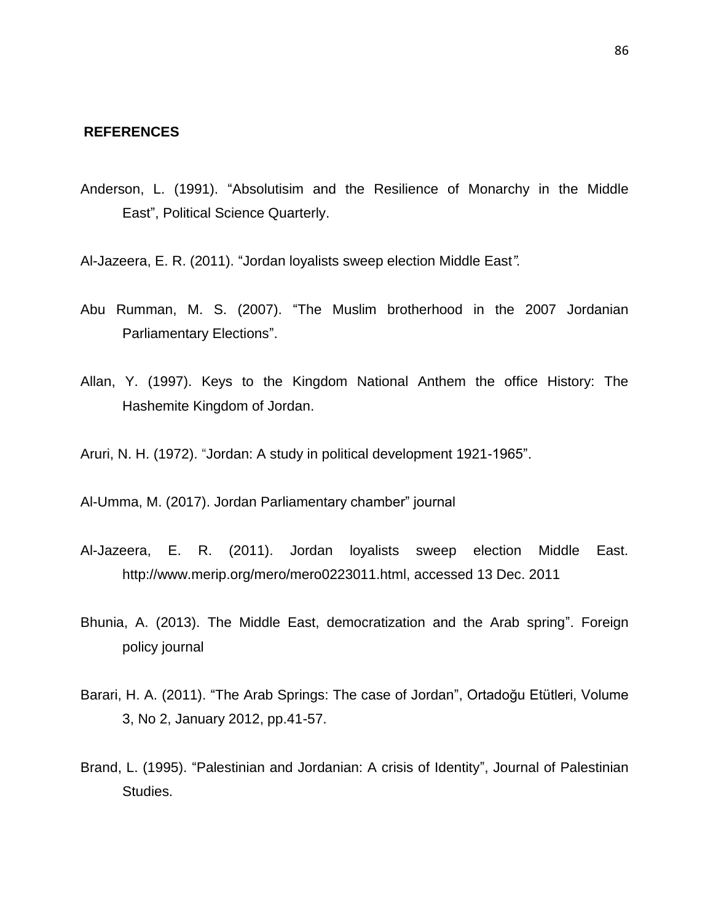## REFERENCES

Anderson, L. (1991). “Absolutisim and the Resilience of Monarchy in the Middle East”, Political Science Quarterly.

Al-Jazeera, E. R. (2011). “Jordan loyalists sweep election Middle East”.

Abu Rumman, M. S. (2007). “The Muslim brotherhood in the 2007 Jordanian Parliamentary Elections”.

Allan, Y. (1997). Keys to the Kingdom National Anthem the office History: The Hashemite Kingdom of Jordan.

Aruri, N. H. (1972). “Jordan: A study in political development 1921-1965”.

Al-Umma, M. (2017). Jordan Parliamentary chamber” journal

Al-Jazeera, E. R. (2011). Jordan loyalists sweep election Middle East. http://www.merip.org/mero/mero0223011.html, accessed 13 Dec. 2011

Bhunia, A. (2013). The Middle East, democratization and the Arab spring”. Foreign policy journal

Barari, H. A. (2011). “The Arab Springs: The case of Jordan”, Ortadoğu Etütleri, Volume 3, No 2, January 2012, pp.41-57.

Brand, L. (1995). “Palestinian and Jordanian: A crisis of Identity”, Journal of Palestinian Studies.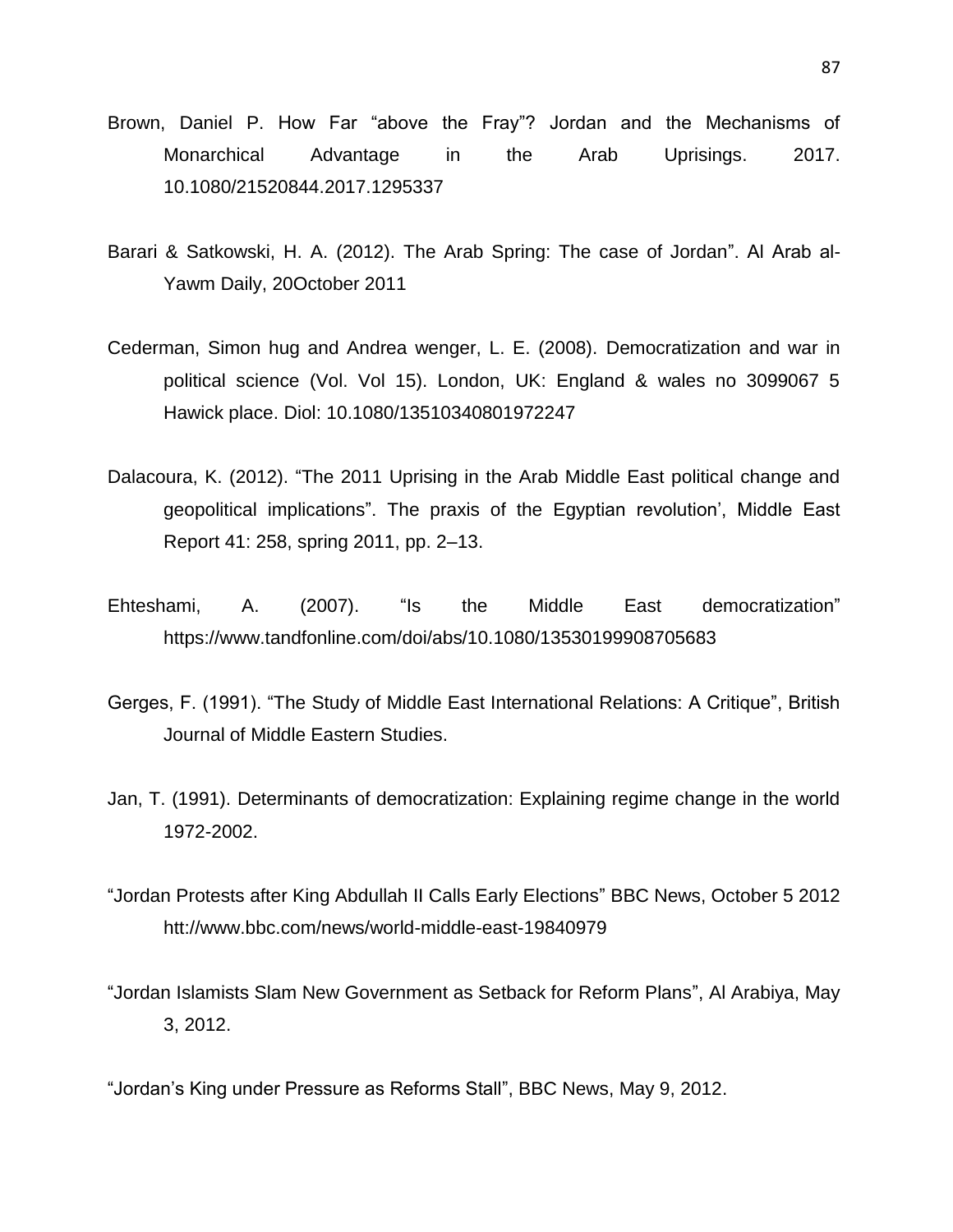Brown, Daniel P. How Far "above the Fray"? Jordan and the Mechanisms of Monarchical Advantage in the Arab Uprisings. 2017. 10.1080/21520844.2017.1295337

Barari & Satkowski, H. A. (2012). The Arab Spring: The case of Jordan". Al Arab al-Yawm Daily, 20October 2011

Cederman, Simon hug and Andrea wenger, L. E. (2008). Democratization and war in political science (Vol. Vol 15). London, UK: England & wales no 3099067 5 Hawick place. Diol: 10.1080/13510340801972247

Dalacoura, K. (2012). "The 2011 Uprising in the Arab Middle East political change and geopolitical implications". The praxis of the Egyptian revolution', Middle East Report 41: 258, spring 2011, pp. 2–13.

Ehteshami, A. (2007). "Is the Middle East democratization" https://www.tandfonline.com/doi/abs/10.1080/13530199908705683

Gerges, F. (1991). "The Study of Middle East International Relations: A Critique", British Journal of Middle Eastern Studies.

Jan, T. (1991). Determinants of democratization: Explaining regime change in the world 1972-2002.

"Jordan Protests after King Abdullah II Calls Early Elections" BBC News, October 5 2012 htt://www.bbc.com/news/world-middle-east-19840979

"Jordan Islamists Slam New Government as Setback for Reform Plans", Al Arabiya, May 3, 2012.

"Jordan's King under Pressure as Reforms Stall", BBC News, May 9, 2012.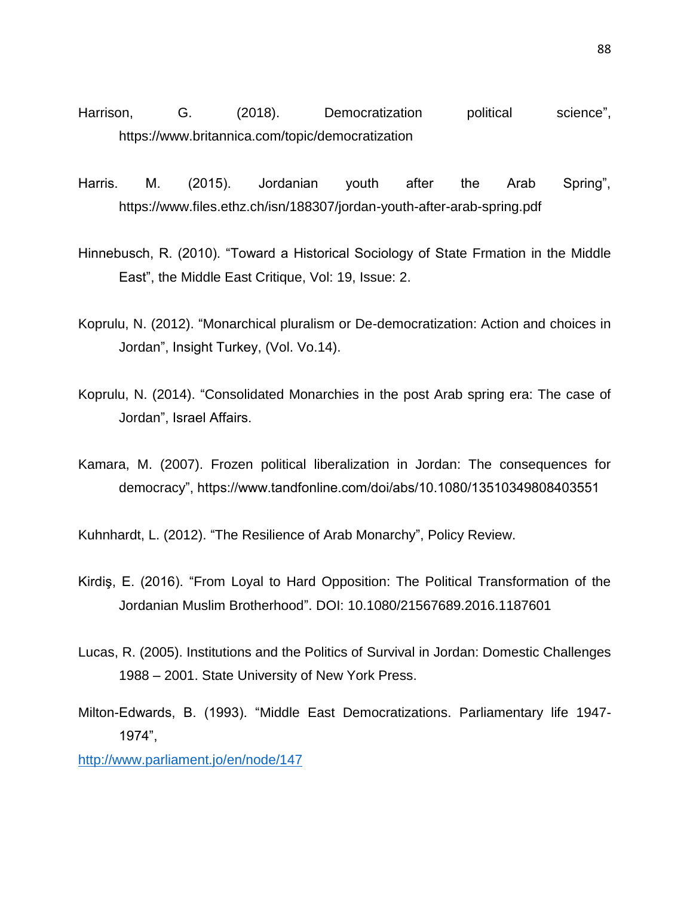Harrison, G. (2018). Democratization political science", https://www.britannica.com/topic/democratization

Harris. M. (2015). Jordanian youth after the Arab Spring", https://www.files.ethz.ch/isn/188307/jordan-youth-after-arab-spring.pdf

Hinnebusch, R. (2010). "Toward a Historical Sociology of State Frmation in the Middle East", the Middle East Critique, Vol: 19, Issue: 2.

Koprulu, N. (2012). "Monarchical pluralism or De-democratization: Action and choices in Jordan", Insight Turkey, (Vol. Vo.14).

Koprulu, N. (2014). "Consolidated Monarchies in the post Arab spring era: The case of Jordan", Israel Affairs.

Kamara, M. (2007). Frozen political liberalization in Jordan: The consequences for democracy", https://www.tandfonline.com/doi/abs/10.1080/13510349808403551

Kuhnhardt, L. (2012). "The Resilience of Arab Monarchy", Policy Review.

Kirdiş, E. (2016). "From Loyal to Hard Opposition: The Political Transformation of the Jordanian Muslim Brotherhood". DOI: 10.1080/21567689.2016.1187601

Lucas, R. (2005). Institutions and the Politics of Survival in Jordan: Domestic Challenges 1988 – 2001. State University of New York Press.

Milton-Edwards, B. (1993). "Middle East Democratizations. Parliamentary life 1947-1974",

http://www.parliament.jo/en/node/147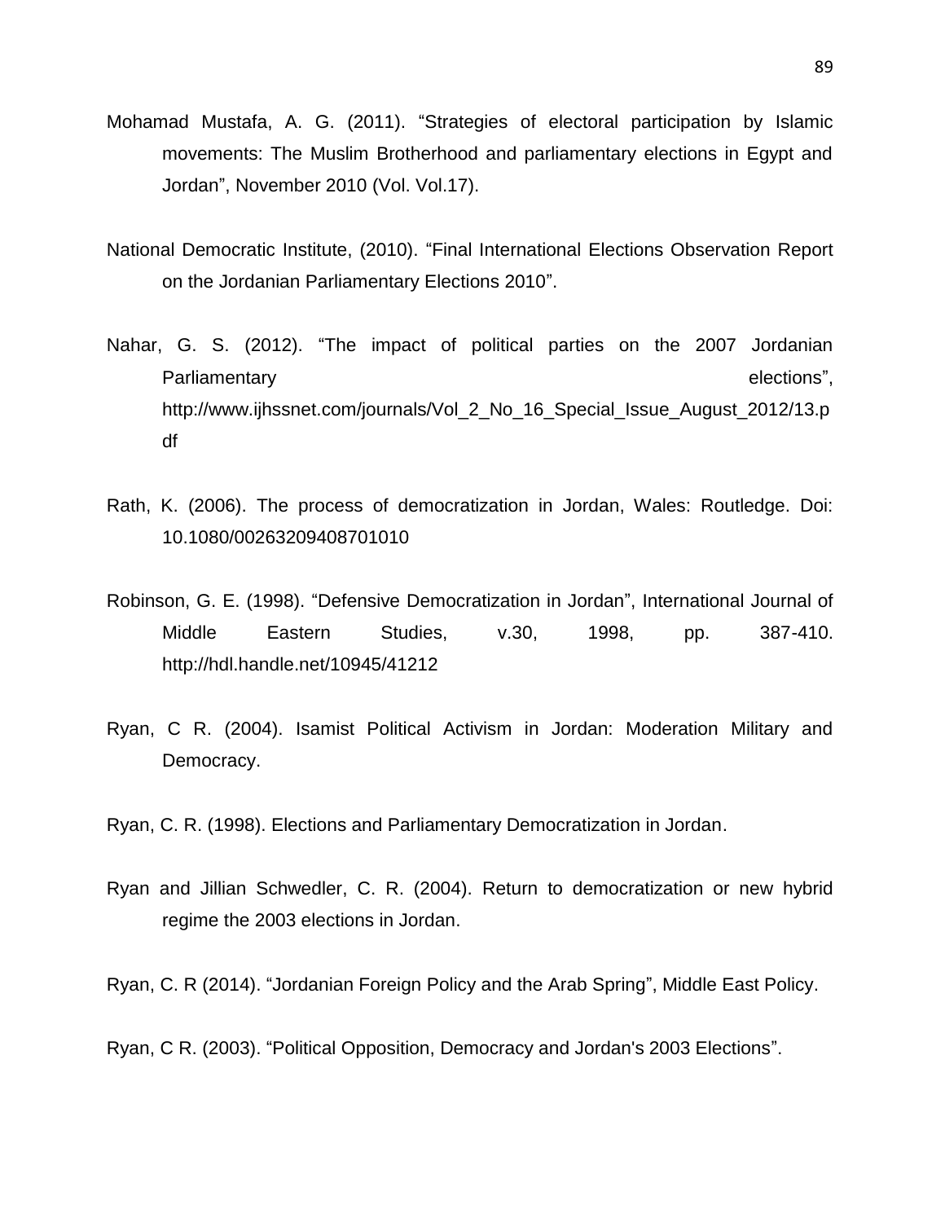Mohamad Mustafa, A. G. (2011). "Strategies of electoral participation by Islamic movements: The Muslim Brotherhood and parliamentary elections in Egypt and Jordan", November 2010 (Vol. Vol.17).

National Democratic Institute, (2010). "Final International Elections Observation Report on the Jordanian Parliamentary Elections 2010".

Nahar, G. S. (2012). "The impact of political parties on the 2007 Jordanian Parliamentary elections", http://www.ijhssnet.com/journals/Vol_2_No_16_Special_Issue_August_2012/13.pdf

Rath, K. (2006). The process of democratization in Jordan, Wales: Routledge. Doi: 10.1080/00263209408701010

Robinson, G. E. (1998). "Defensive Democratization in Jordan", International Journal of Middle Eastern Studies, v.30, 1998, pp. 387-410. http://hdl.handle.net/10945/41212

Ryan, C R. (2004). Isamist Political Activism in Jordan: Moderation Military and Democracy.

Ryan, C. R. (1998). Elections and Parliamentary Democratization in Jordan.

Ryan and Jillian Schwedler, C. R. (2004). Return to democratization or new hybrid regime the 2003 elections in Jordan.

Ryan, C. R (2014). "Jordanian Foreign Policy and the Arab Spring", Middle East Policy.

Ryan, C R. (2003). "Political Opposition, Democracy and Jordan's 2003 Elections".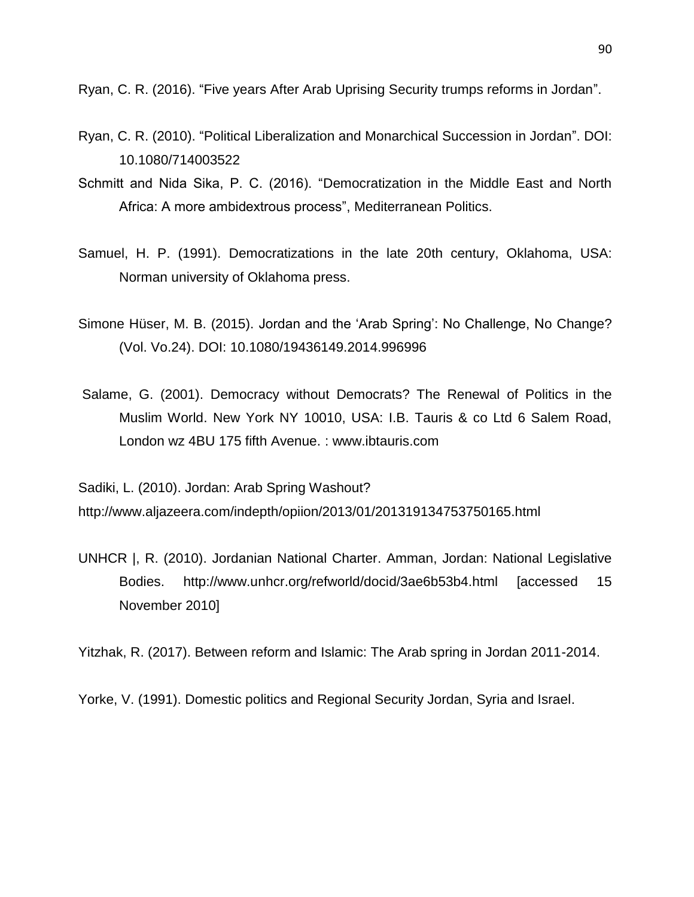Ryan, C. R. (2016). "Five years After Arab Uprising Security trumps reforms in Jordan".

Ryan, C. R. (2010). "Political Liberalization and Monarchical Succession in Jordan". DOI: 10.1080/714003522

Schmitt and Nida Sika, P. C. (2016). "Democratization in the Middle East and North Africa: A more ambidextrous process", Mediterranean Politics.

Samuel, H. P. (1991). Democratizations in the late 20th century, Oklahoma, USA: Norman university of Oklahoma press.

Simone Hüser, M. B. (2015). Jordan and the 'Arab Spring': No Challenge, No Change? (Vol. Vo.24). DOI: 10.1080/19436149.2014.996996

Salame, G. (2001). Democracy without Democrats? The Renewal of Politics in the Muslim World. New York NY 10010, USA: I.B. Tauris & co Ltd 6 Salem Road, London wz 4BU 175 fifth Avenue. : www.ibtauris.com

Sadiki, L. (2010). Jordan: Arab Spring Washout?
http://www.aljazeera.com/indepth/opiion/2013/01/201319134753750165.html

UNHCR |, R. (2010). Jordanian National Charter. Amman, Jordan: National Legislative Bodies. http://www.unhcr.org/refworld/docid/3ae6b53b4.html [accessed 15 November 2010]

Yitzhak, R. (2017). Between reform and Islamic: The Arab spring in Jordan 2011-2014.

Yorke, V. (1991). Domestic politics and Regional Security Jordan, Syria and Israel.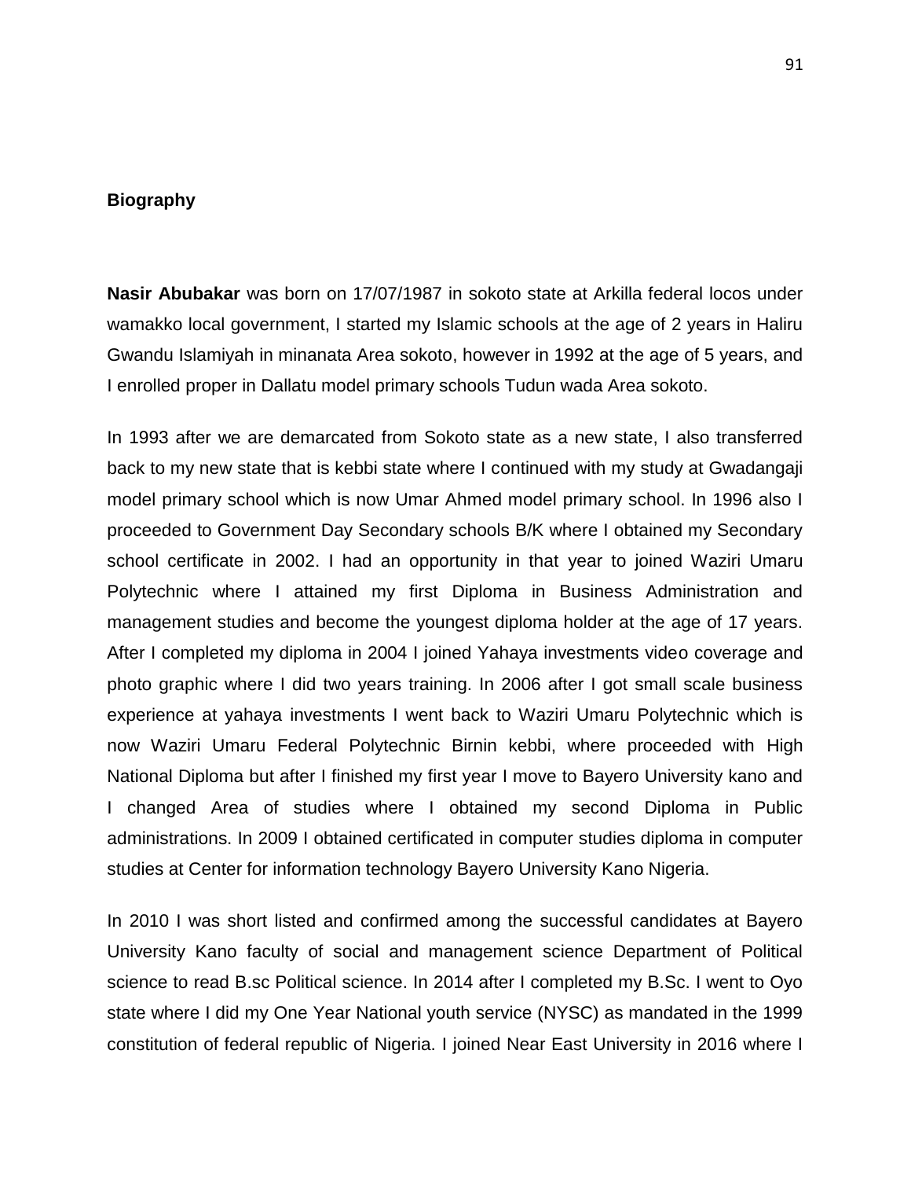**Biography**

**Nasir Abubakar** was born on 17/07/1987 in sokoto state at Arkilla federal locos under wamakko local government, I started my Islamic schools at the age of 2 years in Haliru Gwandu Islamiyah in minanata Area sokoto, however in 1992 at the age of 5 years, and I enrolled proper in Dallatu model primary schools Tudun wada Area sokoto.

In 1993 after we are demarcated from Sokoto state as a new state, I also transferred back to my new state that is kebbi state where I continued with my study at Gwadangaji model primary school which is now Umar Ahmed model primary school. In 1996 also I proceeded to Government Day Secondary schools B/K where I obtained my Secondary school certificate in 2002. I had an opportunity in that year to joined Waziri Umaru Polytechnic where I attained my first Diploma in Business Administration and management studies and become the youngest diploma holder at the age of 17 years. After I completed my diploma in 2004 I joined Yahaya investments video coverage and photo graphic where I did two years training. In 2006 after I got small scale business experience at yahaya investments I went back to Waziri Umaru Polytechnic which is now Waziri Umaru Federal Polytechnic Birnin kebbi, where proceeded with High National Diploma but after I finished my first year I move to Bayero University kano and I changed Area of studies where I obtained my second Diploma in Public administrations. In 2009 I obtained certificated in computer studies diploma in computer studies at Center for information technology Bayero University Kano Nigeria.

In 2010 I was short listed and confirmed among the successful candidates at Bayero University Kano faculty of social and management science Department of Political science to read B.sc Political science. In 2014 after I completed my B.Sc. I went to Oyo state where I did my One Year National youth service (NYSC) as mandated in the 1999 constitution of federal republic of Nigeria. I joined Near East University in 2016 where I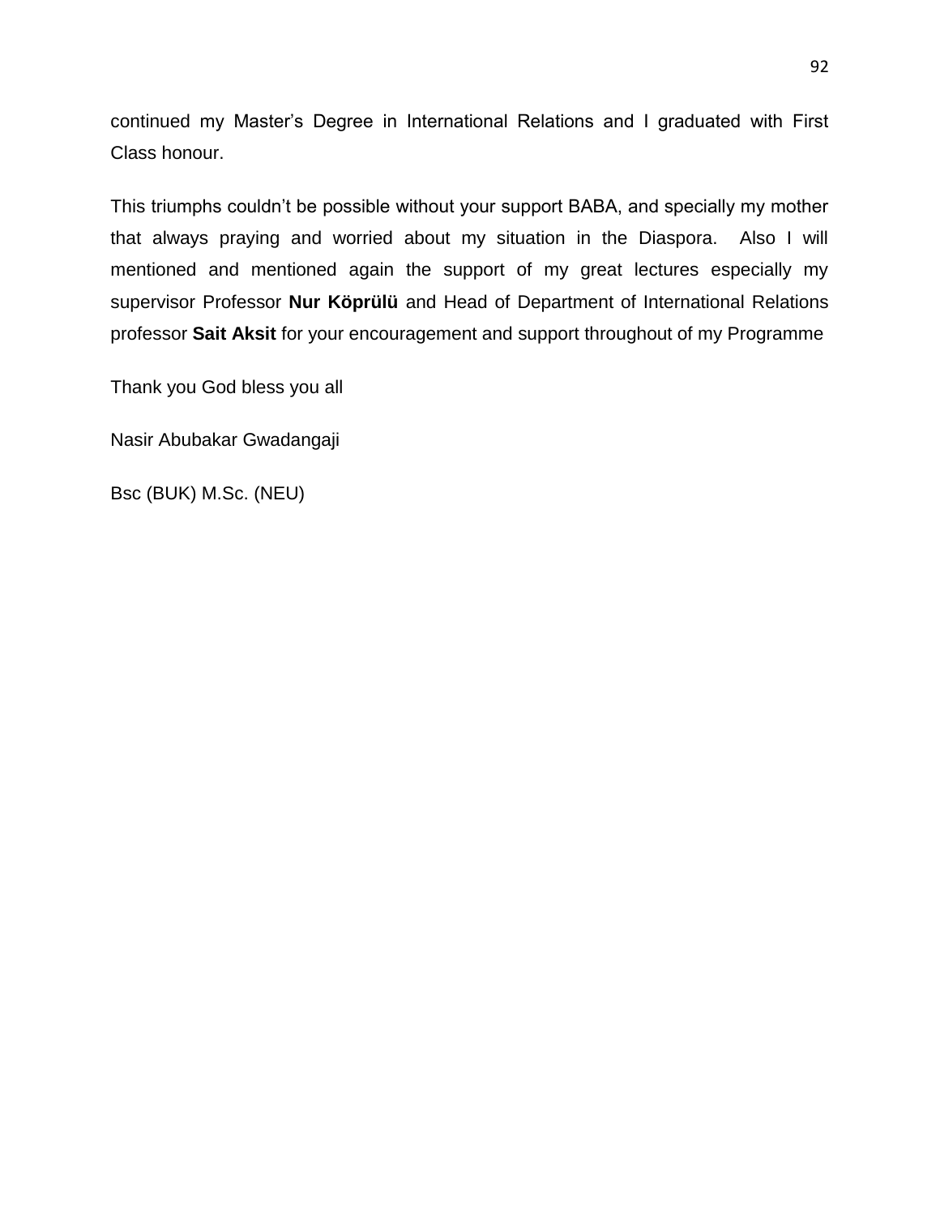continued my Master's Degree in International Relations and I graduated with First Class honour.

This triumphs couldn't be possible without your support BABA, and specially my mother that always praying and worried about my situation in the Diaspora. Also I will mentioned and mentioned again the support of my great lectures especially my supervisor Professor **Nur Köprülü** and Head of Department of International Relations professor **Sait Aksit** for your encouragement and support throughout of my Programme

Thank you God bless you all

Nasir Abubakar Gwadangaji

Bsc (BUK) M.Sc. (NEU)